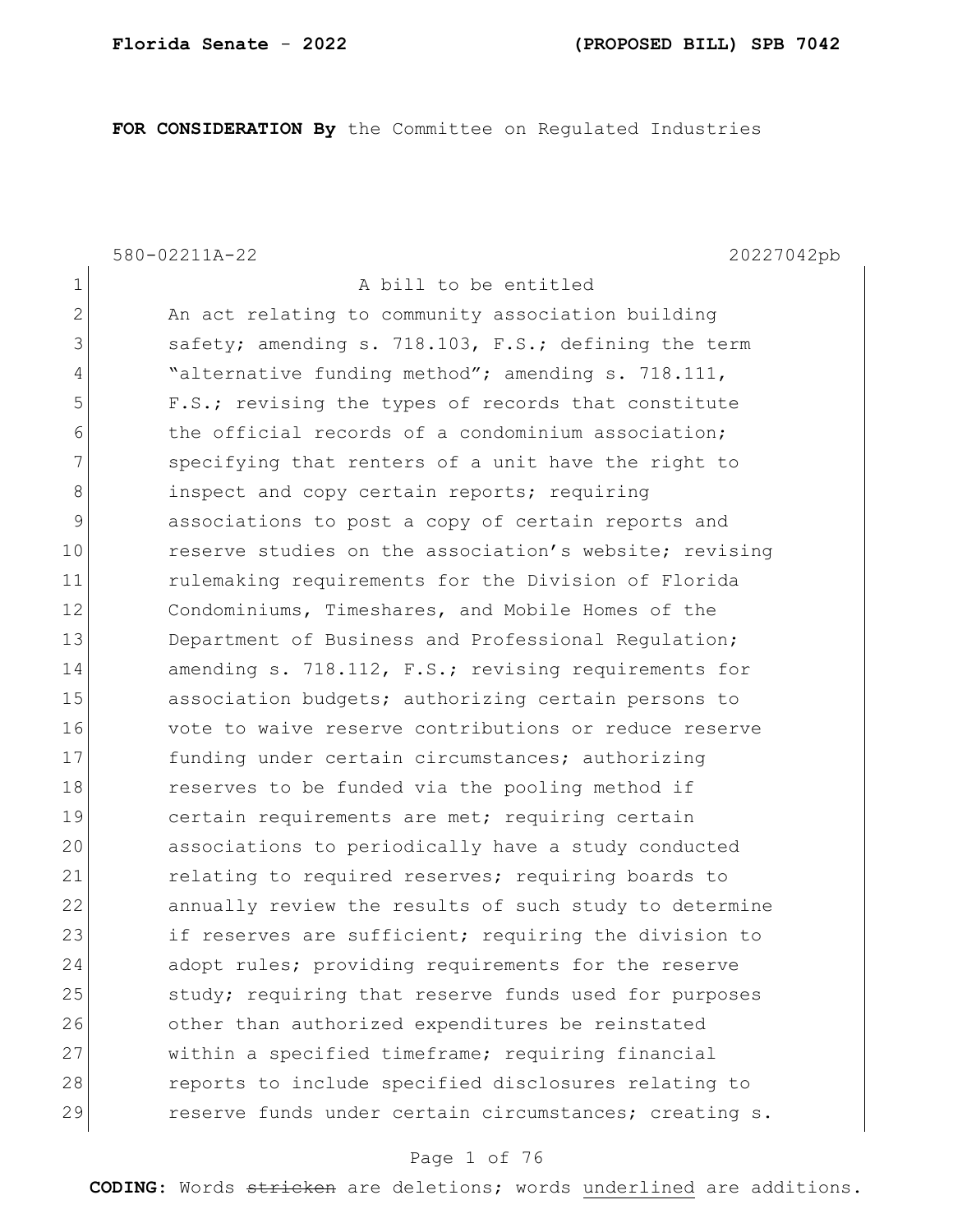**FOR CONSIDERATION By** the Committee on Regulated Industries

580-02211A-22 20227042pb

A bill to be entitled

An act relating to community association building safety; amending s. 718.103, F.S.; defining the term "alternative funding method"; amending s. 718.111, F.S.; revising the types of records that constitute the official records of a condominium association; specifying that renters of a unit have the right to inspect and copy certain reports; requiring associations to post a copy of certain reports and reserve studies on the association's website; revising rulemaking requirements for the Division of Florida Condominiums, Timeshares, and Mobile Homes of the Department of Business and Professional Regulation; amending s. 718.112, F.S.; revising requirements for association budgets; authorizing certain persons to vote to waive reserve contributions or reduce reserve funding under certain circumstances; authorizing reserves to be funded via the pooling method if certain requirements are met; requiring certain associations to periodically have a study conducted relating to required reserves; requiring boards to annually review the results of such study to determine if reserves are sufficient; requiring the division to adopt rules; providing requirements for the reserve study; requiring that reserve funds used for purposes other than authorized expenditures be reinstated within a specified timeframe; requiring financial reports to include specified disclosures relating to reserve funds under certain circumstances; creating s.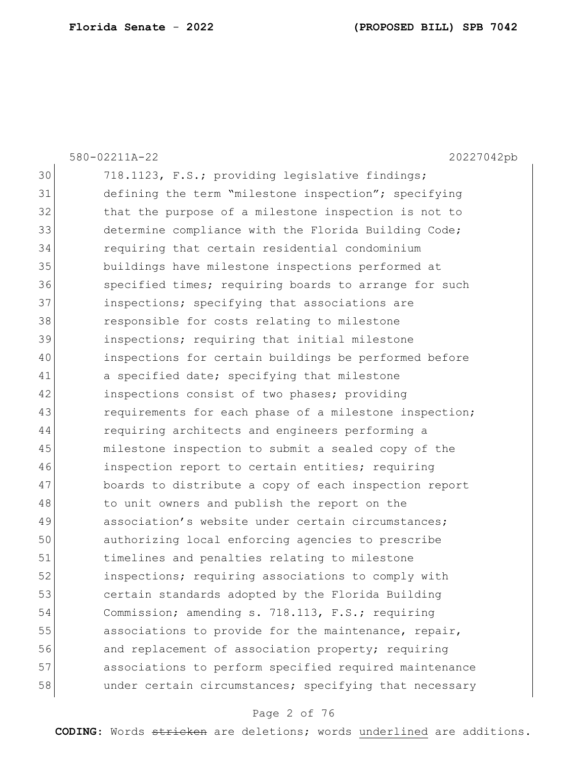718.1123, F.S.; providing legislative findings; defining the term "milestone inspection"; specifying that the purpose of a milestone inspection is not to determine compliance with the Florida Building Code; requiring that certain residential condominium buildings have milestone inspections performed at specified times; requiring boards to arrange for such inspections; specifying that associations are responsible for costs relating to milestone inspections; requiring that initial milestone inspections for certain buildings be performed before a specified date; specifying that milestone inspections consist of two phases; providing requirements for each phase of a milestone inspection; requiring architects and engineers performing a milestone inspection to submit a sealed copy of the inspection report to certain entities; requiring boards to distribute a copy of each inspection report to unit owners and publish the report on the association's website under certain circumstances; authorizing local enforcing agencies to prescribe timelines and penalties relating to milestone inspections; requiring associations to comply with certain standards adopted by the Florida Building Commission; amending s. 718.113, F.S.; requiring associations to provide for the maintenance, repair, and replacement of association property; requiring associations to perform specified required maintenance under certain circumstances; specifying that necessary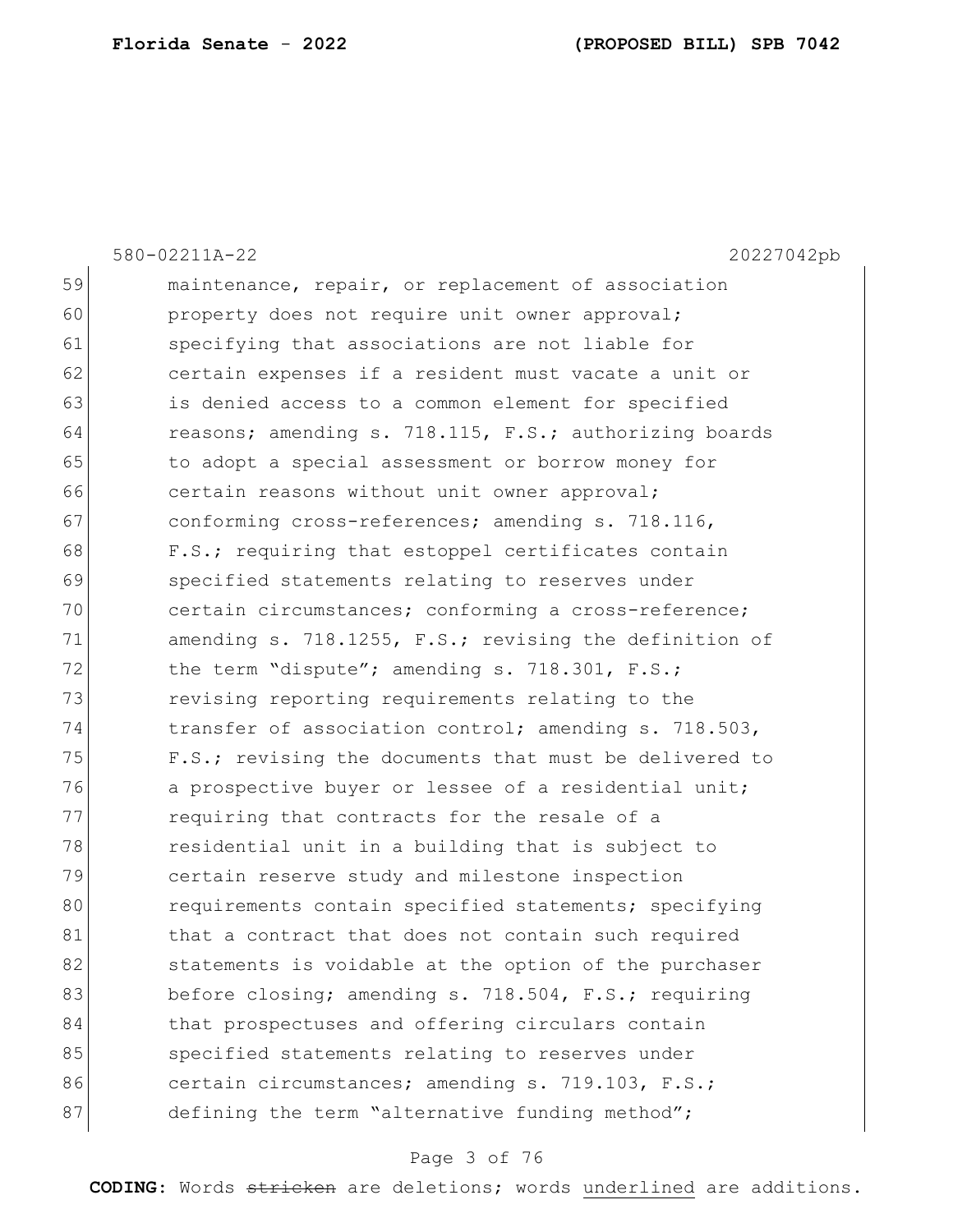maintenance, repair, or replacement of association property does not require unit owner approval; specifying that associations are not liable for certain expenses if a resident must vacate a unit or is denied access to a common element for specified reasons; amending s. 718.115, F.S.; authorizing boards to adopt a special assessment or borrow money for certain reasons without unit owner approval; conforming cross-references; amending s. 718.116, F.S.; requiring that estoppel certificates contain specified statements relating to reserves under certain circumstances; conforming a cross-reference; amending s. 718.1255, F.S.; revising the definition of the term "dispute"; amending s. 718.301, F.S.; revising reporting requirements relating to the transfer of association control; amending s. 718.503, F.S.; revising the documents that must be delivered to a prospective buyer or lessee of a residential unit; requiring that contracts for the resale of a residential unit in a building that is subject to certain reserve study and milestone inspection requirements contain specified statements; specifying that a contract that does not contain such required statements is voidable at the option of the purchaser before closing; amending s. 718.504, F.S.; requiring that prospectuses and offering circulars contain specified statements relating to reserves under certain circumstances; amending s. 719.103, F.S.; defining the term "alternative funding method";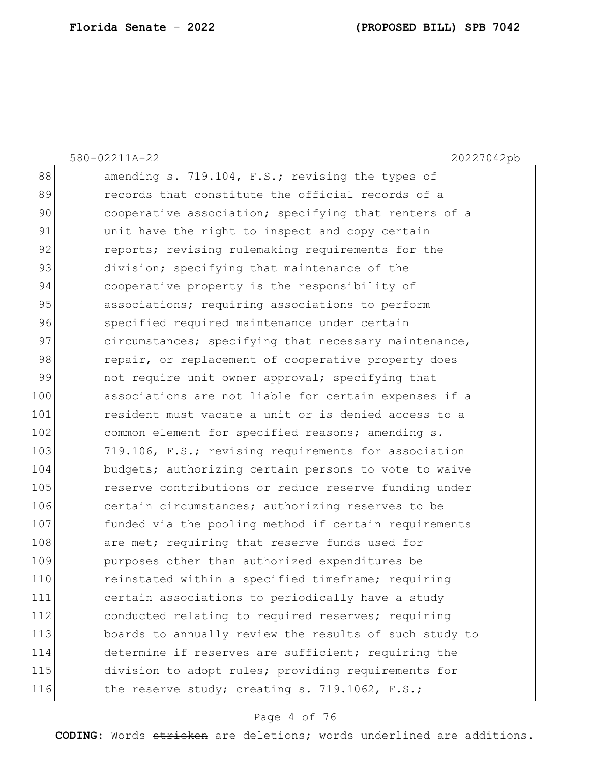88 amending s. 719.104, F.S.; revising the types of
89 records that constitute the official records of a
90 cooperative association; specifying that renters of a
91 unit have the right to inspect and copy certain
92 reports; revising rulemaking requirements for the
93 division; specifying that maintenance of the
94 cooperative property is the responsibility of
95 associations; requiring associations to perform
96 specified required maintenance under certain
97 circumstances; specifying that necessary maintenance,
98 repair, or replacement of cooperative property does
99 not require unit owner approval; specifying that
100 associations are not liable for certain expenses if a
101 resident must vacate a unit or is denied access to a
102 common element for specified reasons; amending s.
103 719.106, F.S.; revising requirements for association
104 budgets; authorizing certain persons to vote to waive
105 reserve contributions or reduce reserve funding under
106 certain circumstances; authorizing reserves to be
107 funded via the pooling method if certain requirements
108 are met; requiring that reserve funds used for
109 purposes other than authorized expenditures be
110 reinstated within a specified timeframe; requiring
111 certain associations to periodically have a study
112 conducted relating to required reserves; requiring
113 boards to annually review the results of such study to
114 determine if reserves are sufficient; requiring the
115 division to adopt rules; providing requirements for
116 the reserve study; creating s. 719.1062, F.S.;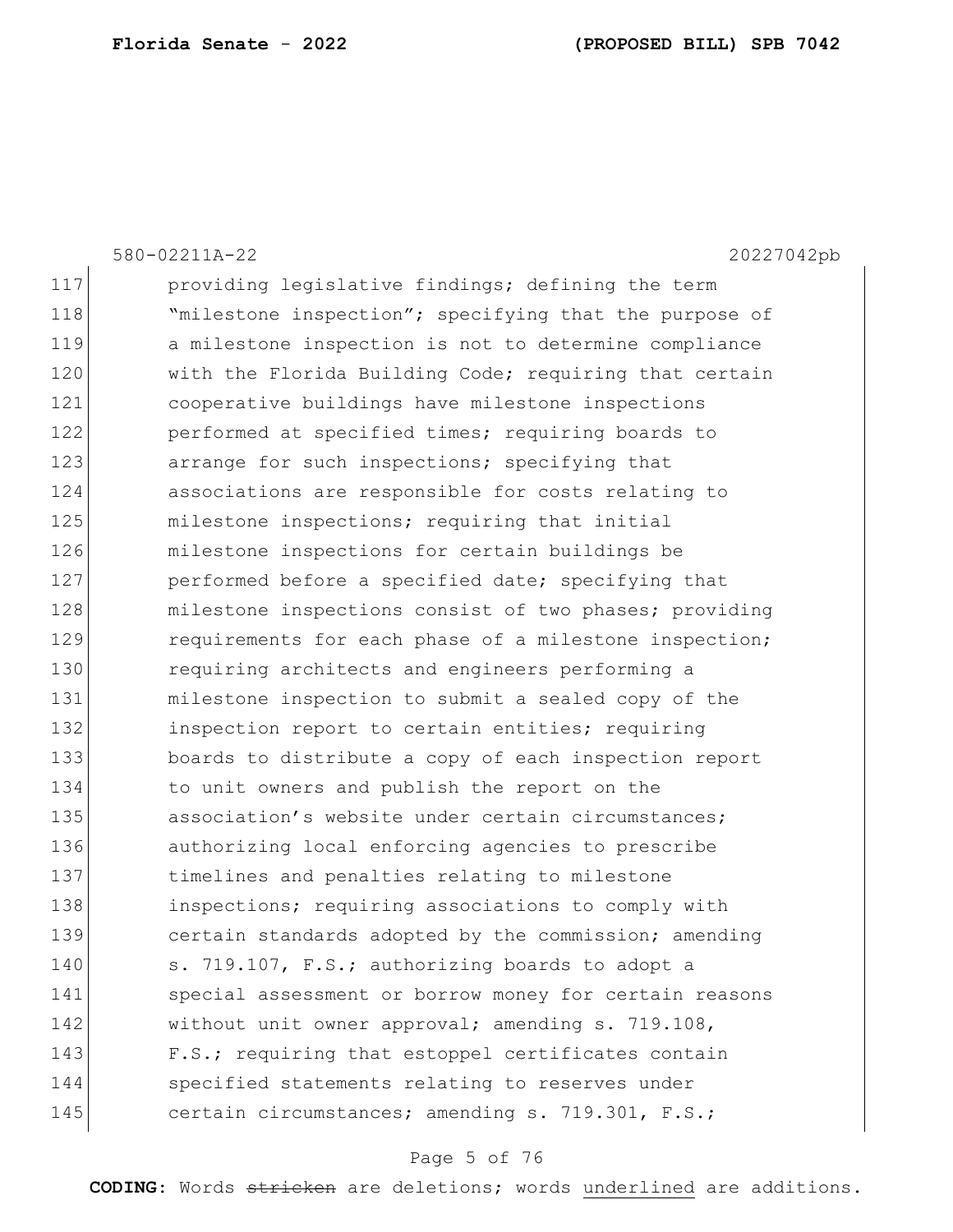580-02211A-22 20227042pb

117 providing legislative findings; defining the term
118 "milestone inspection"; specifying that the purpose of
119 a milestone inspection is not to determine compliance
120 with the Florida Building Code; requiring that certain
121 cooperative buildings have milestone inspections
122 performed at specified times; requiring boards to
123 arrange for such inspections; specifying that
124 associations are responsible for costs relating to
125 milestone inspections; requiring that initial
126 milestone inspections for certain buildings be
127 performed before a specified date; specifying that
128 milestone inspections consist of two phases; providing
129 requirements for each phase of a milestone inspection;
130 requiring architects and engineers performing a
131 milestone inspection to submit a sealed copy of the
132 inspection report to certain entities; requiring
133 boards to distribute a copy of each inspection report
134 to unit owners and publish the report on the
135 association's website under certain circumstances;
136 authorizing local enforcing agencies to prescribe
137 timelines and penalties relating to milestone
138 inspections; requiring associations to comply with
139 certain standards adopted by the commission; amending
140 s. 719.107, F.S.; authorizing boards to adopt a
141 special assessment or borrow money for certain reasons
142 without unit owner approval; amending s. 719.108,
143 F.S.; requiring that estoppel certificates contain
144 specified statements relating to reserves under
145 certain circumstances; amending s. 719.301, F.S.;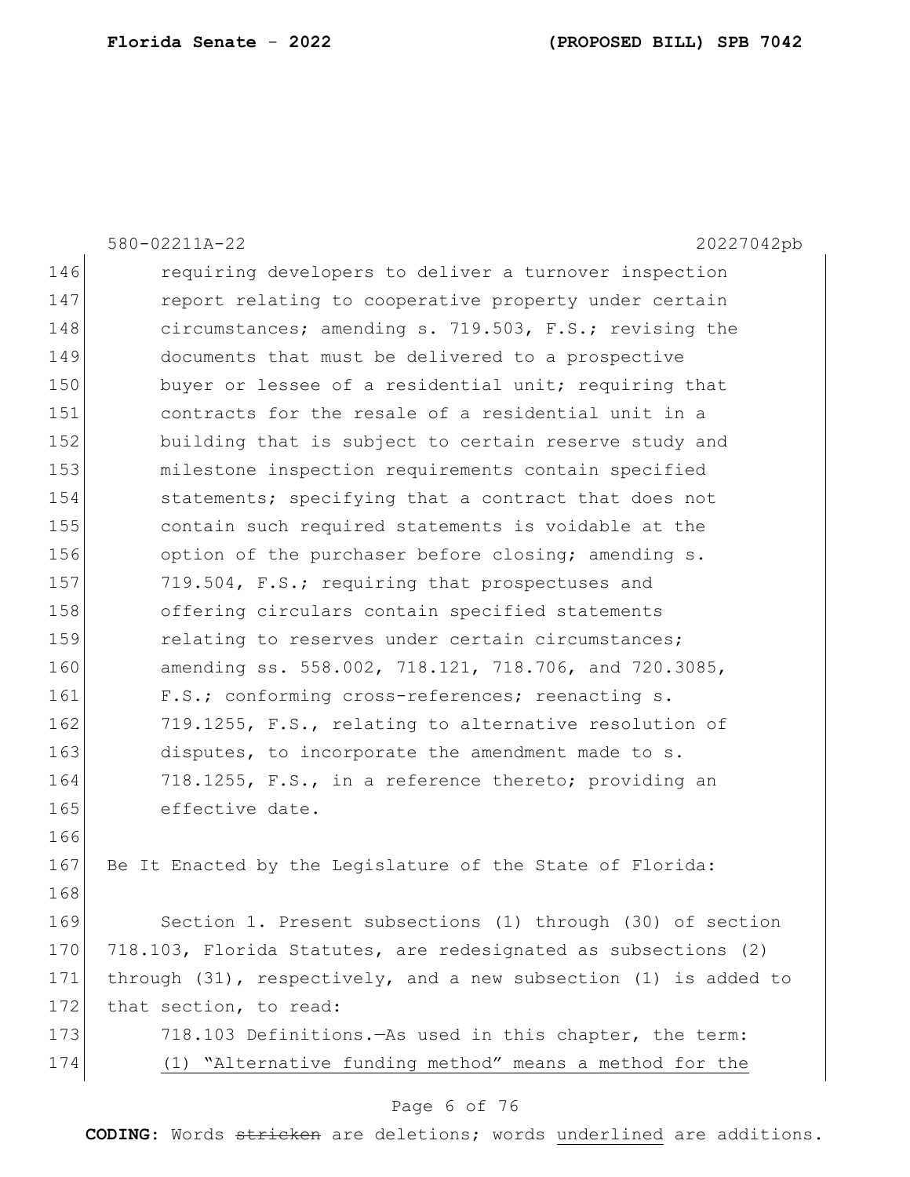requiring developers to deliver a turnover inspection report relating to cooperative property under certain circumstances; amending s. 719.503, F.S.; revising the documents that must be delivered to a prospective buyer or lessee of a residential unit; requiring that contracts for the resale of a residential unit in a building that is subject to certain reserve study and milestone inspection requirements contain specified statements; specifying that a contract that does not contain such required statements is voidable at the option of the purchaser before closing; amending s. 719.504, F.S.; requiring that prospectuses and offering circulars contain specified statements relating to reserves under certain circumstances; amending ss. 558.002, 718.121, 718.706, and 720.3085, F.S.; conforming cross-references; reenacting s. 719.1255, F.S., relating to alternative resolution of disputes, to incorporate the amendment made to s. 718.1255, F.S., in a reference thereto; providing an effective date.

Be It Enacted by the Legislature of the State of Florida:

Section 1. Present subsections (1) through (30) of section 718.103, Florida Statutes, are redesignated as subsections (2) through (31), respectively, and a new subsection (1) is added to that section, to read:

718.103 Definitions.—As used in this chapter, the term:

<u>(1) "Alternative funding method" means a method for the</u>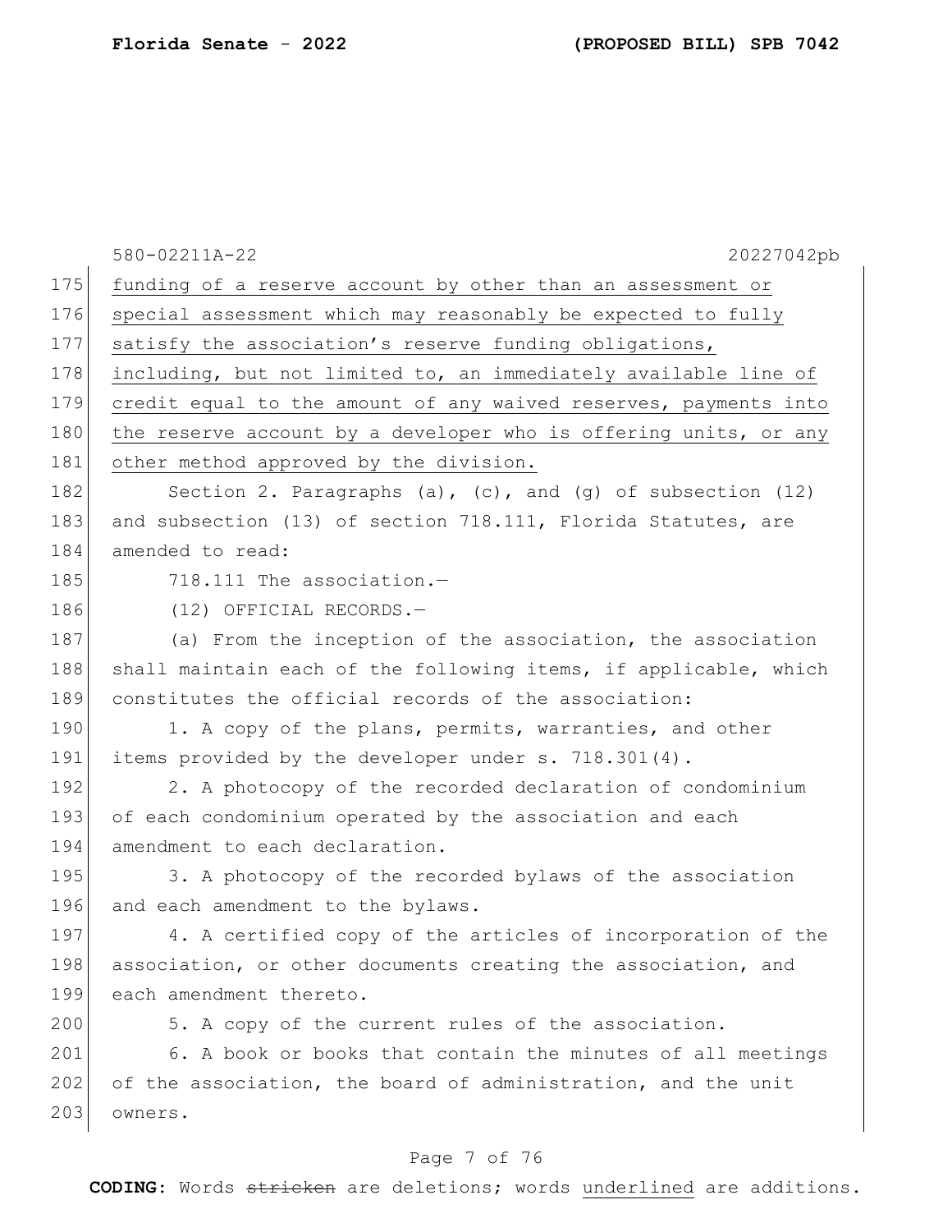funding of a reserve account by other than an assessment or special assessment which may reasonably be expected to fully satisfy the association's reserve funding obligations, including, but not limited to, an immediately available line of credit equal to the amount of any waived reserves, payments into the reserve account by a developer who is offering units, or any other method approved by the division.

Section 2. Paragraphs (a), (c), and (g) of subsection (12) and subsection (13) of section 718.111, Florida Statutes, are amended to read:

718.111 The association.—

(12) OFFICIAL RECORDS.—

(a) From the inception of the association, the association shall maintain each of the following items, if applicable, which constitutes the official records of the association:

1. A copy of the plans, permits, warranties, and other items provided by the developer under s. 718.301(4).

2. A photocopy of the recorded declaration of condominium of each condominium operated by the association and each amendment to each declaration.

3. A photocopy of the recorded bylaws of the association and each amendment to the bylaws.

4. A certified copy of the articles of incorporation of the association, or other documents creating the association, and each amendment thereto.

5. A copy of the current rules of the association.

6. A book or books that contain the minutes of all meetings of the association, the board of administration, and the unit owners.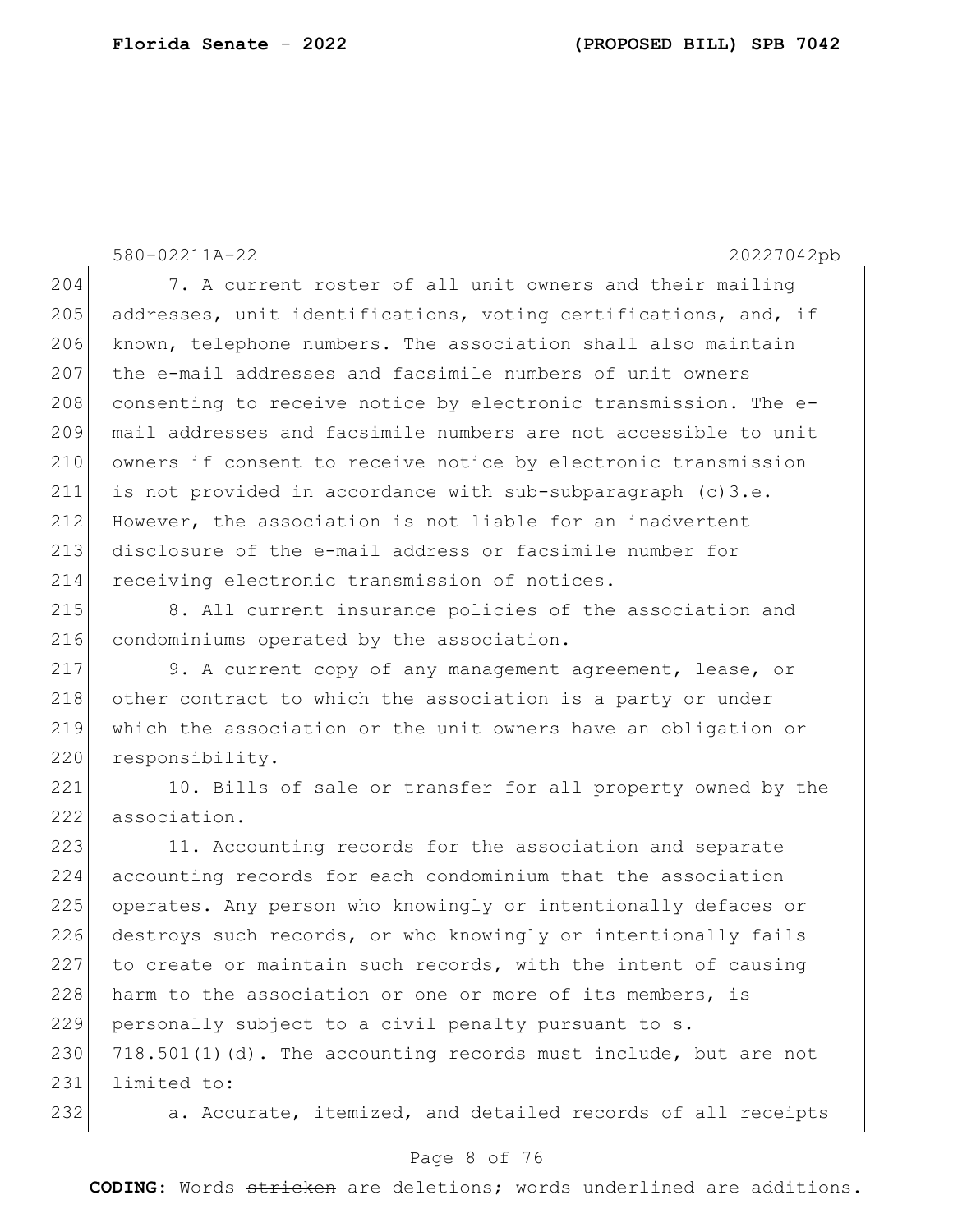7. A current roster of all unit owners and their mailing addresses, unit identifications, voting certifications, and, if known, telephone numbers. The association shall also maintain the e-mail addresses and facsimile numbers of unit owners consenting to receive notice by electronic transmission. The e-mail addresses and facsimile numbers are not accessible to unit owners if consent to receive notice by electronic transmission is not provided in accordance with sub-subparagraph (c)3.e. However, the association is not liable for an inadvertent disclosure of the e-mail address or facsimile number for receiving electronic transmission of notices.

8. All current insurance policies of the association and condominiums operated by the association.

9. A current copy of any management agreement, lease, or other contract to which the association is a party or under which the association or the unit owners have an obligation or responsibility.

10. Bills of sale or transfer for all property owned by the association.

11. Accounting records for the association and separate accounting records for each condominium that the association operates. Any person who knowingly or intentionally defaces or destroys such records, or who knowingly or intentionally fails to create or maintain such records, with the intent of causing harm to the association or one or more of its members, is personally subject to a civil penalty pursuant to s. 718.501(1)(d). The accounting records must include, but are not limited to:

a. Accurate, itemized, and detailed records of all receipts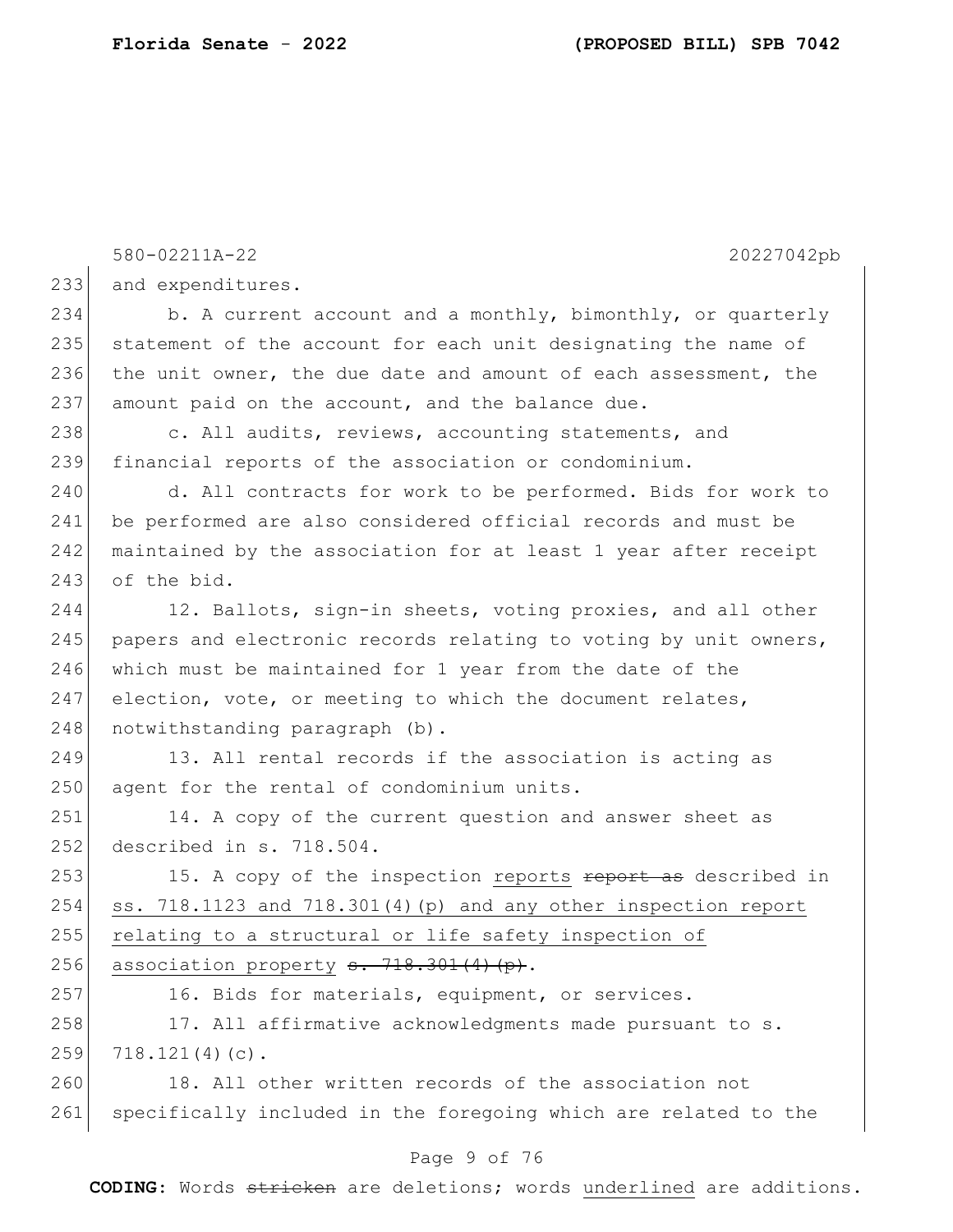and expenditures.

b. A current account and a monthly, bimonthly, or quarterly statement of the account for each unit designating the name of the unit owner, the due date and amount of each assessment, the amount paid on the account, and the balance due.

c. All audits, reviews, accounting statements, and financial reports of the association or condominium.

d. All contracts for work to be performed. Bids for work to be performed are also considered official records and must be maintained by the association for at least 1 year after receipt of the bid.

12. Ballots, sign-in sheets, voting proxies, and all other papers and electronic records relating to voting by unit owners, which must be maintained for 1 year from the date of the election, vote, or meeting to which the document relates, notwithstanding paragraph (b).

13. All rental records if the association is acting as agent for the rental of condominium units.

14. A copy of the current question and answer sheet as described in s. 718.504.

15. A copy of the inspection <u>reports</u> ~~report as~~ described in <u>ss. 718.1123 and 718.301(4)(p) and any other inspection report relating to a structural or life safety inspection of association property</u> ~~s. 718.301(4)(p)~~.

16. Bids for materials, equipment, or services.

17. All affirmative acknowledgments made pursuant to s. 718.121(4)(c).

18. All other written records of the association not specifically included in the foregoing which are related to the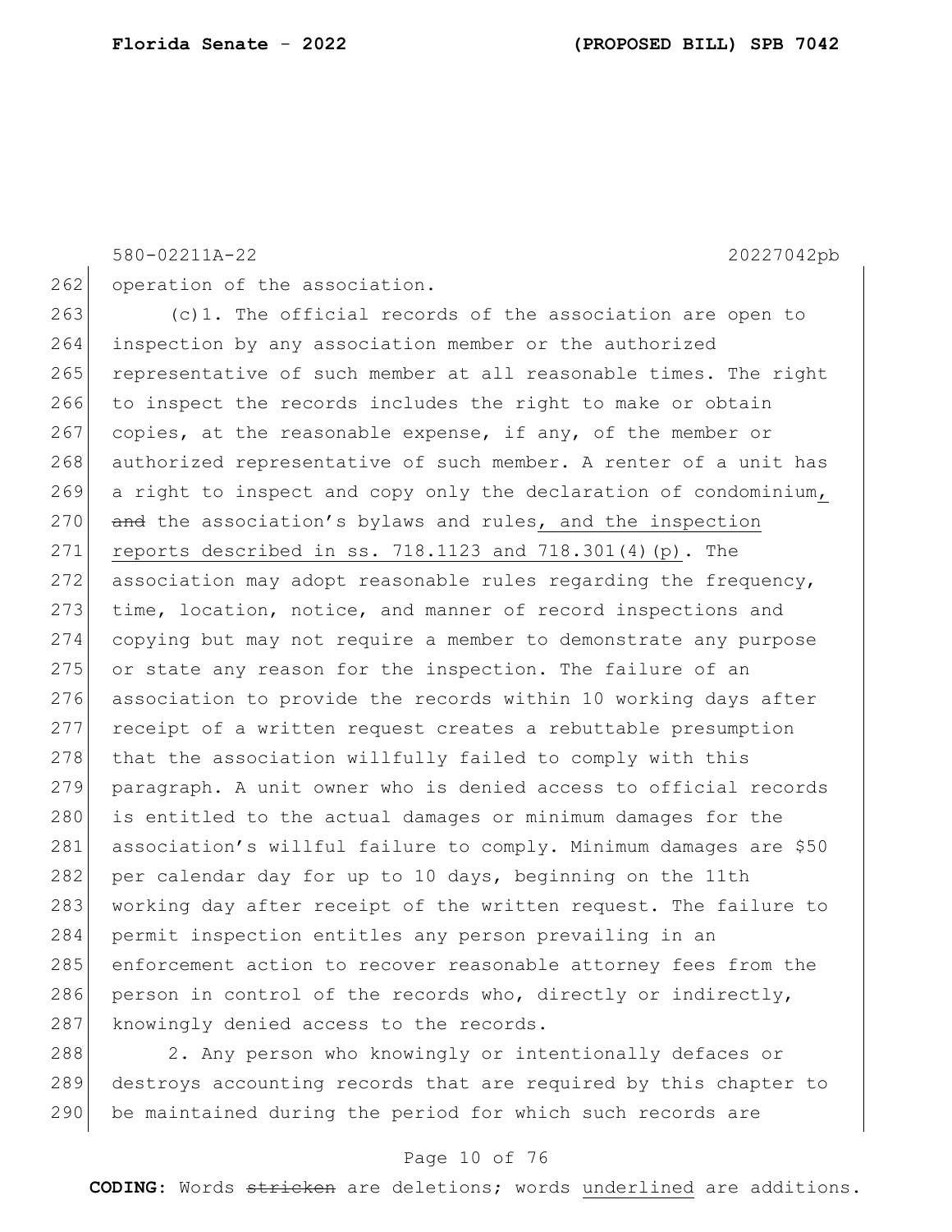operation of the association.

(c)1. The official records of the association are open to inspection by any association member or the authorized representative of such member at all reasonable times. The right to inspect the records includes the right to make or obtain copies, at the reasonable expense, if any, of the member or authorized representative of such member. A renter of a unit has a right to inspect and copy only the declaration of condominium, ~~and~~ the association's bylaws and rules, and the inspection reports described in ss. 718.1123 and 718.301(4)(p). The association may adopt reasonable rules regarding the frequency, time, location, notice, and manner of record inspections and copying but may not require a member to demonstrate any purpose or state any reason for the inspection. The failure of an association to provide the records within 10 working days after receipt of a written request creates a rebuttable presumption that the association willfully failed to comply with this paragraph. A unit owner who is denied access to official records is entitled to the actual damages or minimum damages for the association's willful failure to comply. Minimum damages are $50 per calendar day for up to 10 days, beginning on the 11th working day after receipt of the written request. The failure to permit inspection entitles any person prevailing in an enforcement action to recover reasonable attorney fees from the person in control of the records who, directly or indirectly, knowingly denied access to the records.

2. Any person who knowingly or intentionally defaces or destroys accounting records that are required by this chapter to be maintained during the period for which such records are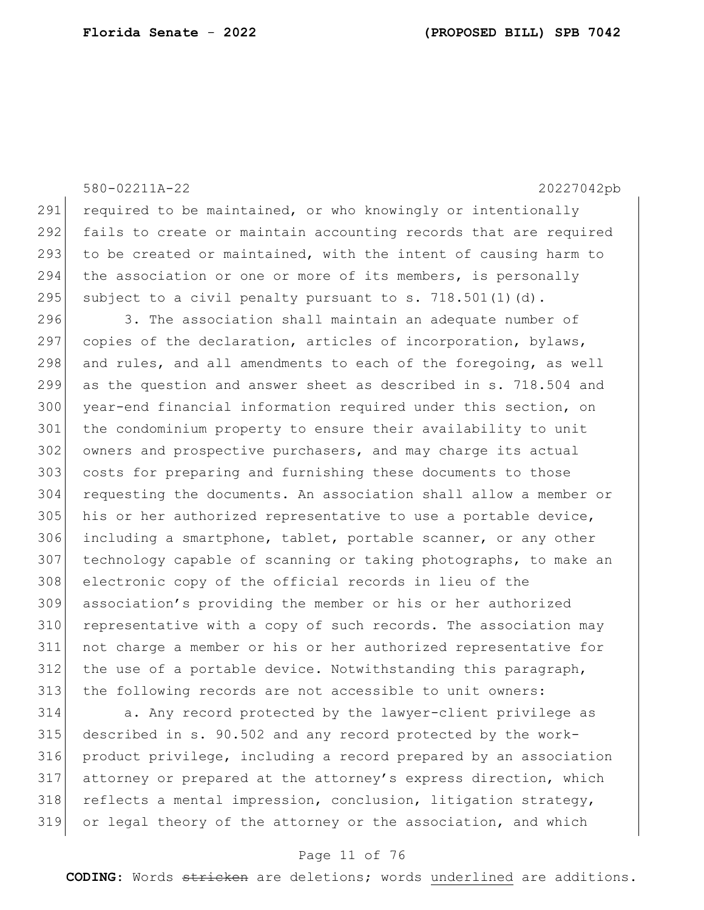required to be maintained, or who knowingly or intentionally fails to create or maintain accounting records that are required to be created or maintained, with the intent of causing harm to the association or one or more of its members, is personally subject to a civil penalty pursuant to s. 718.501(1)(d).

3. The association shall maintain an adequate number of copies of the declaration, articles of incorporation, bylaws, and rules, and all amendments to each of the foregoing, as well as the question and answer sheet as described in s. 718.504 and year-end financial information required under this section, on the condominium property to ensure their availability to unit owners and prospective purchasers, and may charge its actual costs for preparing and furnishing these documents to those requesting the documents. An association shall allow a member or his or her authorized representative to use a portable device, including a smartphone, tablet, portable scanner, or any other technology capable of scanning or taking photographs, to make an electronic copy of the official records in lieu of the association's providing the member or his or her authorized representative with a copy of such records. The association may not charge a member or his or her authorized representative for the use of a portable device. Notwithstanding this paragraph, the following records are not accessible to unit owners:

a. Any record protected by the lawyer-client privilege as described in s. 90.502 and any record protected by the work-product privilege, including a record prepared by an association attorney or prepared at the attorney's express direction, which reflects a mental impression, conclusion, litigation strategy, or legal theory of the attorney or the association, and which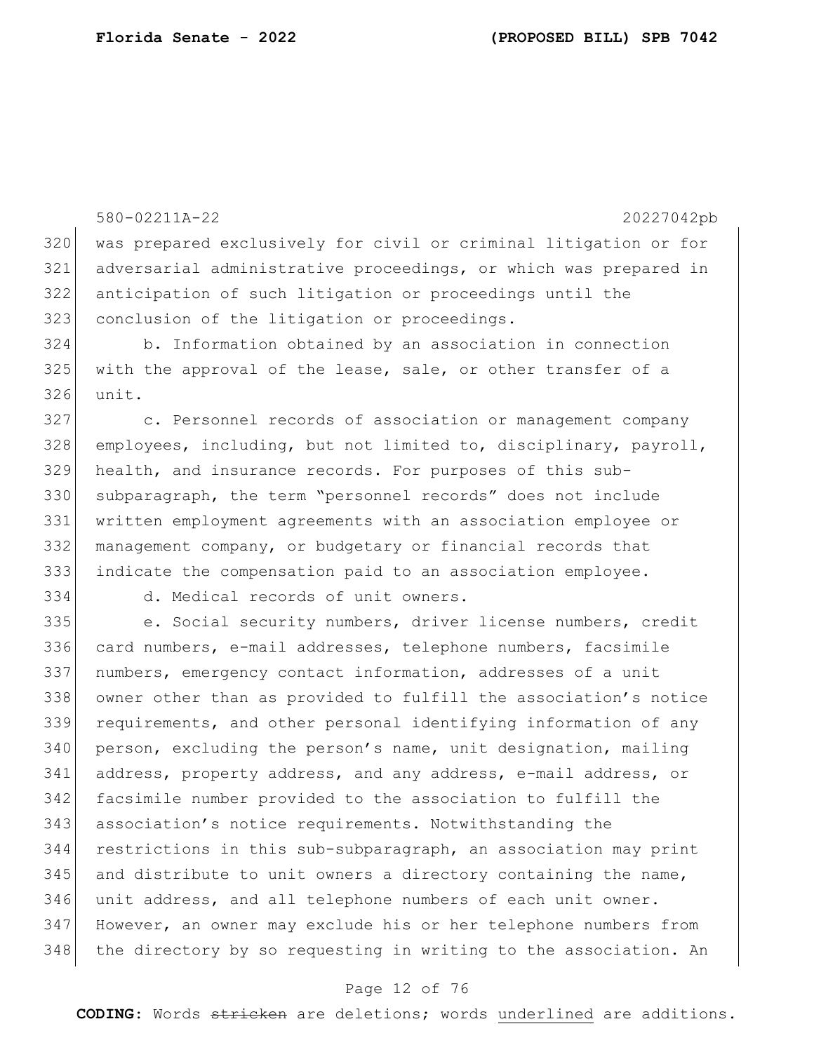was prepared exclusively for civil or criminal litigation or for adversarial administrative proceedings, or which was prepared in anticipation of such litigation or proceedings until the conclusion of the litigation or proceedings.

b. Information obtained by an association in connection with the approval of the lease, sale, or other transfer of a unit.

c. Personnel records of association or management company employees, including, but not limited to, disciplinary, payroll, health, and insurance records. For purposes of this sub-subparagraph, the term "personnel records" does not include written employment agreements with an association employee or management company, or budgetary or financial records that indicate the compensation paid to an association employee.

d. Medical records of unit owners.

e. Social security numbers, driver license numbers, credit card numbers, e-mail addresses, telephone numbers, facsimile numbers, emergency contact information, addresses of a unit owner other than as provided to fulfill the association's notice requirements, and other personal identifying information of any person, excluding the person's name, unit designation, mailing address, property address, and any address, e-mail address, or facsimile number provided to the association to fulfill the association's notice requirements. Notwithstanding the restrictions in this sub-subparagraph, an association may print and distribute to unit owners a directory containing the name, unit address, and all telephone numbers of each unit owner. However, an owner may exclude his or her telephone numbers from the directory by so requesting in writing to the association. An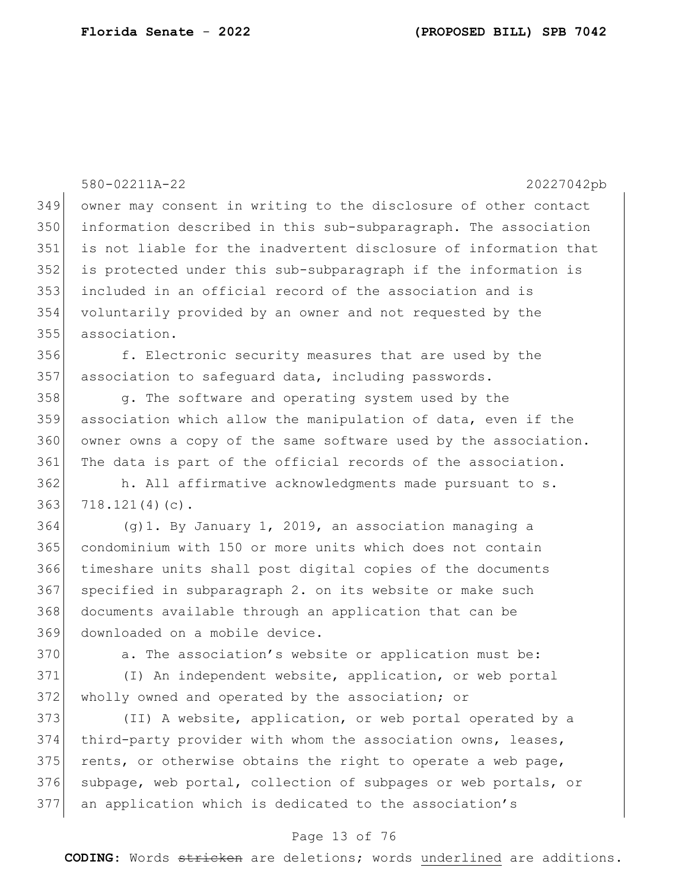owner may consent in writing to the disclosure of other contact information described in this sub-subparagraph. The association is not liable for the inadvertent disclosure of information that is protected under this sub-subparagraph if the information is included in an official record of the association and is voluntarily provided by an owner and not requested by the association.

f. Electronic security measures that are used by the association to safeguard data, including passwords.

g. The software and operating system used by the association which allow the manipulation of data, even if the owner owns a copy of the same software used by the association. The data is part of the official records of the association.

h. All affirmative acknowledgments made pursuant to s. 718.121(4)(c).

(g)1. By January 1, 2019, an association managing a condominium with 150 or more units which does not contain timeshare units shall post digital copies of the documents specified in subparagraph 2. on its website or make such documents available through an application that can be downloaded on a mobile device.

a. The association's website or application must be:

(I) An independent website, application, or web portal wholly owned and operated by the association; or

(II) A website, application, or web portal operated by a third-party provider with whom the association owns, leases, rents, or otherwise obtains the right to operate a web page, subpage, web portal, collection of subpages or web portals, or an application which is dedicated to the association's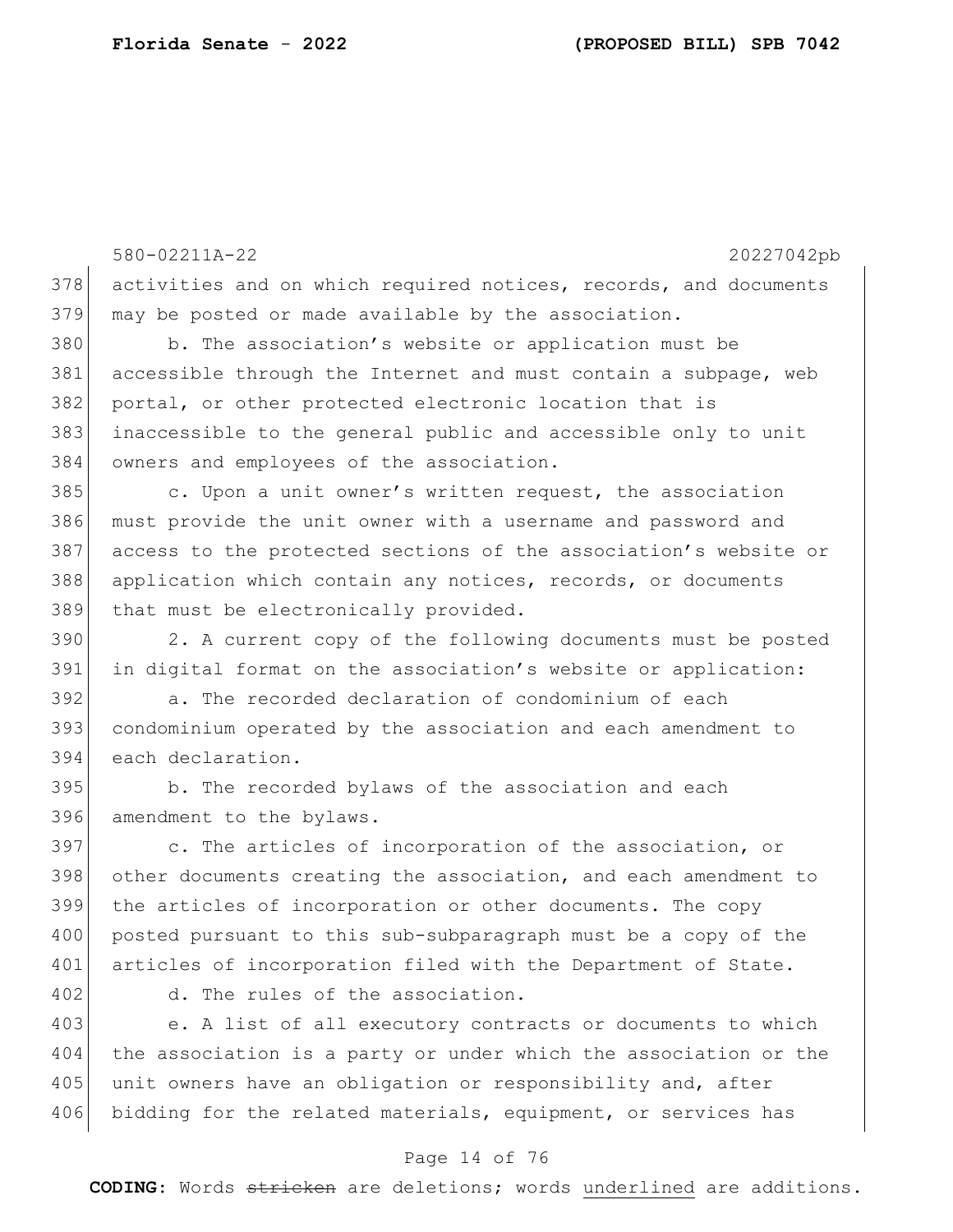activities and on which required notices, records, and documents may be posted or made available by the association.

b. The association's website or application must be accessible through the Internet and must contain a subpage, web portal, or other protected electronic location that is inaccessible to the general public and accessible only to unit owners and employees of the association.

c. Upon a unit owner's written request, the association must provide the unit owner with a username and password and access to the protected sections of the association's website or application which contain any notices, records, or documents that must be electronically provided.

2. A current copy of the following documents must be posted in digital format on the association's website or application:

a. The recorded declaration of condominium of each condominium operated by the association and each amendment to each declaration.

b. The recorded bylaws of the association and each amendment to the bylaws.

c. The articles of incorporation of the association, or other documents creating the association, and each amendment to the articles of incorporation or other documents. The copy posted pursuant to this sub-subparagraph must be a copy of the articles of incorporation filed with the Department of State.

d. The rules of the association.

e. A list of all executory contracts or documents to which the association is a party or under which the association or the unit owners have an obligation or responsibility and, after bidding for the related materials, equipment, or services has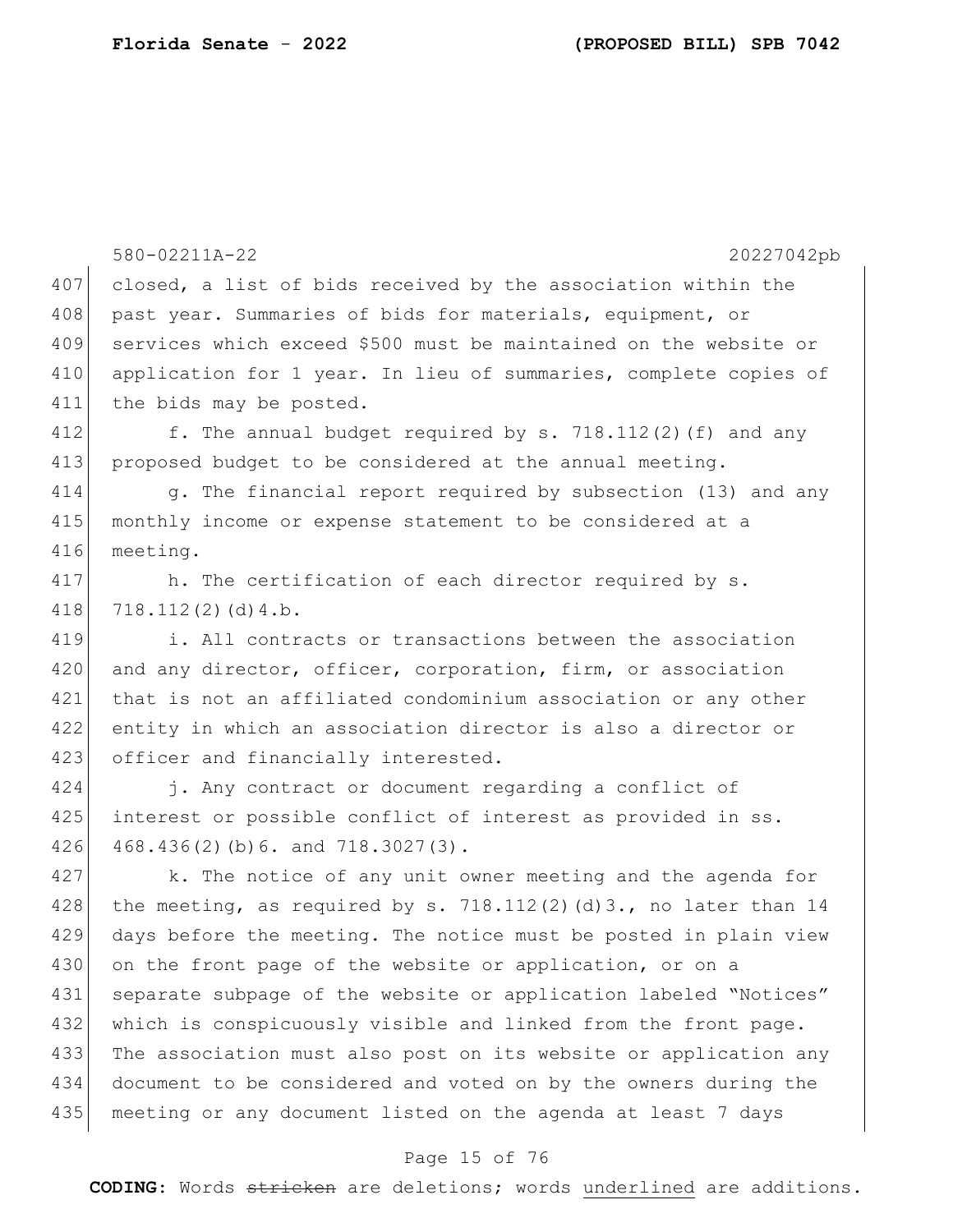closed, a list of bids received by the association within the past year. Summaries of bids for materials, equipment, or services which exceed $500 must be maintained on the website or application for 1 year. In lieu of summaries, complete copies of the bids may be posted.

f. The annual budget required by s. 718.112(2)(f) and any proposed budget to be considered at the annual meeting.

g. The financial report required by subsection (13) and any monthly income or expense statement to be considered at a meeting.

h. The certification of each director required by s. 718.112(2)(d)4.b.

i. All contracts or transactions between the association and any director, officer, corporation, firm, or association that is not an affiliated condominium association or any other entity in which an association director is also a director or officer and financially interested.

j. Any contract or document regarding a conflict of interest or possible conflict of interest as provided in ss. 468.436(2)(b)6. and 718.3027(3).

k. The notice of any unit owner meeting and the agenda for the meeting, as required by s. 718.112(2)(d)3., no later than 14 days before the meeting. The notice must be posted in plain view on the front page of the website or application, or on a separate subpage of the website or application labeled "Notices" which is conspicuously visible and linked from the front page. The association must also post on its website or application any document to be considered and voted on by the owners during the meeting or any document listed on the agenda at least 7 days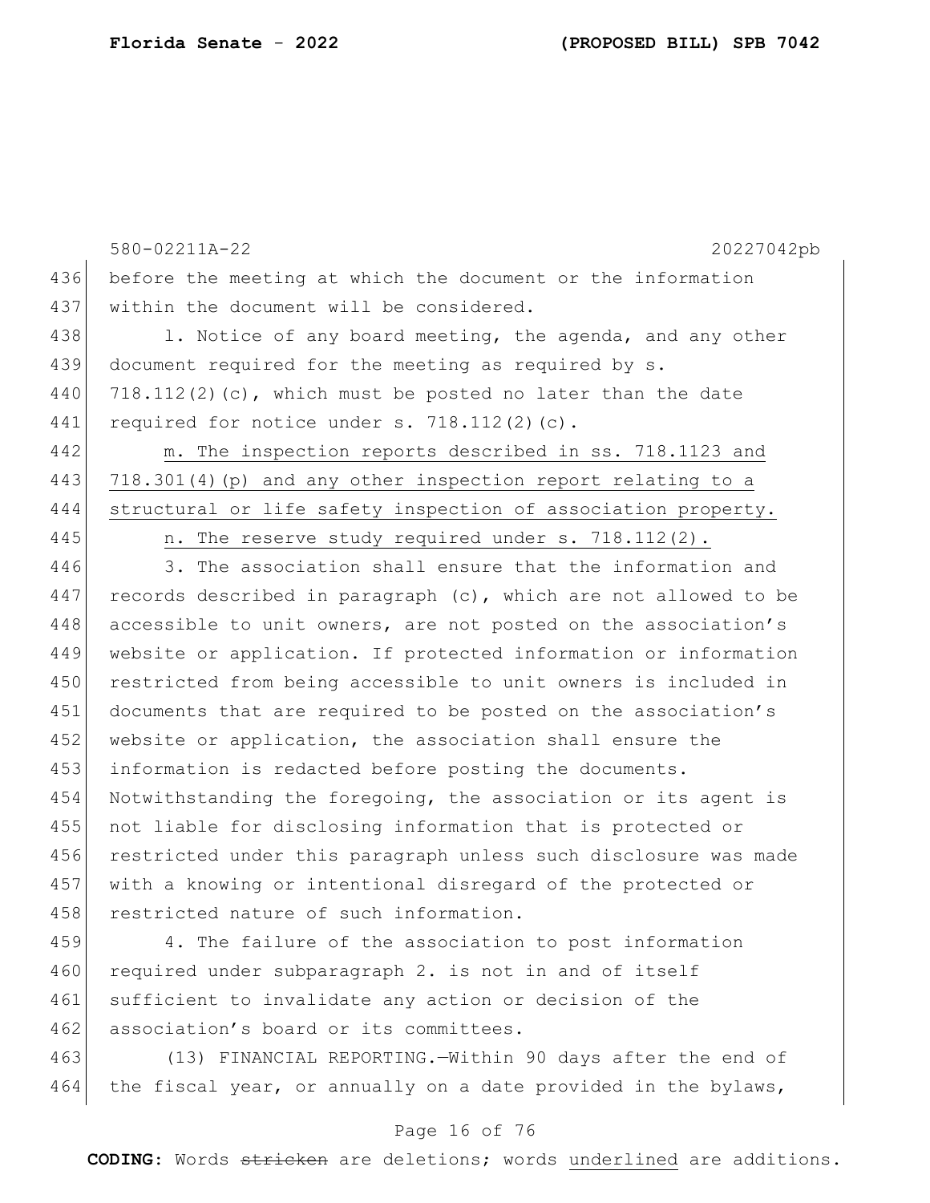before the meeting at which the document or the information within the document will be considered.

l. Notice of any board meeting, the agenda, and any other document required for the meeting as required by s. 718.112(2)(c), which must be posted no later than the date required for notice under s. 718.112(2)(c).

<u>m. The inspection reports described in ss. 718.1123 and 718.301(4)(p) and any other inspection report relating to a structural or life safety inspection of association property.</u>

<u>n. The reserve study required under s. 718.112(2).</u>

3. The association shall ensure that the information and records described in paragraph (c), which are not allowed to be accessible to unit owners, are not posted on the association's website or application. If protected information or information restricted from being accessible to unit owners is included in documents that are required to be posted on the association's website or application, the association shall ensure the information is redacted before posting the documents. Notwithstanding the foregoing, the association or its agent is not liable for disclosing information that is protected or restricted under this paragraph unless such disclosure was made with a knowing or intentional disregard of the protected or restricted nature of such information.

4. The failure of the association to post information required under subparagraph 2. is not in and of itself sufficient to invalidate any action or decision of the association's board or its committees.

(13) FINANCIAL REPORTING.—Within 90 days after the end of the fiscal year, or annually on a date provided in the bylaws,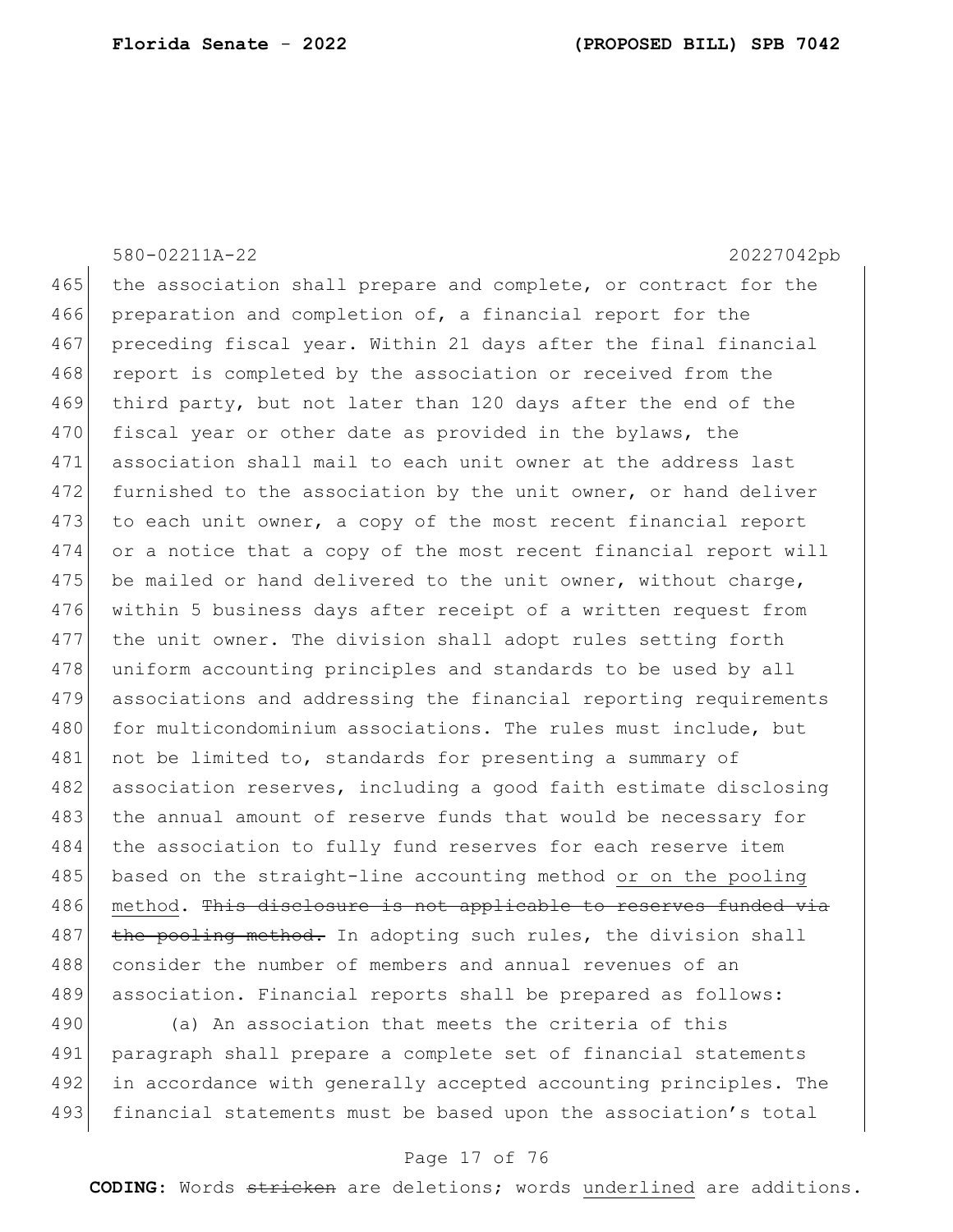the association shall prepare and complete, or contract for the preparation and completion of, a financial report for the preceding fiscal year. Within 21 days after the final financial report is completed by the association or received from the third party, but not later than 120 days after the end of the fiscal year or other date as provided in the bylaws, the association shall mail to each unit owner at the address last furnished to the association by the unit owner, or hand deliver to each unit owner, a copy of the most recent financial report or a notice that a copy of the most recent financial report will be mailed or hand delivered to the unit owner, without charge, within 5 business days after receipt of a written request from the unit owner. The division shall adopt rules setting forth uniform accounting principles and standards to be used by all associations and addressing the financial reporting requirements for multicondominium associations. The rules must include, but not be limited to, standards for presenting a summary of association reserves, including a good faith estimate disclosing the annual amount of reserve funds that would be necessary for the association to fully fund reserves for each reserve item based on the straight-line accounting method <u>or on the pooling method</u>. ~~This disclosure is not applicable to reserves funded via the pooling method.~~ In adopting such rules, the division shall consider the number of members and annual revenues of an association. Financial reports shall be prepared as follows:

(a) An association that meets the criteria of this paragraph shall prepare a complete set of financial statements in accordance with generally accepted accounting principles. The financial statements must be based upon the association's total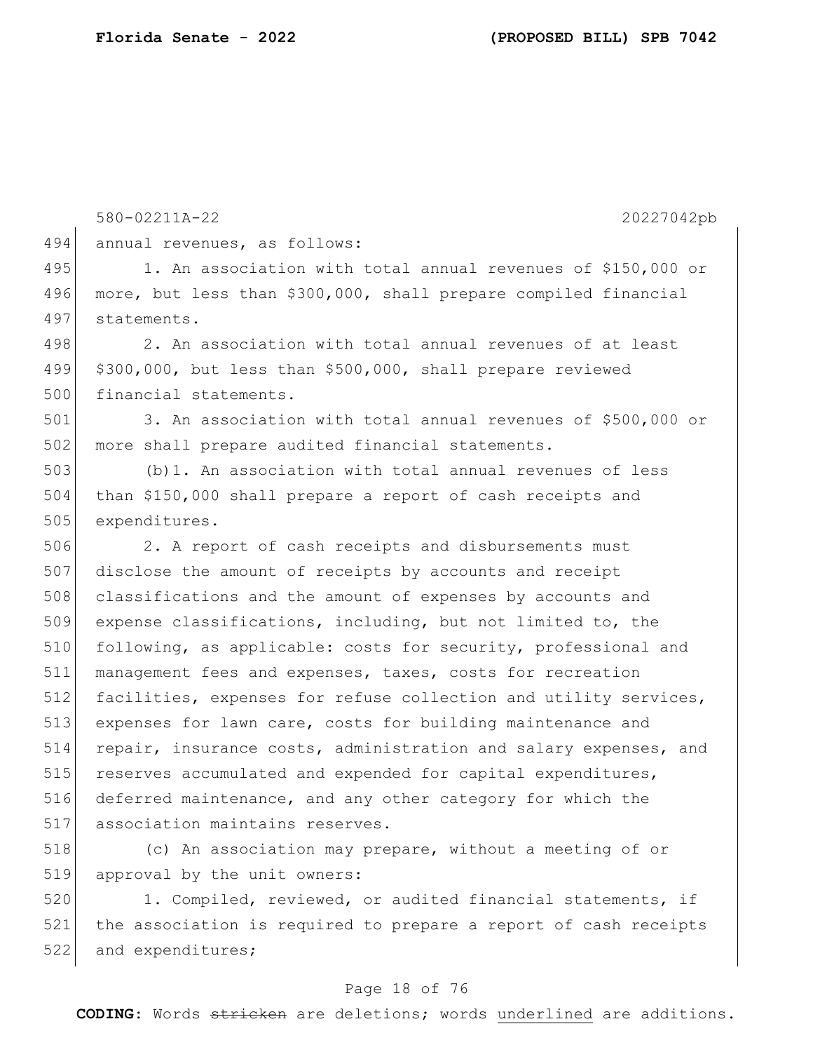annual revenues, as follows:

1. An association with total annual revenues of $150,000 or more, but less than $300,000, shall prepare compiled financial statements.

2. An association with total annual revenues of at least $300,000, but less than $500,000, shall prepare reviewed financial statements.

3. An association with total annual revenues of $500,000 or more shall prepare audited financial statements.

(b)1. An association with total annual revenues of less than $150,000 shall prepare a report of cash receipts and expenditures.

2. A report of cash receipts and disbursements must disclose the amount of receipts by accounts and receipt classifications and the amount of expenses by accounts and expense classifications, including, but not limited to, the following, as applicable: costs for security, professional and management fees and expenses, taxes, costs for recreation facilities, expenses for refuse collection and utility services, expenses for lawn care, costs for building maintenance and repair, insurance costs, administration and salary expenses, and reserves accumulated and expended for capital expenditures, deferred maintenance, and any other category for which the association maintains reserves.

(c) An association may prepare, without a meeting of or approval by the unit owners:

1. Compiled, reviewed, or audited financial statements, if the association is required to prepare a report of cash receipts and expenditures;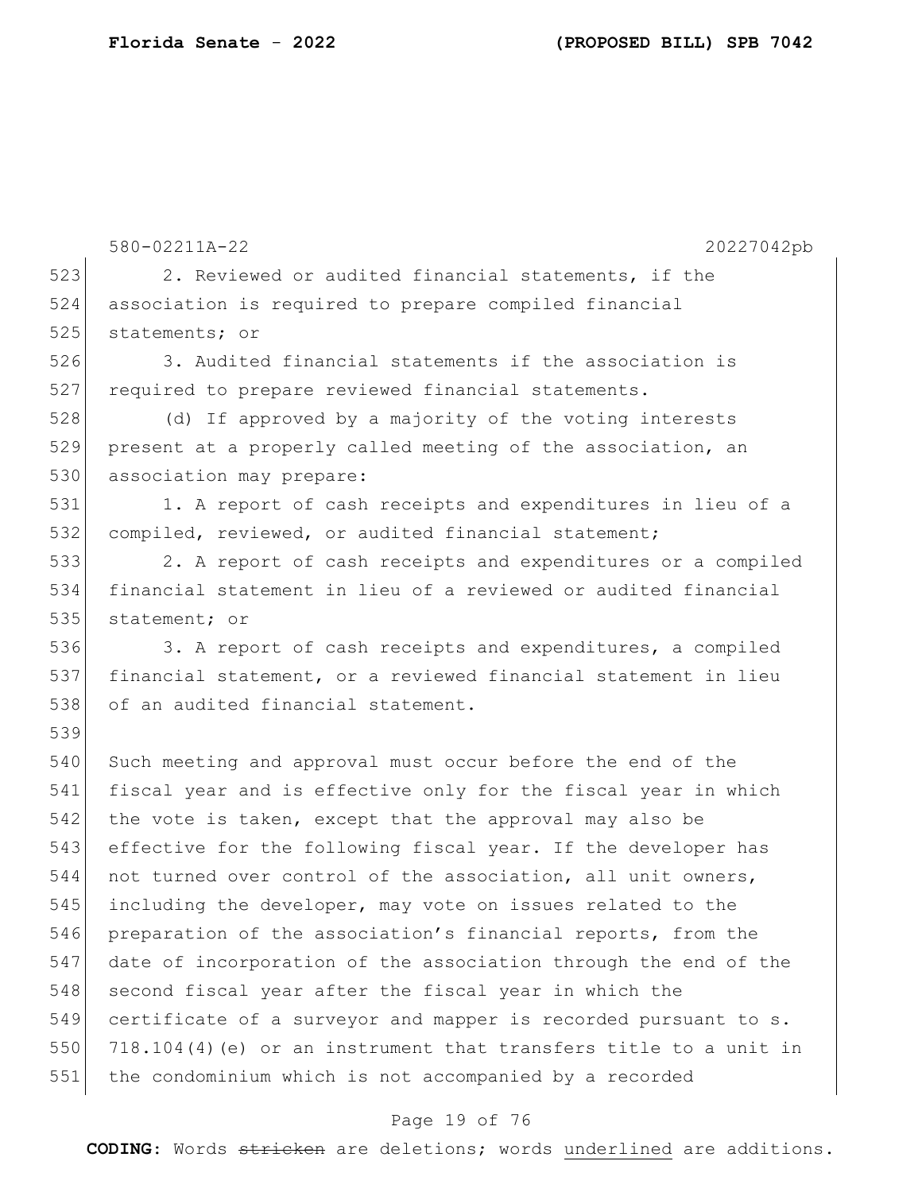2. Reviewed or audited financial statements, if the association is required to prepare compiled financial statements; or

3. Audited financial statements if the association is required to prepare reviewed financial statements.

(d) If approved by a majority of the voting interests present at a properly called meeting of the association, an association may prepare:

1. A report of cash receipts and expenditures in lieu of a compiled, reviewed, or audited financial statement;

2. A report of cash receipts and expenditures or a compiled financial statement in lieu of a reviewed or audited financial statement; or

3. A report of cash receipts and expenditures, a compiled financial statement, or a reviewed financial statement in lieu of an audited financial statement.

Such meeting and approval must occur before the end of the fiscal year and is effective only for the fiscal year in which the vote is taken, except that the approval may also be effective for the following fiscal year. If the developer has not turned over control of the association, all unit owners, including the developer, may vote on issues related to the preparation of the association's financial reports, from the date of incorporation of the association through the end of the second fiscal year after the fiscal year in which the certificate of a surveyor and mapper is recorded pursuant to s. 718.104(4)(e) or an instrument that transfers title to a unit in the condominium which is not accompanied by a recorded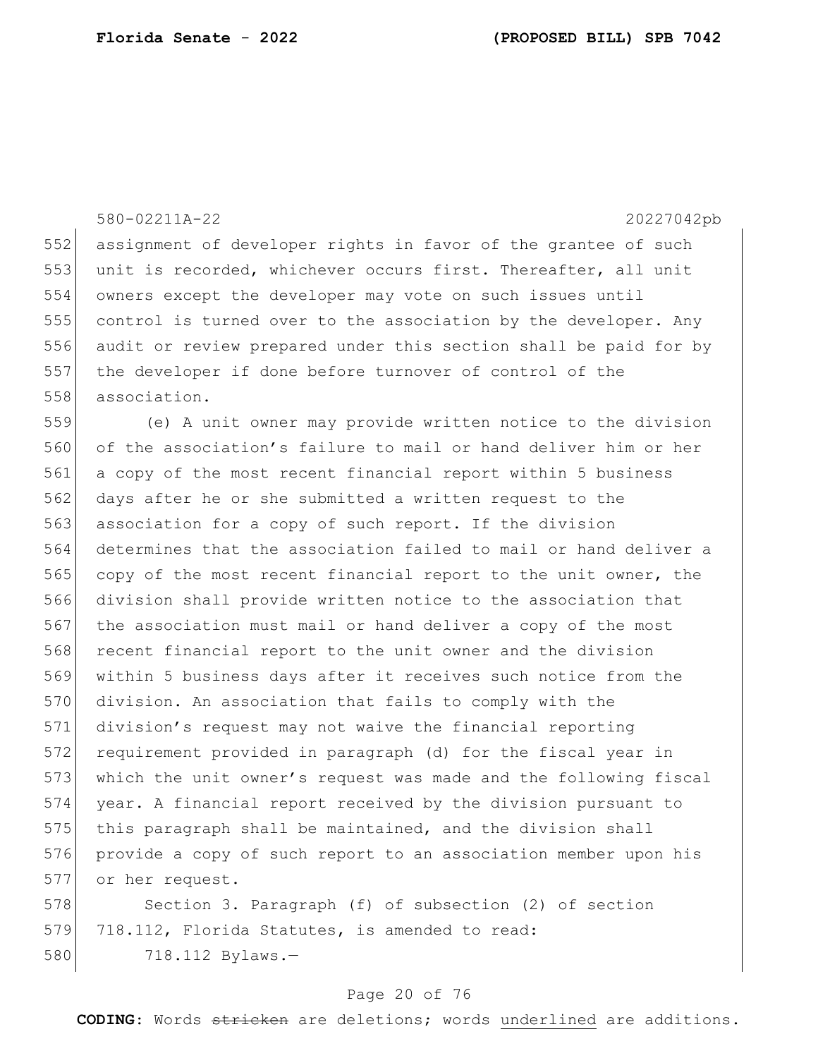assignment of developer rights in favor of the grantee of such unit is recorded, whichever occurs first. Thereafter, all unit owners except the developer may vote on such issues until control is turned over to the association by the developer. Any audit or review prepared under this section shall be paid for by the developer if done before turnover of control of the association.

(e) A unit owner may provide written notice to the division of the association's failure to mail or hand deliver him or her a copy of the most recent financial report within 5 business days after he or she submitted a written request to the association for a copy of such report. If the division determines that the association failed to mail or hand deliver a copy of the most recent financial report to the unit owner, the division shall provide written notice to the association that the association must mail or hand deliver a copy of the most recent financial report to the unit owner and the division within 5 business days after it receives such notice from the division. An association that fails to comply with the division's request may not waive the financial reporting requirement provided in paragraph (d) for the fiscal year in which the unit owner's request was made and the following fiscal year. A financial report received by the division pursuant to this paragraph shall be maintained, and the division shall provide a copy of such report to an association member upon his or her request.

Section 3. Paragraph (f) of subsection (2) of section 718.112, Florida Statutes, is amended to read:

718.112 Bylaws.—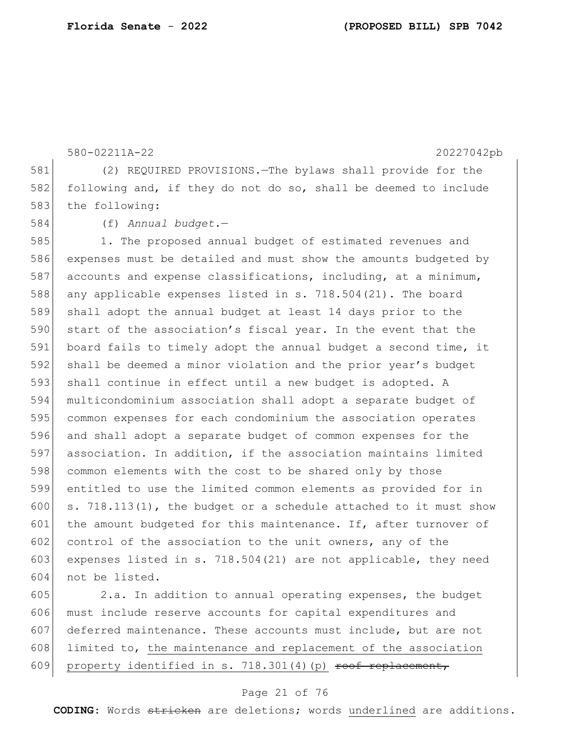(2) REQUIRED PROVISIONS.—The bylaws shall provide for the following and, if they do not do so, shall be deemed to include the following:

(f) *Annual budget.*—

1. The proposed annual budget of estimated revenues and expenses must be detailed and must show the amounts budgeted by accounts and expense classifications, including, at a minimum, any applicable expenses listed in s. 718.504(21). The board shall adopt the annual budget at least 14 days prior to the start of the association's fiscal year. In the event that the board fails to timely adopt the annual budget a second time, it shall be deemed a minor violation and the prior year's budget shall continue in effect until a new budget is adopted. A multicondominium association shall adopt a separate budget of common expenses for each condominium the association operates and shall adopt a separate budget of common expenses for the association. In addition, if the association maintains limited common elements with the cost to be shared only by those entitled to use the limited common elements as provided for in s. 718.113(1), the budget or a schedule attached to it must show the amount budgeted for this maintenance. If, after turnover of control of the association to the unit owners, any of the expenses listed in s. 718.504(21) are not applicable, they need not be listed.

2.a. In addition to annual operating expenses, the budget must include reserve accounts for capital expenditures and deferred maintenance. These accounts must include, but are not limited to, <u>the maintenance and replacement of the association property identified in s. 718.301(4)(p)</u> ~~roof replacement,~~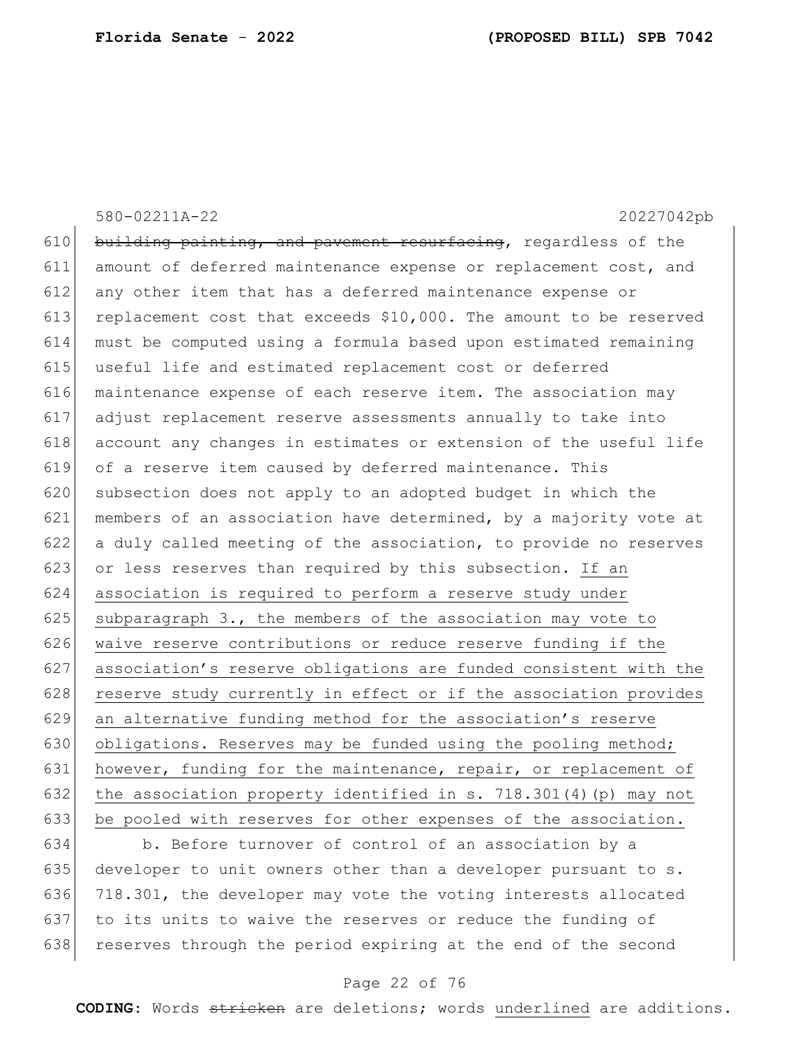~~building painting, and pavement resurfacing~~, regardless of the amount of deferred maintenance expense or replacement cost, and any other item that has a deferred maintenance expense or replacement cost that exceeds $10,000. The amount to be reserved must be computed using a formula based upon estimated remaining useful life and estimated replacement cost or deferred maintenance expense of each reserve item. The association may adjust replacement reserve assessments annually to take into account any changes in estimates or extension of the useful life of a reserve item caused by deferred maintenance. This subsection does not apply to an adopted budget in which the members of an association have determined, by a majority vote at a duly called meeting of the association, to provide no reserves or less reserves than required by this subsection. <u>If an association is required to perform a reserve study under subparagraph 3., the members of the association may vote to waive reserve contributions or reduce reserve funding if the association's reserve obligations are funded consistent with the reserve study currently in effect or if the association provides an alternative funding method for the association's reserve obligations. Reserves may be funded using the pooling method; however, funding for the maintenance, repair, or replacement of the association property identified in s. 718.301(4)(p) may not be pooled with reserves for other expenses of the association.</u>

b. Before turnover of control of an association by a developer to unit owners other than a developer pursuant to s. 718.301, the developer may vote the voting interests allocated to its units to waive the reserves or reduce the funding of reserves through the period expiring at the end of the second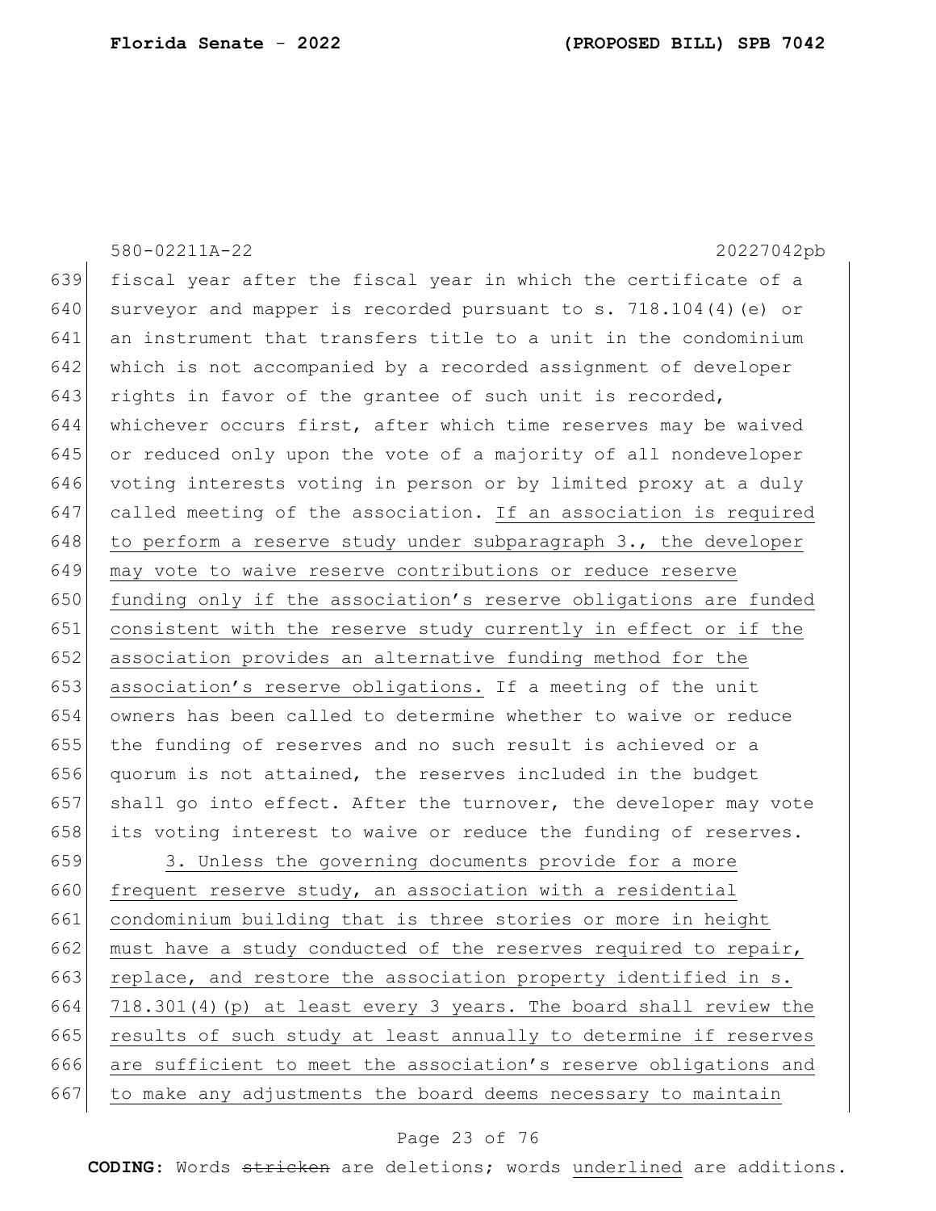fiscal year after the fiscal year in which the certificate of a surveyor and mapper is recorded pursuant to s. 718.104(4)(e) or an instrument that transfers title to a unit in the condominium which is not accompanied by a recorded assignment of developer rights in favor of the grantee of such unit is recorded, whichever occurs first, after which time reserves may be waived or reduced only upon the vote of a majority of all nondeveloper voting interests voting in person or by limited proxy at a duly called meeting of the association. <u>If an association is required to perform a reserve study under subparagraph 3., the developer may vote to waive reserve contributions or reduce reserve funding only if the association's reserve obligations are funded consistent with the reserve study currently in effect or if the association provides an alternative funding method for the association's reserve obligations.</u> If a meeting of the unit owners has been called to determine whether to waive or reduce the funding of reserves and no such result is achieved or a quorum is not attained, the reserves included in the budget shall go into effect. After the turnover, the developer may vote its voting interest to waive or reduce the funding of reserves.

<u>3. Unless the governing documents provide for a more frequent reserve study, an association with a residential condominium building that is three stories or more in height must have a study conducted of the reserves required to repair, replace, and restore the association property identified in s. 718.301(4)(p) at least every 3 years. The board shall review the results of such study at least annually to determine if reserves are sufficient to meet the association's reserve obligations and to make any adjustments the board deems necessary to maintain</u>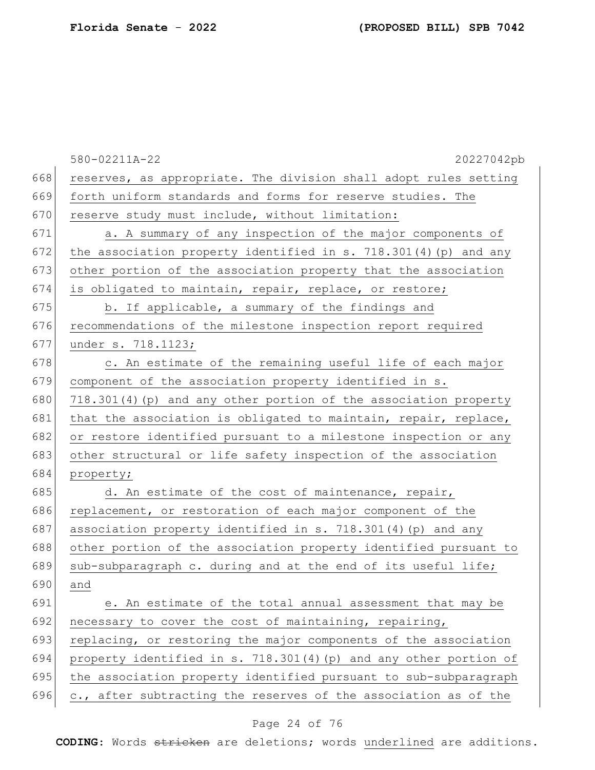reserves, as appropriate. The division shall adopt rules setting forth uniform standards and forms for reserve studies. The reserve study must include, without limitation:

a. A summary of any inspection of the major components of the association property identified in s. 718.301(4)(p) and any other portion of the association property that the association is obligated to maintain, repair, replace, or restore;

b. If applicable, a summary of the findings and recommendations of the milestone inspection report required under s. 718.1123;

c. An estimate of the remaining useful life of each major component of the association property identified in s. 718.301(4)(p) and any other portion of the association property that the association is obligated to maintain, repair, replace, or restore identified pursuant to a milestone inspection or any other structural or life safety inspection of the association property;

d. An estimate of the cost of maintenance, repair, replacement, or restoration of each major component of the association property identified in s. 718.301(4)(p) and any other portion of the association property identified pursuant to sub-subparagraph c. during and at the end of its useful life; and

e. An estimate of the total annual assessment that may be necessary to cover the cost of maintaining, repairing, replacing, or restoring the major components of the association property identified in s. 718.301(4)(p) and any other portion of the association property identified pursuant to sub-subparagraph c., after subtracting the reserves of the association as of the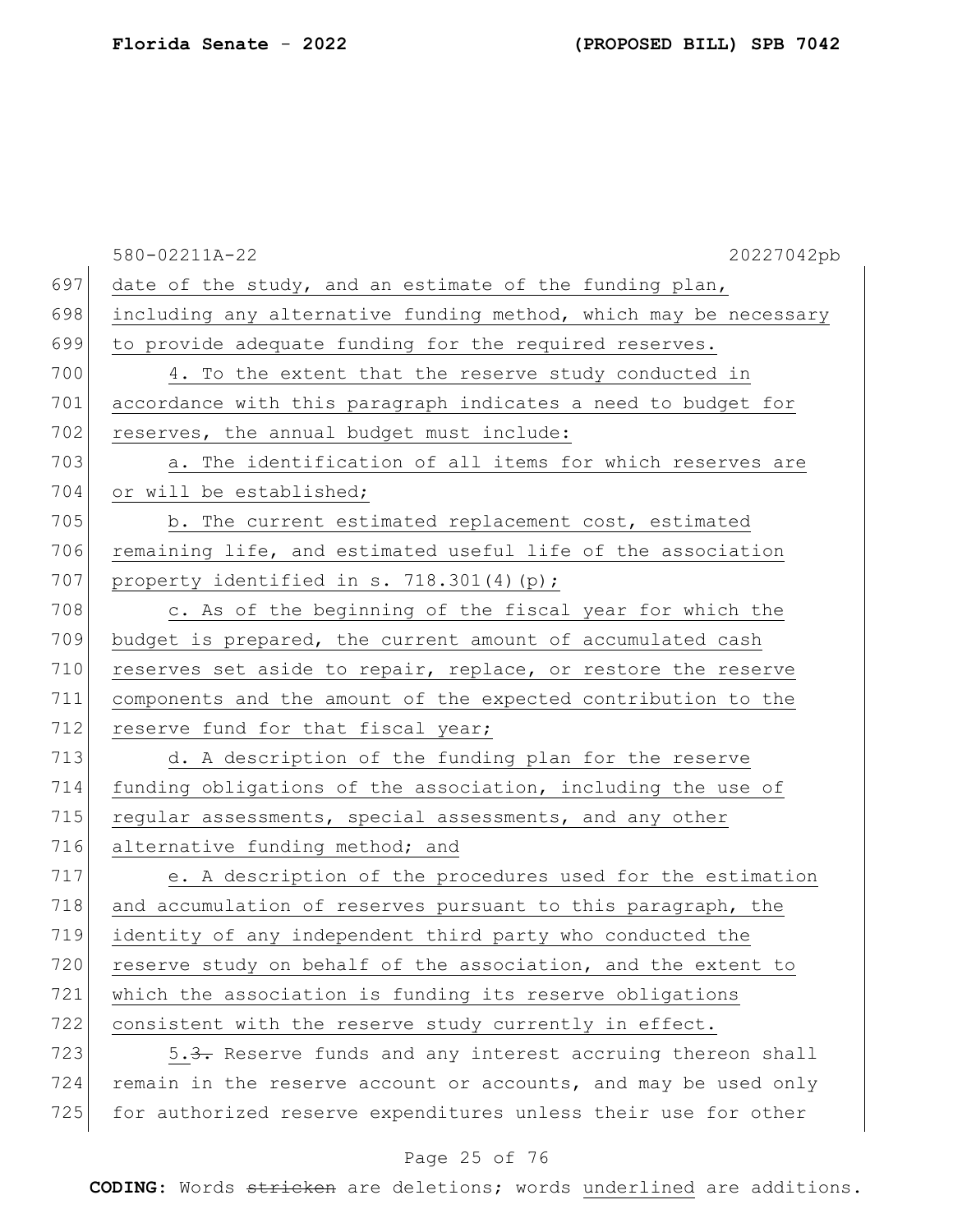date of the study, and an estimate of the funding plan, including any alternative funding method, which may be necessary to provide adequate funding for the required reserves.

4. To the extent that the reserve study conducted in accordance with this paragraph indicates a need to budget for reserves, the annual budget must include:

a. The identification of all items for which reserves are or will be established;

b. The current estimated replacement cost, estimated remaining life, and estimated useful life of the association property identified in s. 718.301(4)(p);

c. As of the beginning of the fiscal year for which the budget is prepared, the current amount of accumulated cash reserves set aside to repair, replace, or restore the reserve components and the amount of the expected contribution to the reserve fund for that fiscal year;

d. A description of the funding plan for the reserve funding obligations of the association, including the use of regular assessments, special assessments, and any other alternative funding method; and

e. A description of the procedures used for the estimation and accumulation of reserves pursuant to this paragraph, the identity of any independent third party who conducted the reserve study on behalf of the association, and the extent to which the association is funding its reserve obligations consistent with the reserve study currently in effect.

5.~~3.~~ Reserve funds and any interest accruing thereon shall remain in the reserve account or accounts, and may be used only for authorized reserve expenditures unless their use for other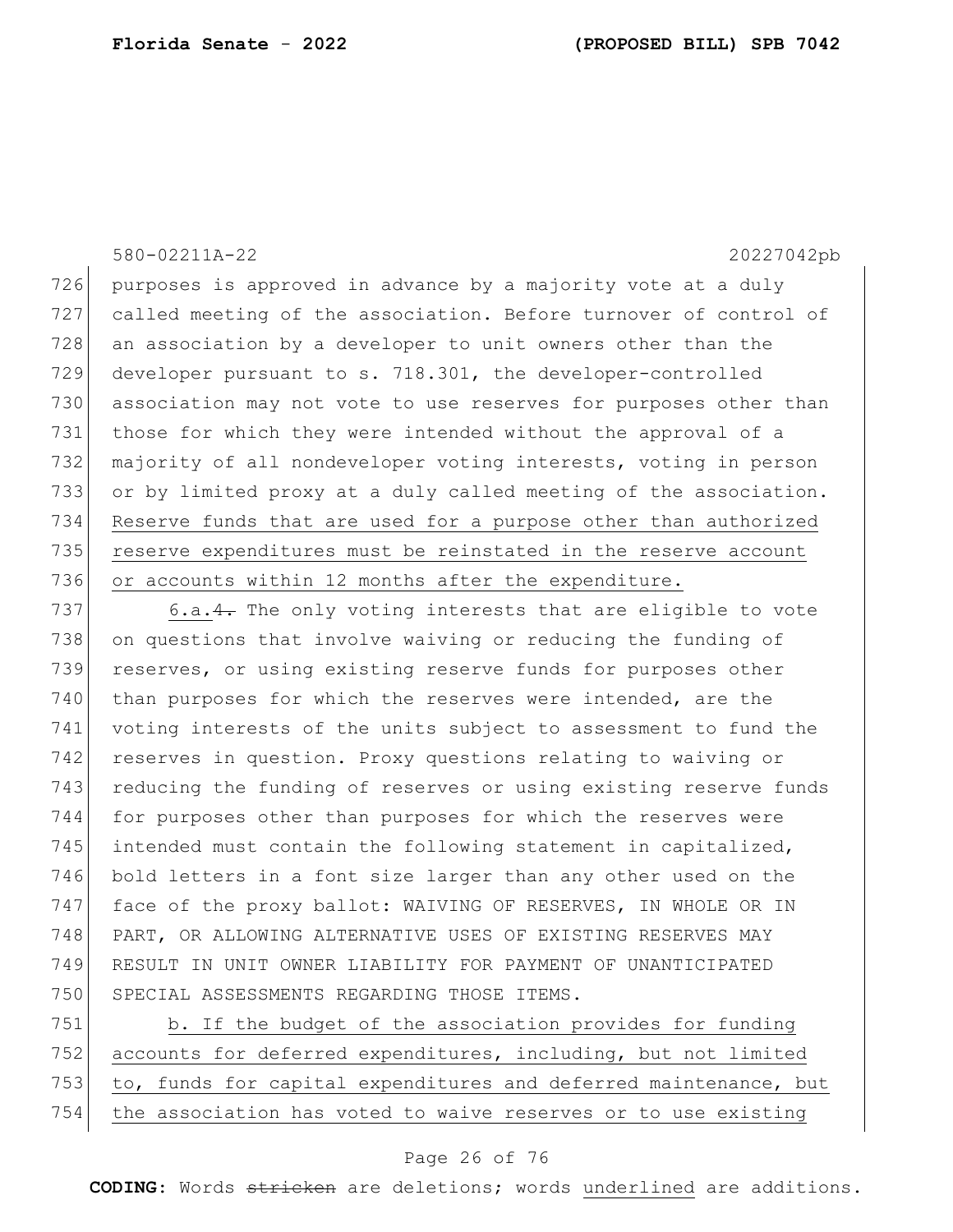purposes is approved in advance by a majority vote at a duly called meeting of the association. Before turnover of control of an association by a developer to unit owners other than the developer pursuant to s. 718.301, the developer-controlled association may not vote to use reserves for purposes other than those for which they were intended without the approval of a majority of all nondeveloper voting interests, voting in person or by limited proxy at a duly called meeting of the association. Reserve funds that are used for a purpose other than authorized reserve expenditures must be reinstated in the reserve account or accounts within 12 months after the expenditure.

6.a.~~4.~~ The only voting interests that are eligible to vote on questions that involve waiving or reducing the funding of reserves, or using existing reserve funds for purposes other than purposes for which the reserves were intended, are the voting interests of the units subject to assessment to fund the reserves in question. Proxy questions relating to waiving or reducing the funding of reserves or using existing reserve funds for purposes other than purposes for which the reserves were intended must contain the following statement in capitalized, bold letters in a font size larger than any other used on the face of the proxy ballot: WAIVING OF RESERVES, IN WHOLE OR IN PART, OR ALLOWING ALTERNATIVE USES OF EXISTING RESERVES MAY RESULT IN UNIT OWNER LIABILITY FOR PAYMENT OF UNANTICIPATED SPECIAL ASSESSMENTS REGARDING THOSE ITEMS.

b. If the budget of the association provides for funding accounts for deferred expenditures, including, but not limited to, funds for capital expenditures and deferred maintenance, but the association has voted to waive reserves or to use existing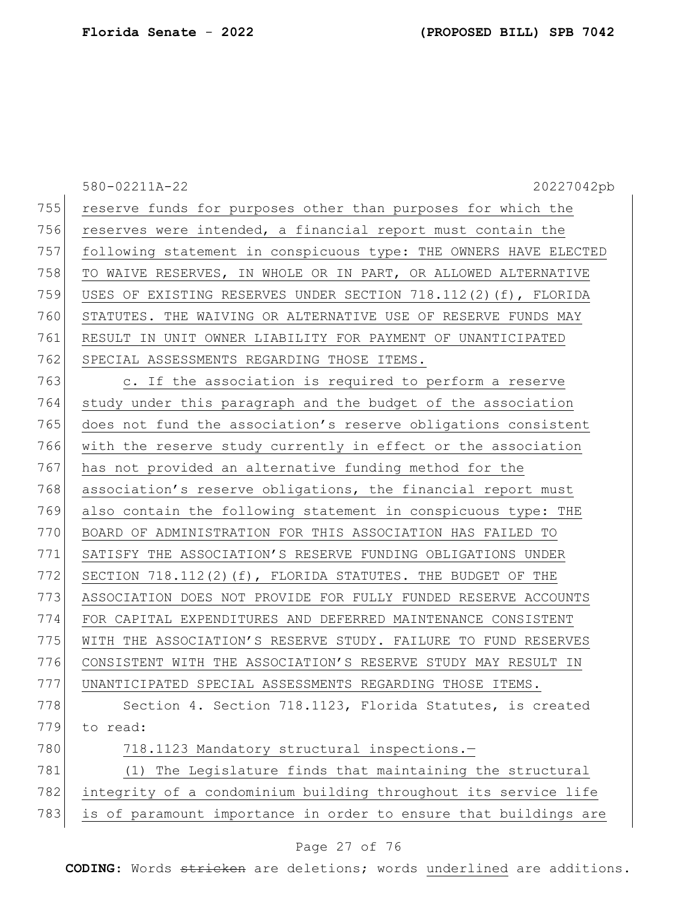reserve funds for purposes other than purposes for which the reserves were intended, a financial report must contain the following statement in conspicuous type: THE OWNERS HAVE ELECTED TO WAIVE RESERVES, IN WHOLE OR IN PART, OR ALLOWED ALTERNATIVE USES OF EXISTING RESERVES UNDER SECTION 718.112(2)(f), FLORIDA STATUTES. THE WAIVING OR ALTERNATIVE USE OF RESERVE FUNDS MAY RESULT IN UNIT OWNER LIABILITY FOR PAYMENT OF UNANTICIPATED SPECIAL ASSESSMENTS REGARDING THOSE ITEMS.

c. If the association is required to perform a reserve study under this paragraph and the budget of the association does not fund the association's reserve obligations consistent with the reserve study currently in effect or the association has not provided an alternative funding method for the association's reserve obligations, the financial report must also contain the following statement in conspicuous type: THE BOARD OF ADMINISTRATION FOR THIS ASSOCIATION HAS FAILED TO SATISFY THE ASSOCIATION'S RESERVE FUNDING OBLIGATIONS UNDER SECTION 718.112(2)(f), FLORIDA STATUTES. THE BUDGET OF THE ASSOCIATION DOES NOT PROVIDE FOR FULLY FUNDED RESERVE ACCOUNTS FOR CAPITAL EXPENDITURES AND DEFERRED MAINTENANCE CONSISTENT WITH THE ASSOCIATION'S RESERVE STUDY. FAILURE TO FUND RESERVES CONSISTENT WITH THE ASSOCIATION'S RESERVE STUDY MAY RESULT IN UNANTICIPATED SPECIAL ASSESSMENTS REGARDING THOSE ITEMS.

Section 4. Section 718.1123, Florida Statutes, is created to read:

718.1123 Mandatory structural inspections.—

(1) The Legislature finds that maintaining the structural integrity of a condominium building throughout its service life is of paramount importance in order to ensure that buildings are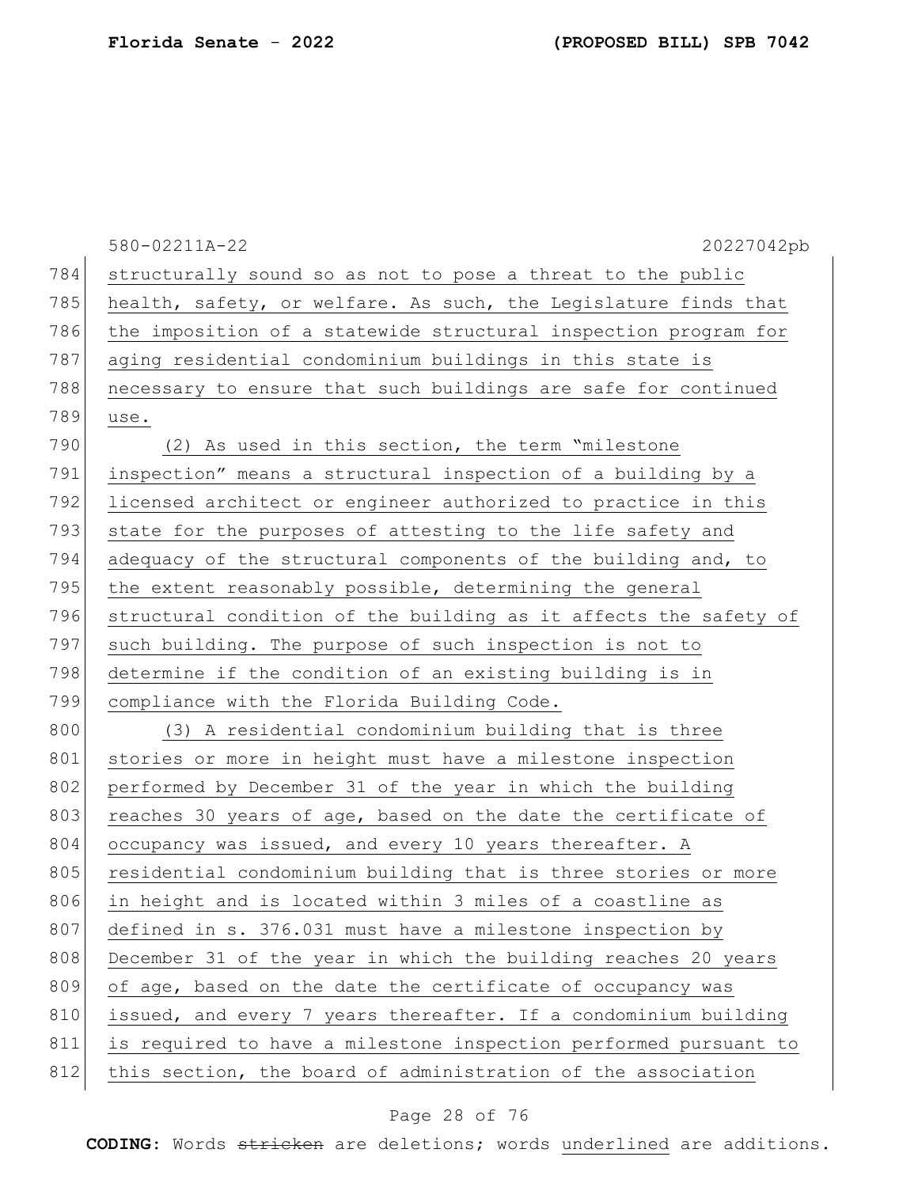structurally sound so as not to pose a threat to the public health, safety, or welfare. As such, the Legislature finds that the imposition of a statewide structural inspection program for aging residential condominium buildings in this state is necessary to ensure that such buildings are safe for continued use.

(2) As used in this section, the term "milestone inspection" means a structural inspection of a building by a licensed architect or engineer authorized to practice in this state for the purposes of attesting to the life safety and adequacy of the structural components of the building and, to the extent reasonably possible, determining the general structural condition of the building as it affects the safety of such building. The purpose of such inspection is not to determine if the condition of an existing building is in compliance with the Florida Building Code.

(3) A residential condominium building that is three stories or more in height must have a milestone inspection performed by December 31 of the year in which the building reaches 30 years of age, based on the date the certificate of occupancy was issued, and every 10 years thereafter. A residential condominium building that is three stories or more in height and is located within 3 miles of a coastline as defined in s. 376.031 must have a milestone inspection by December 31 of the year in which the building reaches 20 years of age, based on the date the certificate of occupancy was issued, and every 7 years thereafter. If a condominium building is required to have a milestone inspection performed pursuant to this section, the board of administration of the association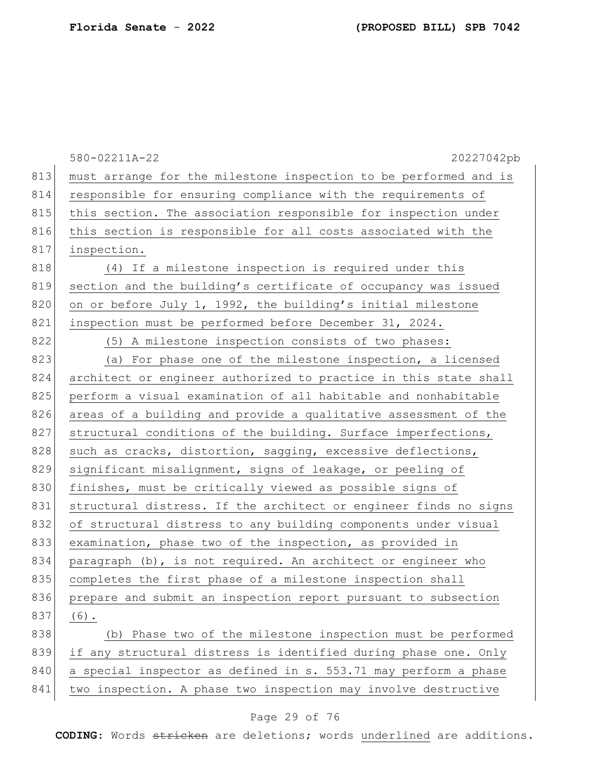must arrange for the milestone inspection to be performed and is responsible for ensuring compliance with the requirements of this section. The association responsible for inspection under this section is responsible for all costs associated with the inspection.

(4) If a milestone inspection is required under this section and the building's certificate of occupancy was issued on or before July 1, 1992, the building's initial milestone inspection must be performed before December 31, 2024.

(5) A milestone inspection consists of two phases:

(a) For phase one of the milestone inspection, a licensed architect or engineer authorized to practice in this state shall perform a visual examination of all habitable and nonhabitable areas of a building and provide a qualitative assessment of the structural conditions of the building. Surface imperfections, such as cracks, distortion, sagging, excessive deflections, significant misalignment, signs of leakage, or peeling of finishes, must be critically viewed as possible signs of structural distress. If the architect or engineer finds no signs of structural distress to any building components under visual examination, phase two of the inspection, as provided in paragraph (b), is not required. An architect or engineer who completes the first phase of a milestone inspection shall prepare and submit an inspection report pursuant to subsection (6).

(b) Phase two of the milestone inspection must be performed if any structural distress is identified during phase one. Only a special inspector as defined in s. 553.71 may perform a phase two inspection. A phase two inspection may involve destructive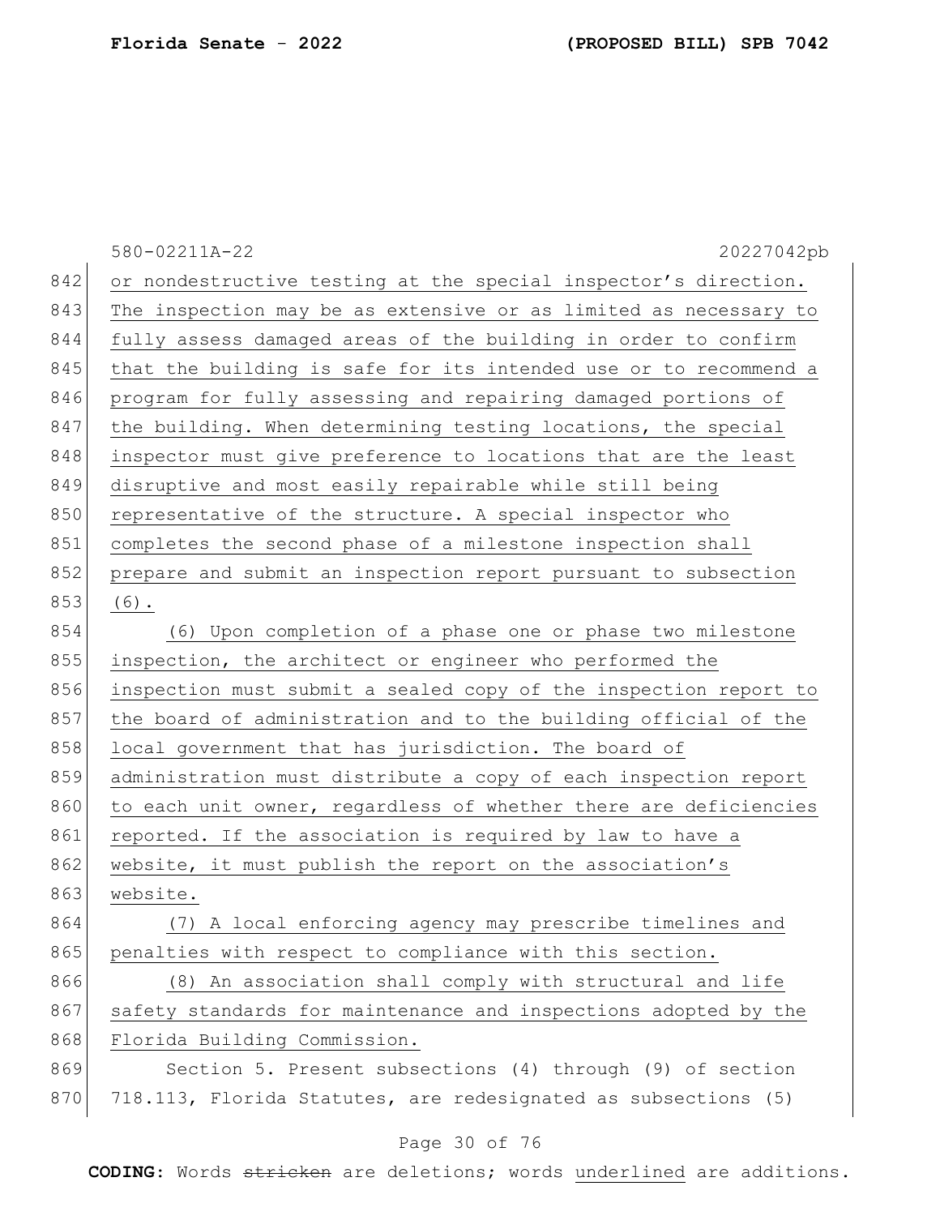or nondestructive testing at the special inspector's direction. The inspection may be as extensive or as limited as necessary to fully assess damaged areas of the building in order to confirm that the building is safe for its intended use or to recommend a program for fully assessing and repairing damaged portions of the building. When determining testing locations, the special inspector must give preference to locations that are the least disruptive and most easily repairable while still being representative of the structure. A special inspector who completes the second phase of a milestone inspection shall prepare and submit an inspection report pursuant to subsection (6).

(6) Upon completion of a phase one or phase two milestone inspection, the architect or engineer who performed the inspection must submit a sealed copy of the inspection report to the board of administration and to the building official of the local government that has jurisdiction. The board of administration must distribute a copy of each inspection report to each unit owner, regardless of whether there are deficiencies reported. If the association is required by law to have a website, it must publish the report on the association's website.

(7) A local enforcing agency may prescribe timelines and penalties with respect to compliance with this section.

(8) An association shall comply with structural and life safety standards for maintenance and inspections adopted by the Florida Building Commission.

Section 5. Present subsections (4) through (9) of section 718.113, Florida Statutes, are redesignated as subsections (5)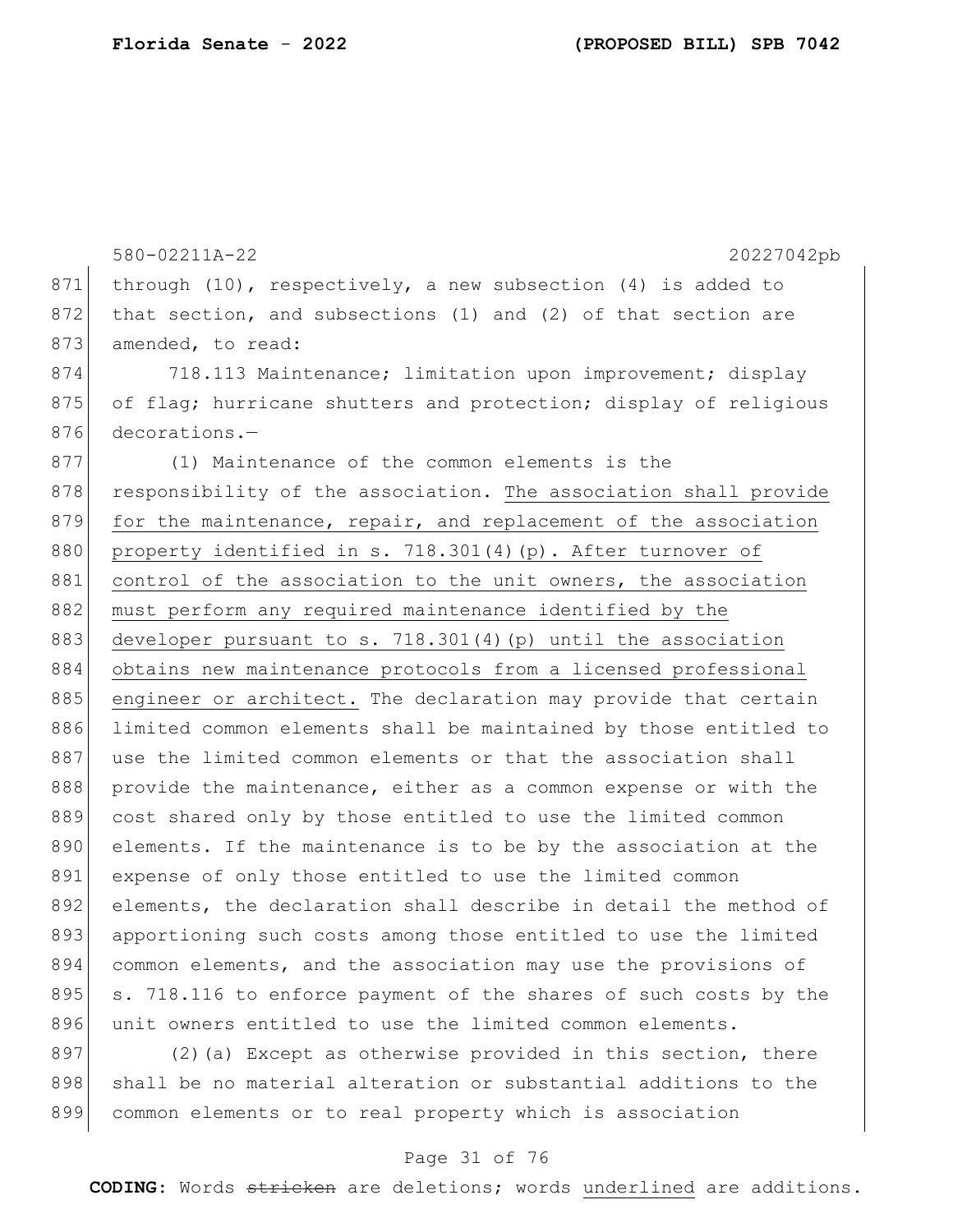through (10), respectively, a new subsection (4) is added to that section, and subsections (1) and (2) of that section are amended, to read:

718.113 Maintenance; limitation upon improvement; display of flag; hurricane shutters and protection; display of religious decorations.—

(1) Maintenance of the common elements is the responsibility of the association. The association shall provide for the maintenance, repair, and replacement of the association property identified in s. 718.301(4)(p). After turnover of control of the association to the unit owners, the association must perform any required maintenance identified by the developer pursuant to s. 718.301(4)(p) until the association obtains new maintenance protocols from a licensed professional engineer or architect. The declaration may provide that certain limited common elements shall be maintained by those entitled to use the limited common elements or that the association shall provide the maintenance, either as a common expense or with the cost shared only by those entitled to use the limited common elements. If the maintenance is to be by the association at the expense of only those entitled to use the limited common elements, the declaration shall describe in detail the method of apportioning such costs among those entitled to use the limited common elements, and the association may use the provisions of s. 718.116 to enforce payment of the shares of such costs by the unit owners entitled to use the limited common elements.

(2)(a) Except as otherwise provided in this section, there shall be no material alteration or substantial additions to the common elements or to real property which is association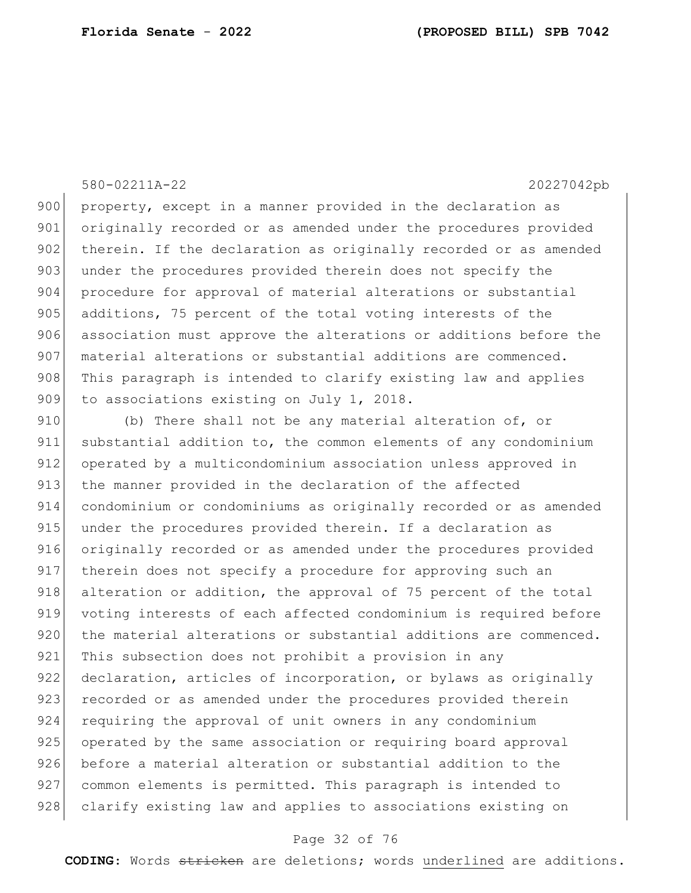property, except in a manner provided in the declaration as originally recorded or as amended under the procedures provided therein. If the declaration as originally recorded or as amended under the procedures provided therein does not specify the procedure for approval of material alterations or substantial additions, 75 percent of the total voting interests of the association must approve the alterations or additions before the material alterations or substantial additions are commenced. This paragraph is intended to clarify existing law and applies to associations existing on July 1, 2018.

(b) There shall not be any material alteration of, or substantial addition to, the common elements of any condominium operated by a multicondominium association unless approved in the manner provided in the declaration of the affected condominium or condominiums as originally recorded or as amended under the procedures provided therein. If a declaration as originally recorded or as amended under the procedures provided therein does not specify a procedure for approving such an alteration or addition, the approval of 75 percent of the total voting interests of each affected condominium is required before the material alterations or substantial additions are commenced. This subsection does not prohibit a provision in any declaration, articles of incorporation, or bylaws as originally recorded or as amended under the procedures provided therein requiring the approval of unit owners in any condominium operated by the same association or requiring board approval before a material alteration or substantial addition to the common elements is permitted. This paragraph is intended to clarify existing law and applies to associations existing on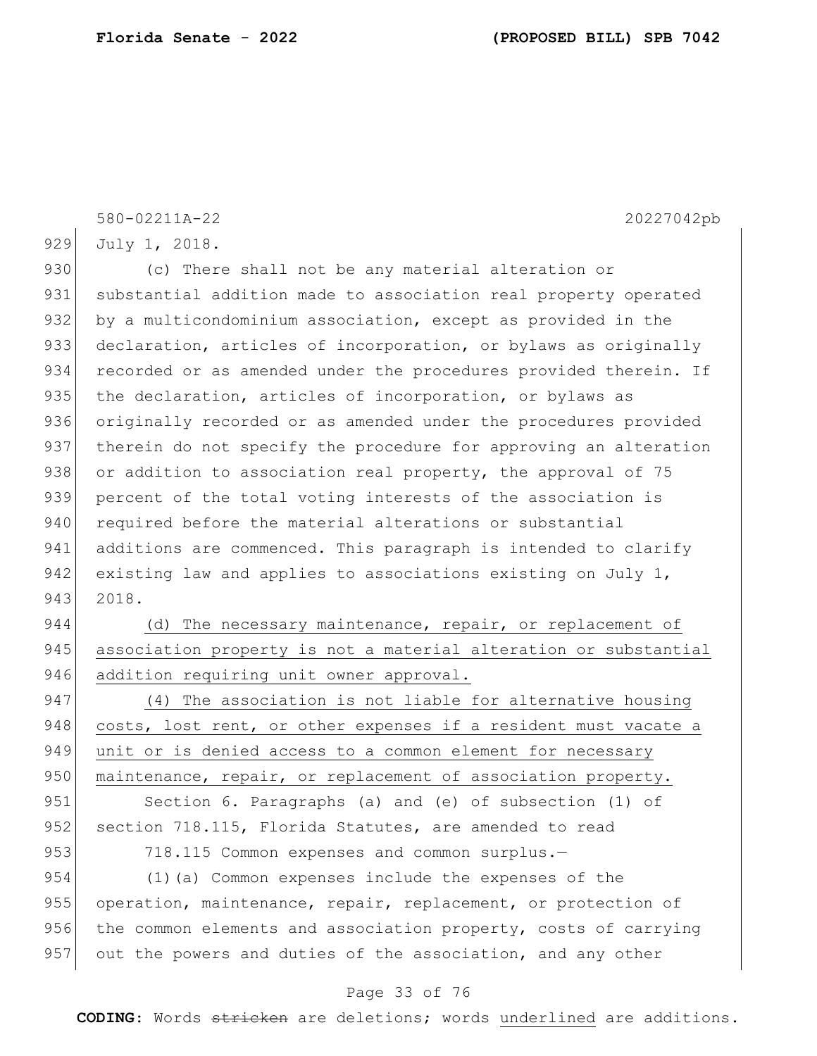July 1, 2018.

(c) There shall not be any material alteration or substantial addition made to association real property operated by a multicondominium association, except as provided in the declaration, articles of incorporation, or bylaws as originally recorded or as amended under the procedures provided therein. If the declaration, articles of incorporation, or bylaws as originally recorded or as amended under the procedures provided therein do not specify the procedure for approving an alteration or addition to association real property, the approval of 75 percent of the total voting interests of the association is required before the material alterations or substantial additions are commenced. This paragraph is intended to clarify existing law and applies to associations existing on July 1, 2018.

<u>(d) The necessary maintenance, repair, or replacement of association property is not a material alteration or substantial addition requiring unit owner approval.</u>

<u>(4) The association is not liable for alternative housing costs, lost rent, or other expenses if a resident must vacate a unit or is denied access to a common element for necessary maintenance, repair, or replacement of association property.</u>

Section 6. Paragraphs (a) and (e) of subsection (1) of section 718.115, Florida Statutes, are amended to read

718.115 Common expenses and common surplus.—

(1)(a) Common expenses include the expenses of the operation, maintenance, repair, replacement, or protection of the common elements and association property, costs of carrying out the powers and duties of the association, and any other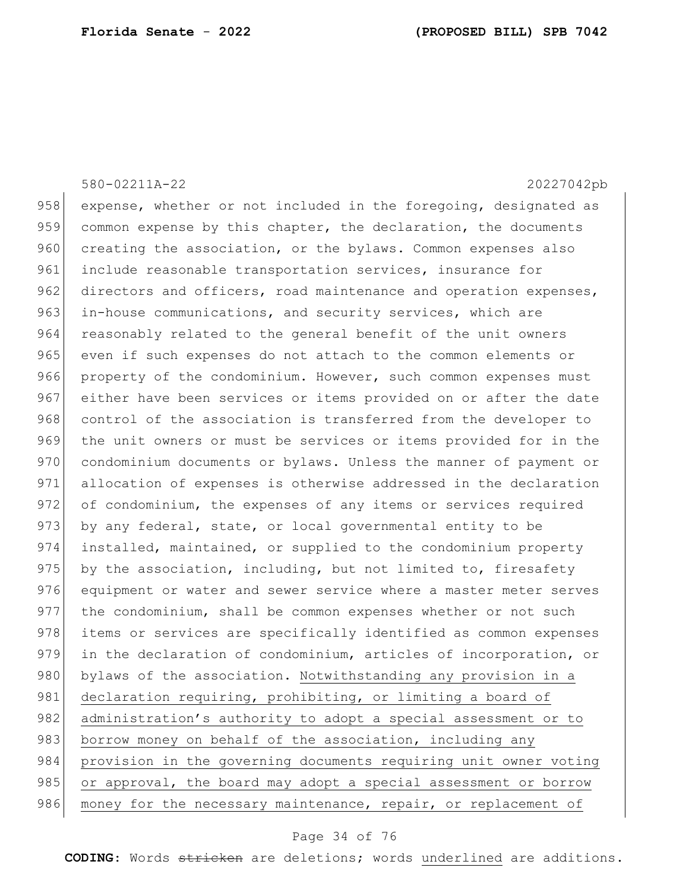958 expense, whether or not included in the foregoing, designated as
959 common expense by this chapter, the declaration, the documents
960 creating the association, or the bylaws. Common expenses also
961 include reasonable transportation services, insurance for
962 directors and officers, road maintenance and operation expenses,
963 in-house communications, and security services, which are
964 reasonably related to the general benefit of the unit owners
965 even if such expenses do not attach to the common elements or
966 property of the condominium. However, such common expenses must
967 either have been services or items provided on or after the date
968 control of the association is transferred from the developer to
969 the unit owners or must be services or items provided for in the
970 condominium documents or bylaws. Unless the manner of payment or
971 allocation of expenses is otherwise addressed in the declaration
972 of condominium, the expenses of any items or services required
973 by any federal, state, or local governmental entity to be
974 installed, maintained, or supplied to the condominium property
975 by the association, including, but not limited to, firesafety
976 equipment or water and sewer service where a master meter serves
977 the condominium, shall be common expenses whether or not such
978 items or services are specifically identified as common expenses
979 in the declaration of condominium, articles of incorporation, or
980 bylaws of the association. <u>Notwithstanding any provision in a</u>
981 <u>declaration requiring, prohibiting, or limiting a board of</u>
982 <u>administration's authority to adopt a special assessment or to</u>
983 <u>borrow money on behalf of the association, including any</u>
984 <u>provision in the governing documents requiring unit owner voting</u>
985 <u>or approval, the board may adopt a special assessment or borrow</u>
986 <u>money for the necessary maintenance, repair, or replacement of</u>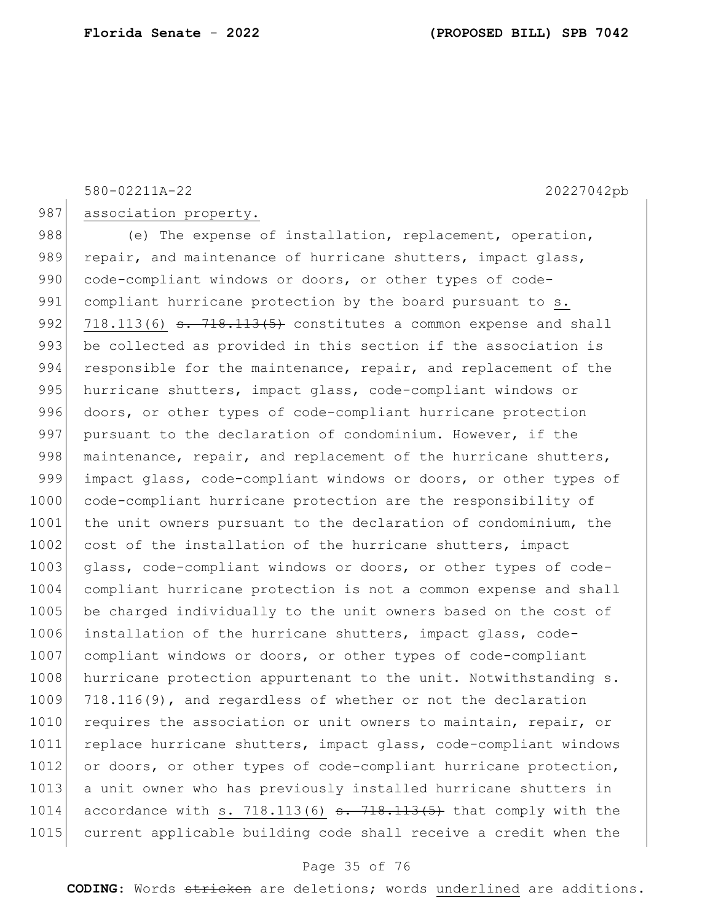association property.

(e) The expense of installation, replacement, operation, repair, and maintenance of hurricane shutters, impact glass, code-compliant windows or doors, or other types of code-compliant hurricane protection by the board pursuant to s. 718.113(6) ~~s. 718.113(5)~~ constitutes a common expense and shall be collected as provided in this section if the association is responsible for the maintenance, repair, and replacement of the hurricane shutters, impact glass, code-compliant windows or doors, or other types of code-compliant hurricane protection pursuant to the declaration of condominium. However, if the maintenance, repair, and replacement of the hurricane shutters, impact glass, code-compliant windows or doors, or other types of code-compliant hurricane protection are the responsibility of the unit owners pursuant to the declaration of condominium, the cost of the installation of the hurricane shutters, impact glass, code-compliant windows or doors, or other types of code-compliant hurricane protection is not a common expense and shall be charged individually to the unit owners based on the cost of installation of the hurricane shutters, impact glass, code-compliant windows or doors, or other types of code-compliant hurricane protection appurtenant to the unit. Notwithstanding s. 718.116(9), and regardless of whether or not the declaration requires the association or unit owners to maintain, repair, or replace hurricane shutters, impact glass, code-compliant windows or doors, or other types of code-compliant hurricane protection, a unit owner who has previously installed hurricane shutters in accordance with s. 718.113(6) ~~s. 718.113(5)~~ that comply with the current applicable building code shall receive a credit when the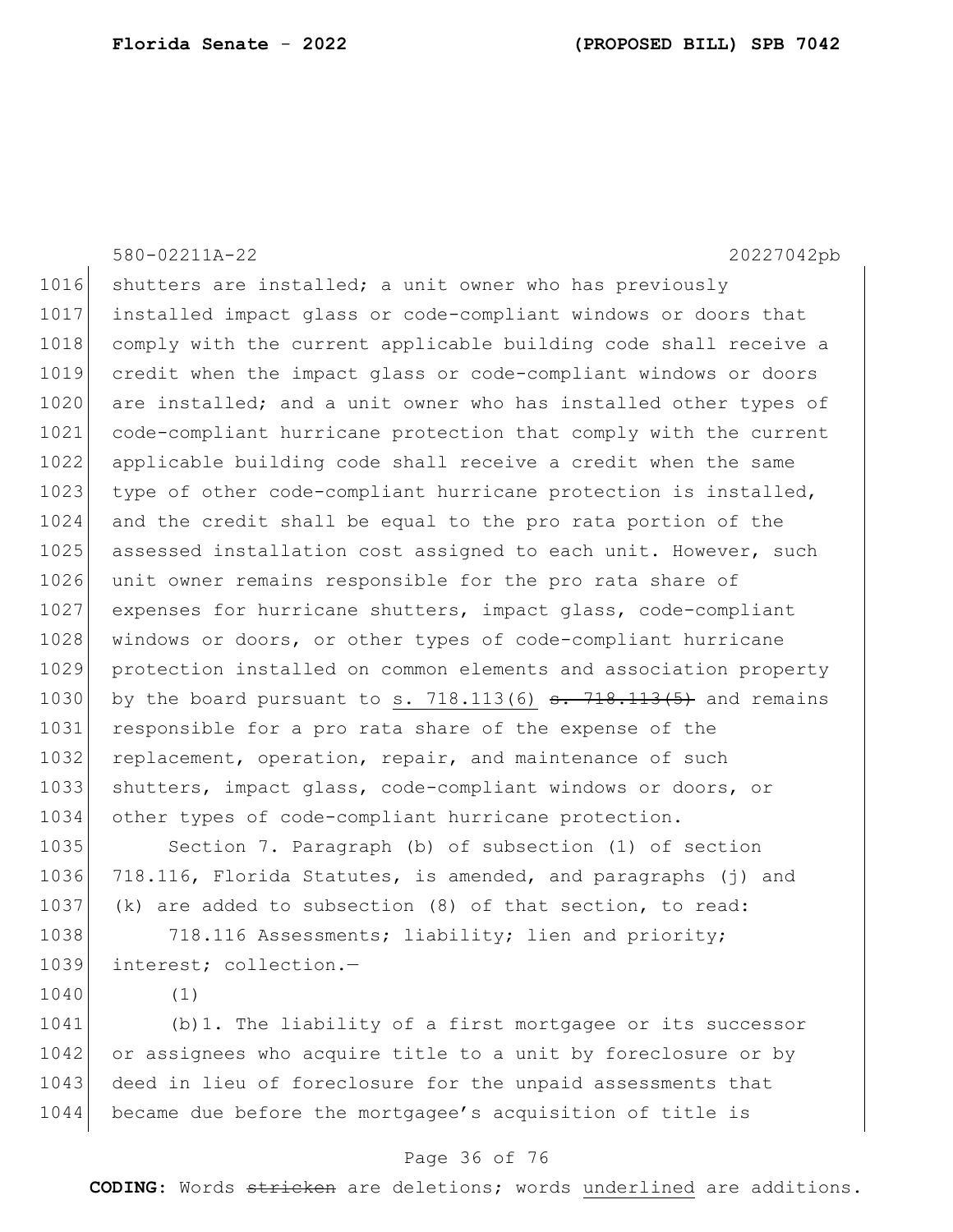shutters are installed; a unit owner who has previously installed impact glass or code-compliant windows or doors that comply with the current applicable building code shall receive a credit when the impact glass or code-compliant windows or doors are installed; and a unit owner who has installed other types of code-compliant hurricane protection that comply with the current applicable building code shall receive a credit when the same type of other code-compliant hurricane protection is installed, and the credit shall be equal to the pro rata portion of the assessed installation cost assigned to each unit. However, such unit owner remains responsible for the pro rata share of expenses for hurricane shutters, impact glass, code-compliant windows or doors, or other types of code-compliant hurricane protection installed on common elements and association property by the board pursuant to <u>s. 718.113(6)</u> ~~s. 718.113(5)~~ and remains responsible for a pro rata share of the expense of the replacement, operation, repair, and maintenance of such shutters, impact glass, code-compliant windows or doors, or other types of code-compliant hurricane protection.

Section 7. Paragraph (b) of subsection (1) of section 718.116, Florida Statutes, is amended, and paragraphs (j) and (k) are added to subsection (8) of that section, to read:

718.116 Assessments; liability; lien and priority; interest; collection.—

(1)

(b)1. The liability of a first mortgagee or its successor or assignees who acquire title to a unit by foreclosure or by deed in lieu of foreclosure for the unpaid assessments that became due before the mortgagee's acquisition of title is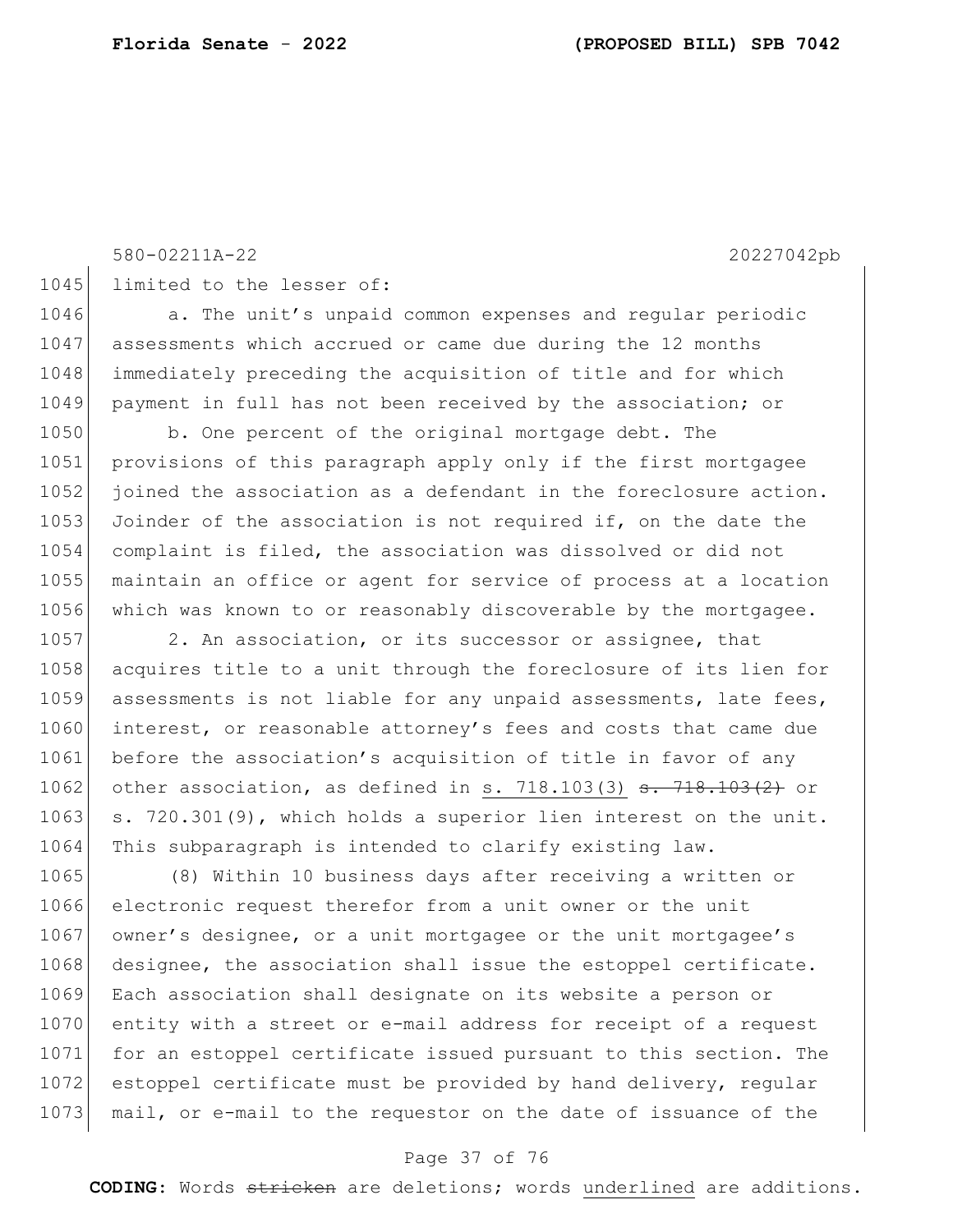limited to the lesser of:

a. The unit's unpaid common expenses and regular periodic assessments which accrued or came due during the 12 months immediately preceding the acquisition of title and for which payment in full has not been received by the association; or

b. One percent of the original mortgage debt. The provisions of this paragraph apply only if the first mortgagee joined the association as a defendant in the foreclosure action. Joinder of the association is not required if, on the date the complaint is filed, the association was dissolved or did not maintain an office or agent for service of process at a location which was known to or reasonably discoverable by the mortgagee.

2. An association, or its successor or assignee, that acquires title to a unit through the foreclosure of its lien for assessments is not liable for any unpaid assessments, late fees, interest, or reasonable attorney's fees and costs that came due before the association's acquisition of title in favor of any other association, as defined in <u>s. 718.103(3)</u> ~~s. 718.103(2)~~ or s. 720.301(9), which holds a superior lien interest on the unit. This subparagraph is intended to clarify existing law.

(8) Within 10 business days after receiving a written or electronic request therefor from a unit owner or the unit owner's designee, or a unit mortgagee or the unit mortgagee's designee, the association shall issue the estoppel certificate. Each association shall designate on its website a person or entity with a street or e-mail address for receipt of a request for an estoppel certificate issued pursuant to this section. The estoppel certificate must be provided by hand delivery, regular mail, or e-mail to the requestor on the date of issuance of the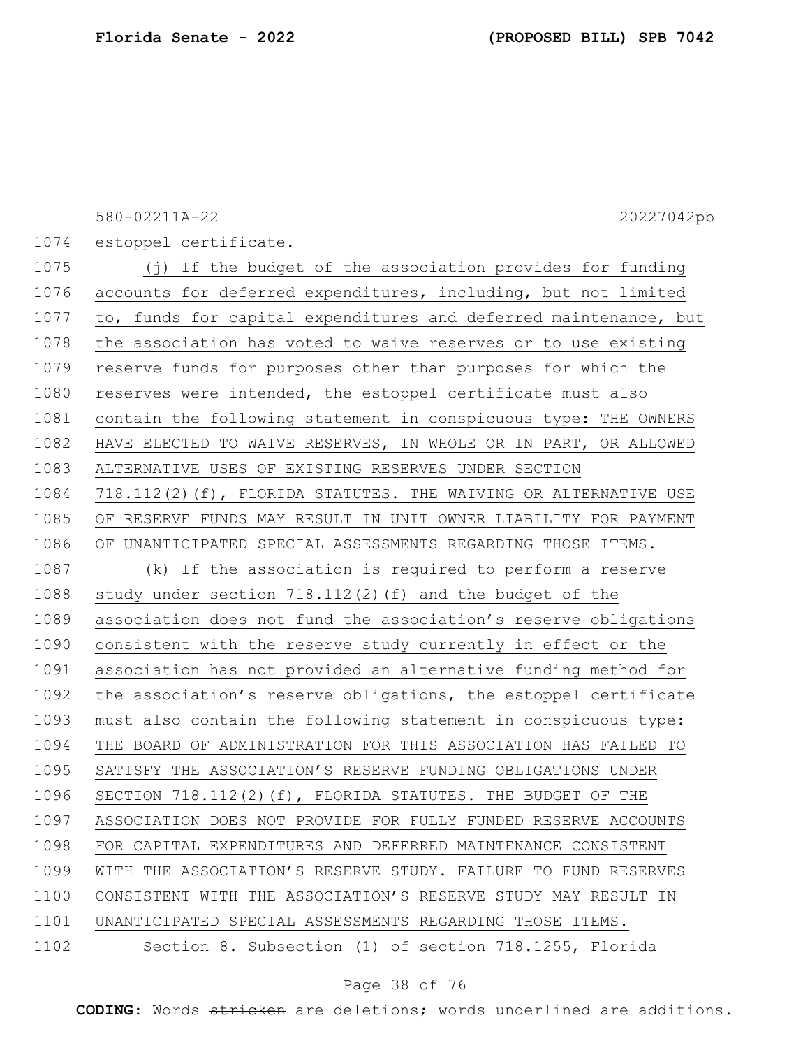estoppel certificate.

(j) If the budget of the association provides for funding accounts for deferred expenditures, including, but not limited to, funds for capital expenditures and deferred maintenance, but the association has voted to waive reserves or to use existing reserve funds for purposes other than purposes for which the reserves were intended, the estoppel certificate must also contain the following statement in conspicuous type: THE OWNERS HAVE ELECTED TO WAIVE RESERVES, IN WHOLE OR IN PART, OR ALLOWED ALTERNATIVE USES OF EXISTING RESERVES UNDER SECTION 718.112(2)(f), FLORIDA STATUTES. THE WAIVING OR ALTERNATIVE USE OF RESERVE FUNDS MAY RESULT IN UNIT OWNER LIABILITY FOR PAYMENT OF UNANTICIPATED SPECIAL ASSESSMENTS REGARDING THOSE ITEMS.

(k) If the association is required to perform a reserve study under section 718.112(2)(f) and the budget of the association does not fund the association's reserve obligations consistent with the reserve study currently in effect or the association has not provided an alternative funding method for the association's reserve obligations, the estoppel certificate must also contain the following statement in conspicuous type: THE BOARD OF ADMINISTRATION FOR THIS ASSOCIATION HAS FAILED TO SATISFY THE ASSOCIATION'S RESERVE FUNDING OBLIGATIONS UNDER SECTION 718.112(2)(f), FLORIDA STATUTES. THE BUDGET OF THE ASSOCIATION DOES NOT PROVIDE FOR FULLY FUNDED RESERVE ACCOUNTS FOR CAPITAL EXPENDITURES AND DEFERRED MAINTENANCE CONSISTENT WITH THE ASSOCIATION'S RESERVE STUDY. FAILURE TO FUND RESERVES CONSISTENT WITH THE ASSOCIATION'S RESERVE STUDY MAY RESULT IN UNANTICIPATED SPECIAL ASSESSMENTS REGARDING THOSE ITEMS.

Section 8. Subsection (1) of section 718.1255, Florida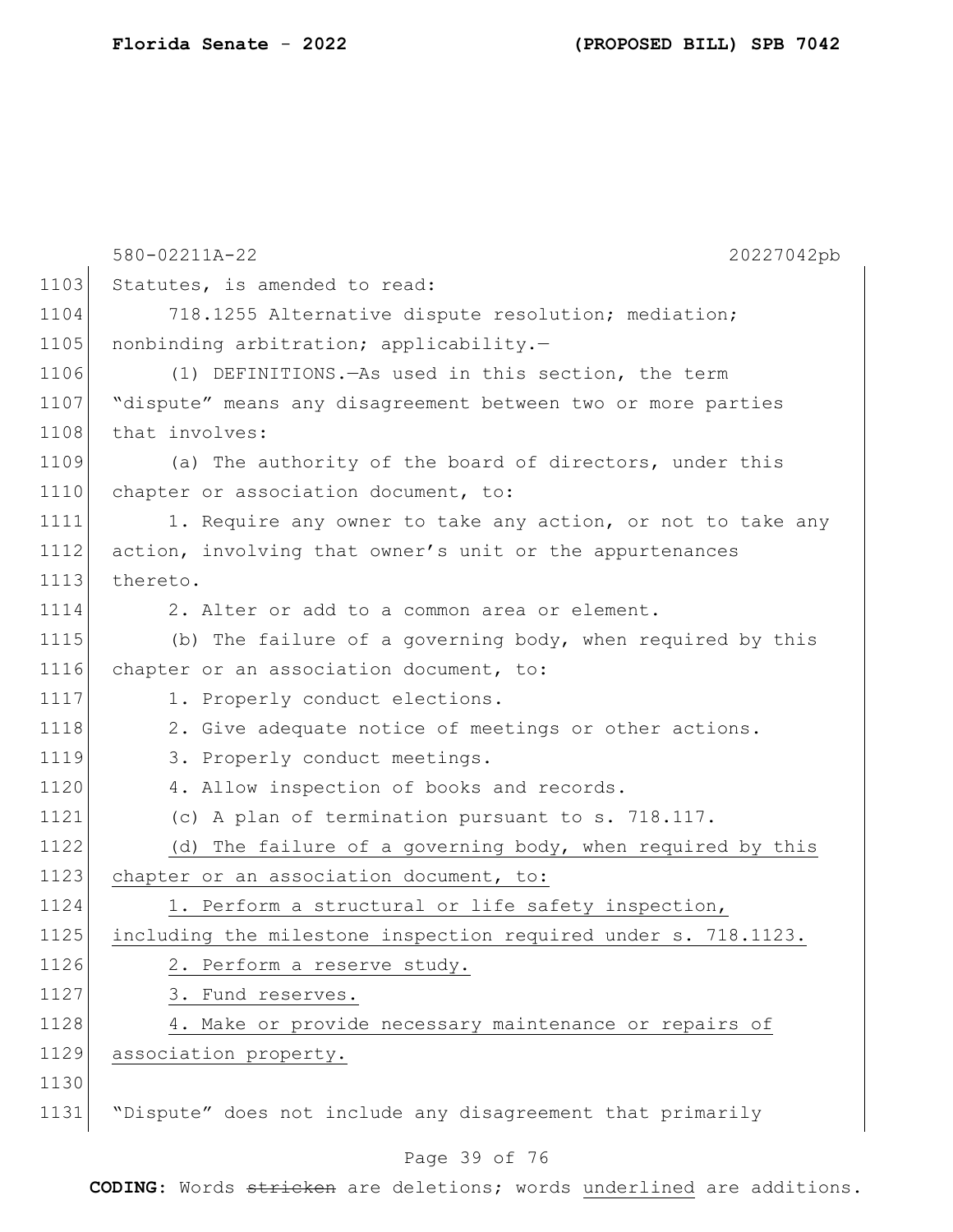Statutes, is amended to read:

718.1255 Alternative dispute resolution; mediation; nonbinding arbitration; applicability.—

(1) DEFINITIONS.—As used in this section, the term "dispute" means any disagreement between two or more parties that involves:

(a) The authority of the board of directors, under this chapter or association document, to:

1. Require any owner to take any action, or not to take any action, involving that owner's unit or the appurtenances thereto.

2. Alter or add to a common area or element.

(b) The failure of a governing body, when required by this chapter or an association document, to:

1. Properly conduct elections.

2. Give adequate notice of meetings or other actions.

3. Properly conduct meetings.

4. Allow inspection of books and records.

(c) A plan of termination pursuant to s. 718.117.

<u>(d) The failure of a governing body, when required by this chapter or an association document, to:</u>

<u>1. Perform a structural or life safety inspection, including the milestone inspection required under s. 718.1123.</u>

<u>2. Perform a reserve study.</u>

<u>3. Fund reserves.</u>

<u>4. Make or provide necessary maintenance or repairs of association property.</u>

"Dispute" does not include any disagreement that primarily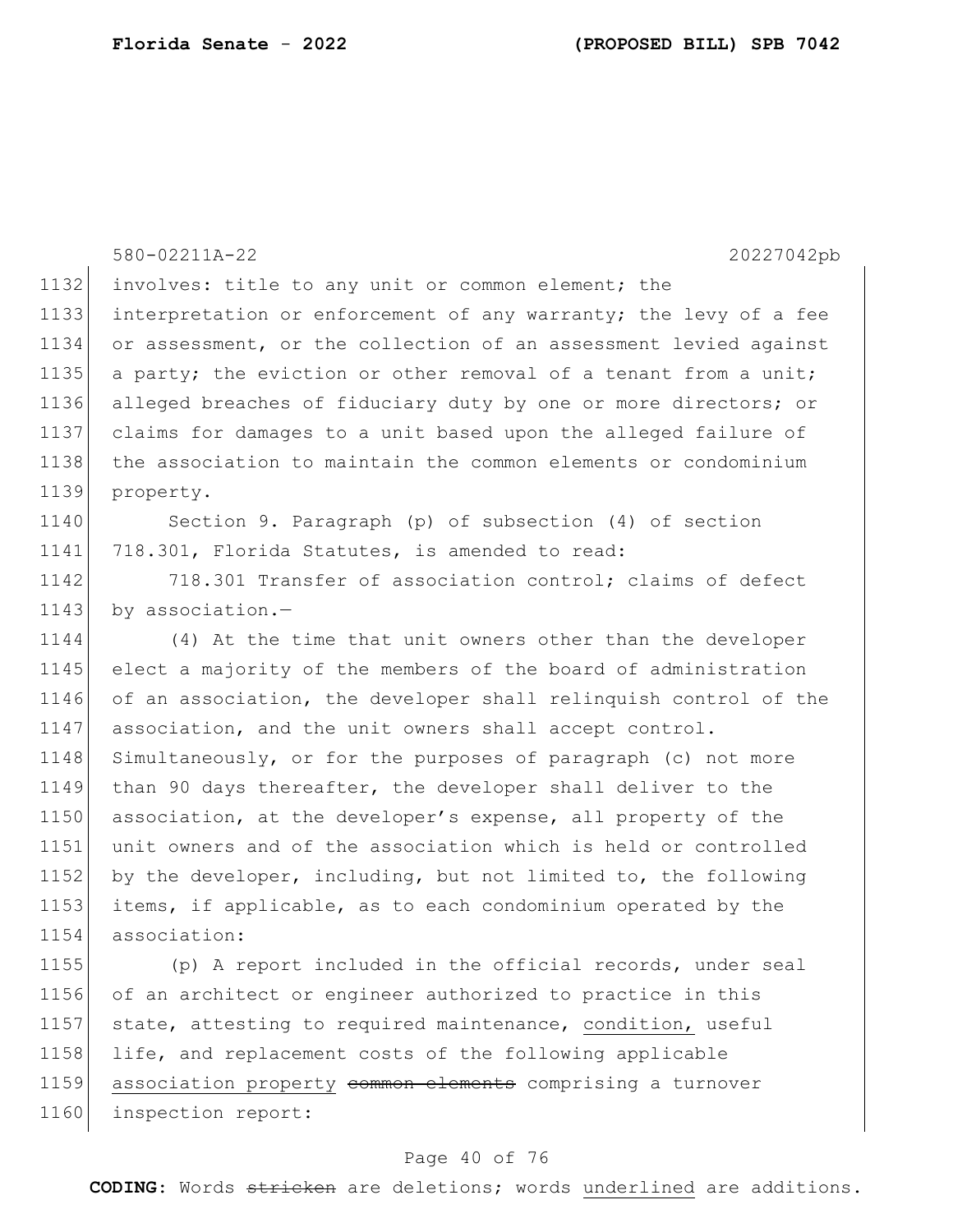involves: title to any unit or common element; the interpretation or enforcement of any warranty; the levy of a fee or assessment, or the collection of an assessment levied against a party; the eviction or other removal of a tenant from a unit; alleged breaches of fiduciary duty by one or more directors; or claims for damages to a unit based upon the alleged failure of the association to maintain the common elements or condominium property.

Section 9. Paragraph (p) of subsection (4) of section 718.301, Florida Statutes, is amended to read:

718.301 Transfer of association control; claims of defect by association.—

(4) At the time that unit owners other than the developer elect a majority of the members of the board of administration of an association, the developer shall relinquish control of the association, and the unit owners shall accept control. Simultaneously, or for the purposes of paragraph (c) not more than 90 days thereafter, the developer shall deliver to the association, at the developer's expense, all property of the unit owners and of the association which is held or controlled by the developer, including, but not limited to, the following items, if applicable, as to each condominium operated by the association:

(p) A report included in the official records, under seal of an architect or engineer authorized to practice in this state, attesting to required maintenance, <u>condition,</u> useful life, and replacement costs of the following applicable <u>association property</u> ~~common elements~~ comprising a turnover inspection report: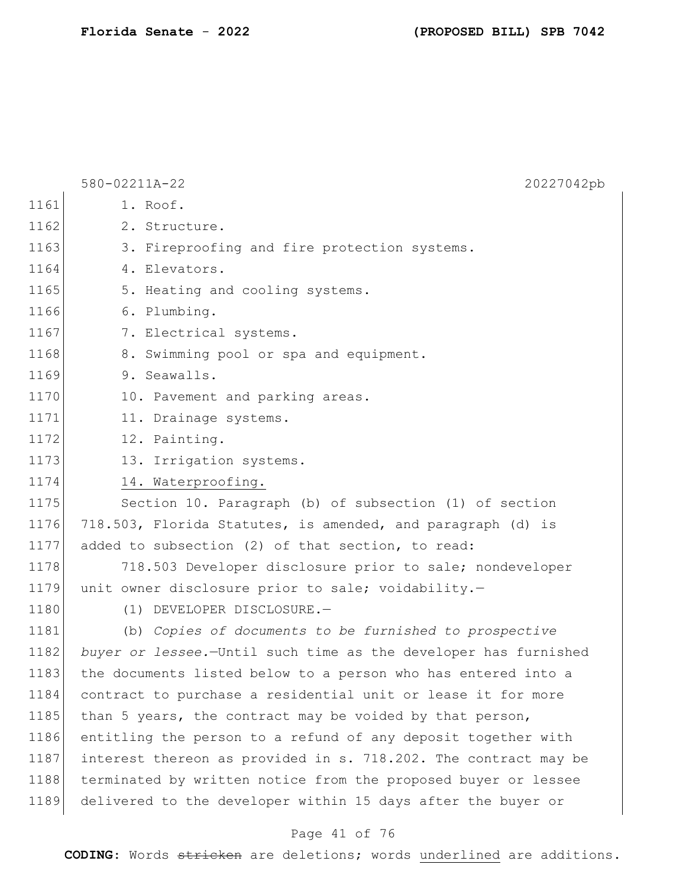1. Roof.

2. Structure.

3. Fireproofing and fire protection systems.

4. Elevators.

5. Heating and cooling systems.

6. Plumbing.

7. Electrical systems.

8. Swimming pool or spa and equipment.

9. Seawalls.

10. Pavement and parking areas.

11. Drainage systems.

12. Painting.

13. Irrigation systems.

<u>14. Waterproofing.</u>

Section 10. Paragraph (b) of subsection (1) of section 718.503, Florida Statutes, is amended, and paragraph (d) is added to subsection (2) of that section, to read:

718.503 Developer disclosure prior to sale; nondeveloper unit owner disclosure prior to sale; voidability.—

(1) DEVELOPER DISCLOSURE.—

(b) *Copies of documents to be furnished to prospective buyer or lessee.*—Until such time as the developer has furnished the documents listed below to a person who has entered into a contract to purchase a residential unit or lease it for more than 5 years, the contract may be voided by that person, entitling the person to a refund of any deposit together with interest thereon as provided in s. 718.202. The contract may be terminated by written notice from the proposed buyer or lessee delivered to the developer within 15 days after the buyer or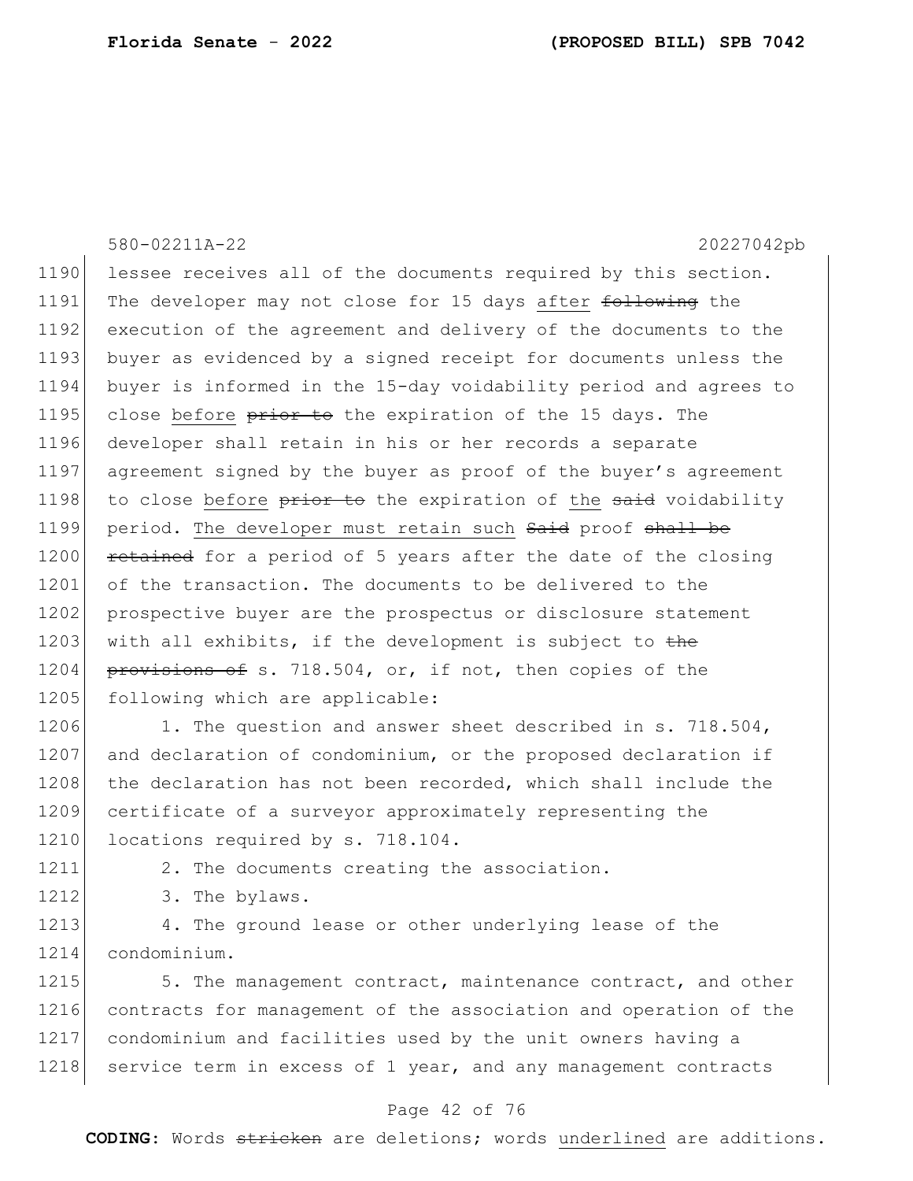lessee receives all of the documents required by this section. The developer may not close for 15 days <u>after</u> ~~following~~ the execution of the agreement and delivery of the documents to the buyer as evidenced by a signed receipt for documents unless the buyer is informed in the 15-day voidability period and agrees to close <u>before</u> ~~prior to~~ the expiration of the 15 days. The developer shall retain in his or her records a separate agreement signed by the buyer as proof of the buyer's agreement to close <u>before</u> ~~prior to~~ the expiration of <u>the</u> ~~said~~ voidability period. <u>The developer must retain such</u> ~~Said~~ proof ~~shall be retained~~ for a period of 5 years after the date of the closing of the transaction. The documents to be delivered to the prospective buyer are the prospectus or disclosure statement with all exhibits, if the development is subject to ~~the provisions of~~ s. 718.504, or, if not, then copies of the following which are applicable:

1. The question and answer sheet described in s. 718.504, and declaration of condominium, or the proposed declaration if the declaration has not been recorded, which shall include the certificate of a surveyor approximately representing the locations required by s. 718.104.

2. The documents creating the association.

3. The bylaws.

4. The ground lease or other underlying lease of the condominium.

5. The management contract, maintenance contract, and other contracts for management of the association and operation of the condominium and facilities used by the unit owners having a service term in excess of 1 year, and any management contracts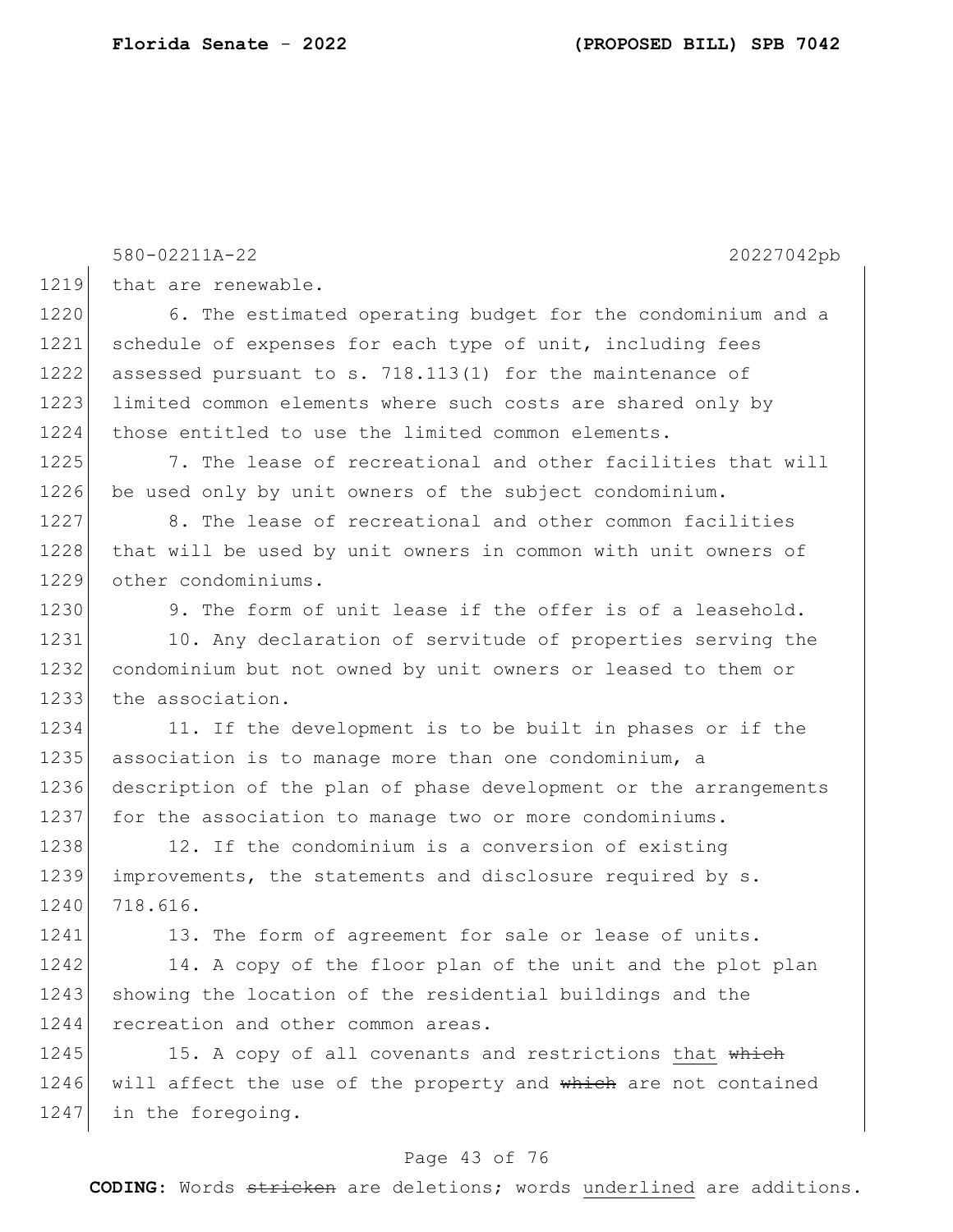that are renewable.

6. The estimated operating budget for the condominium and a schedule of expenses for each type of unit, including fees assessed pursuant to s. 718.113(1) for the maintenance of limited common elements where such costs are shared only by those entitled to use the limited common elements.

7. The lease of recreational and other facilities that will be used only by unit owners of the subject condominium.

8. The lease of recreational and other common facilities that will be used by unit owners in common with unit owners of other condominiums.

9. The form of unit lease if the offer is of a leasehold.

10. Any declaration of servitude of properties serving the condominium but not owned by unit owners or leased to them or the association.

11. If the development is to be built in phases or if the association is to manage more than one condominium, a description of the plan of phase development or the arrangements for the association to manage two or more condominiums.

12. If the condominium is a conversion of existing improvements, the statements and disclosure required by s. 718.616.

13. The form of agreement for sale or lease of units.

14. A copy of the floor plan of the unit and the plot plan showing the location of the residential buildings and the recreation and other common areas.

15. A copy of all covenants and restrictions <u>that</u> ~~which~~ will affect the use of the property and ~~which~~ are not contained in the foregoing.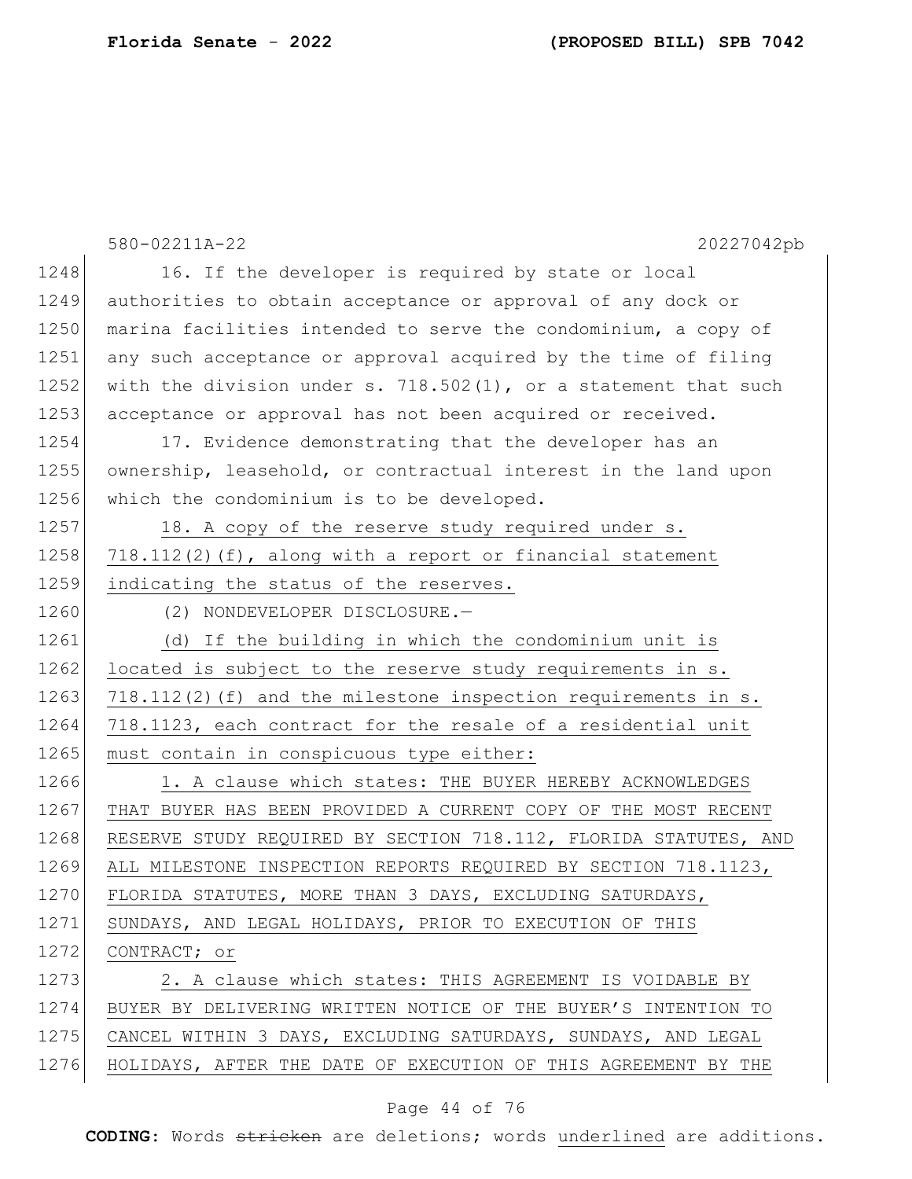16. If the developer is required by state or local authorities to obtain acceptance or approval of any dock or marina facilities intended to serve the condominium, a copy of any such acceptance or approval acquired by the time of filing with the division under s. 718.502(1), or a statement that such acceptance or approval has not been acquired or received.

17. Evidence demonstrating that the developer has an ownership, leasehold, or contractual interest in the land upon which the condominium is to be developed.

18. A copy of the reserve study required under s. 718.112(2)(f), along with a report or financial statement indicating the status of the reserves.

(2) NONDEVELOPER DISCLOSURE.—

(d) If the building in which the condominium unit is located is subject to the reserve study requirements in s. 718.112(2)(f) and the milestone inspection requirements in s. 718.1123, each contract for the resale of a residential unit must contain in conspicuous type either:

1. A clause which states: THE BUYER HEREBY ACKNOWLEDGES THAT BUYER HAS BEEN PROVIDED A CURRENT COPY OF THE MOST RECENT RESERVE STUDY REQUIRED BY SECTION 718.112, FLORIDA STATUTES, AND ALL MILESTONE INSPECTION REPORTS REQUIRED BY SECTION 718.1123, FLORIDA STATUTES, MORE THAN 3 DAYS, EXCLUDING SATURDAYS, SUNDAYS, AND LEGAL HOLIDAYS, PRIOR TO EXECUTION OF THIS CONTRACT; or

2. A clause which states: THIS AGREEMENT IS VOIDABLE BY BUYER BY DELIVERING WRITTEN NOTICE OF THE BUYER'S INTENTION TO CANCEL WITHIN 3 DAYS, EXCLUDING SATURDAYS, SUNDAYS, AND LEGAL HOLIDAYS, AFTER THE DATE OF EXECUTION OF THIS AGREEMENT BY THE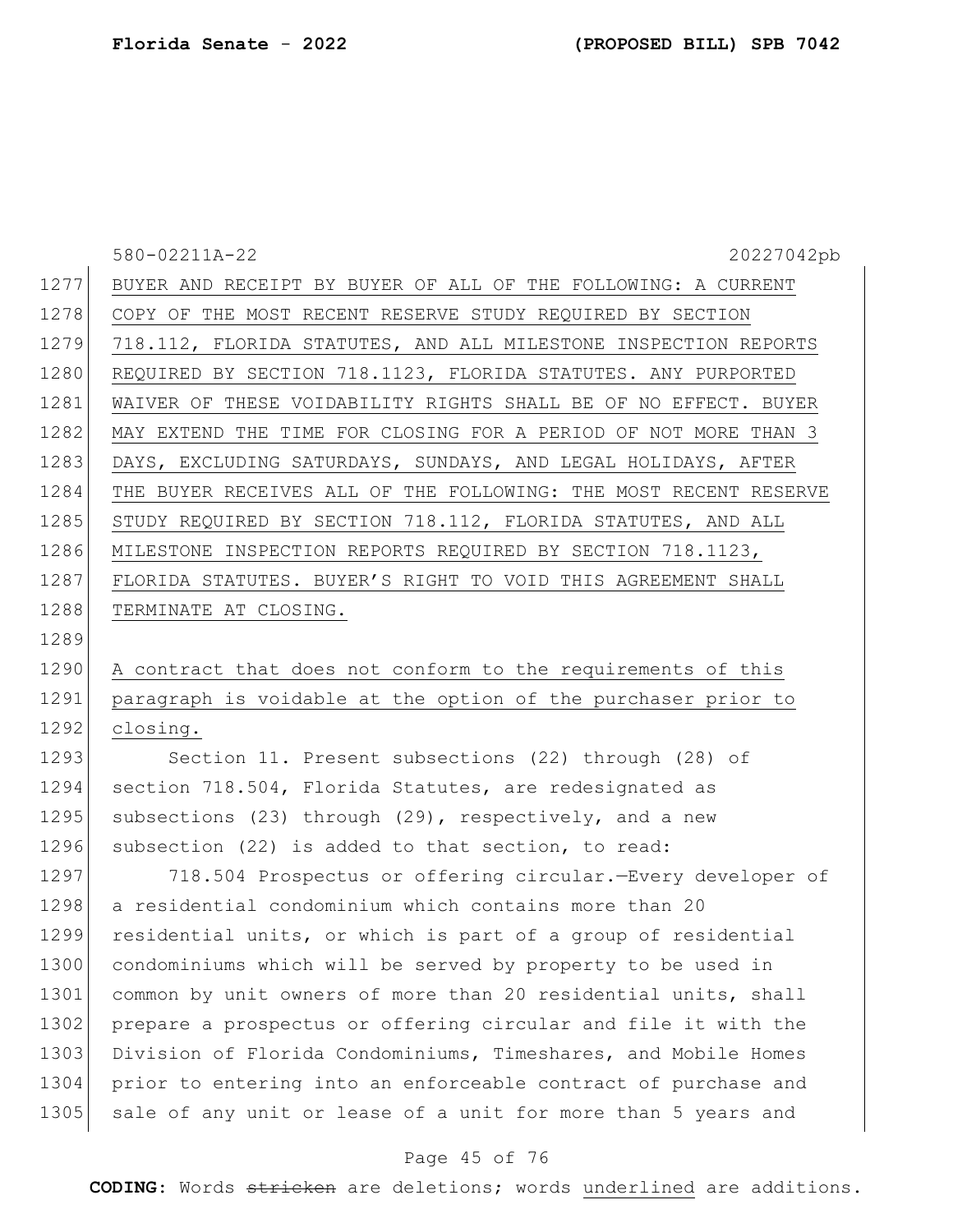BUYER AND RECEIPT BY BUYER OF ALL OF THE FOLLOWING: A CURRENT COPY OF THE MOST RECENT RESERVE STUDY REQUIRED BY SECTION 718.112, FLORIDA STATUTES, AND ALL MILESTONE INSPECTION REPORTS REQUIRED BY SECTION 718.1123, FLORIDA STATUTES. ANY PURPORTED WAIVER OF THESE VOIDABILITY RIGHTS SHALL BE OF NO EFFECT. BUYER MAY EXTEND THE TIME FOR CLOSING FOR A PERIOD OF NOT MORE THAN 3 DAYS, EXCLUDING SATURDAYS, SUNDAYS, AND LEGAL HOLIDAYS, AFTER THE BUYER RECEIVES ALL OF THE FOLLOWING: THE MOST RECENT RESERVE STUDY REQUIRED BY SECTION 718.112, FLORIDA STATUTES, AND ALL MILESTONE INSPECTION REPORTS REQUIRED BY SECTION 718.1123, FLORIDA STATUTES. BUYER'S RIGHT TO VOID THIS AGREEMENT SHALL TERMINATE AT CLOSING.

A contract that does not conform to the requirements of this paragraph is voidable at the option of the purchaser prior to closing.

Section 11. Present subsections (22) through (28) of section 718.504, Florida Statutes, are redesignated as subsections (23) through (29), respectively, and a new subsection (22) is added to that section, to read:

718.504 Prospectus or offering circular.—Every developer of a residential condominium which contains more than 20 residential units, or which is part of a group of residential condominiums which will be served by property to be used in common by unit owners of more than 20 residential units, shall prepare a prospectus or offering circular and file it with the Division of Florida Condominiums, Timeshares, and Mobile Homes prior to entering into an enforceable contract of purchase and sale of any unit or lease of a unit for more than 5 years and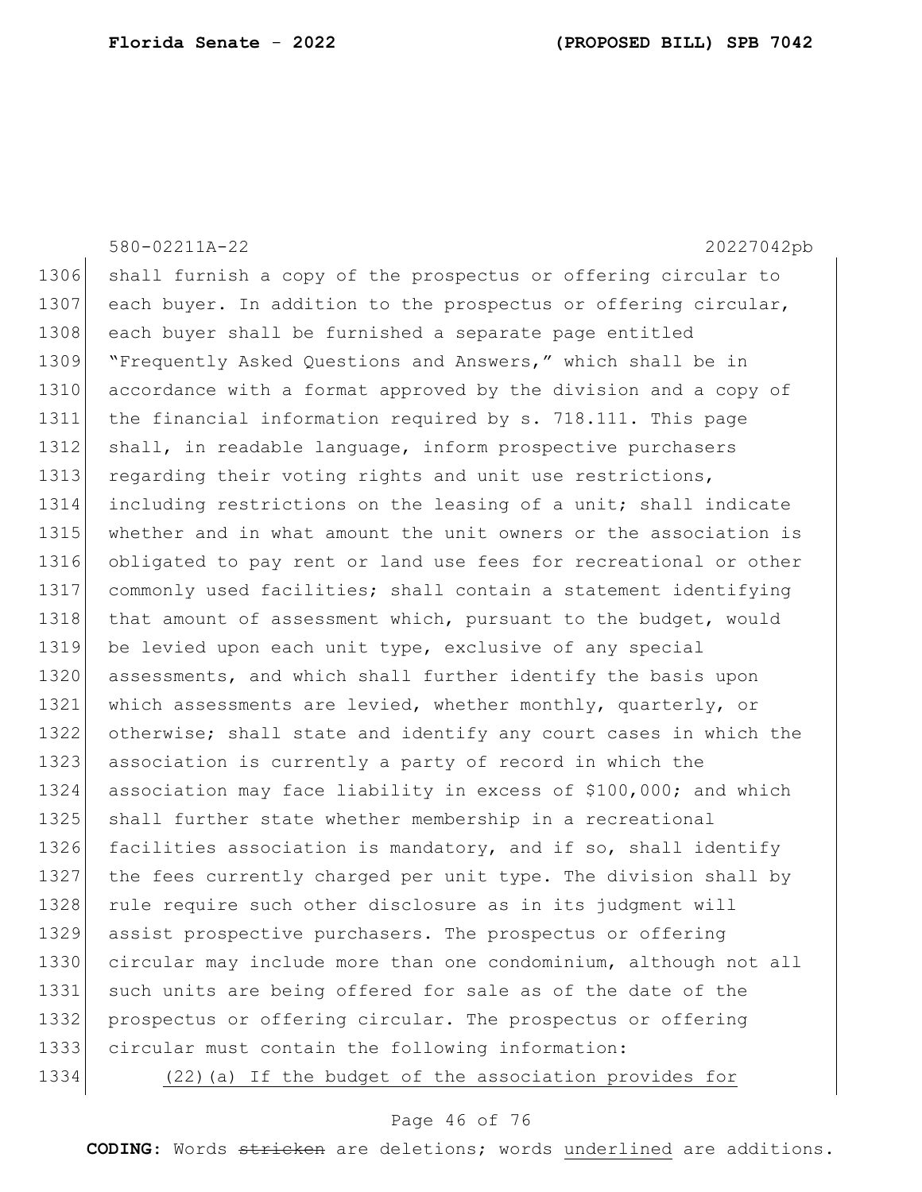shall furnish a copy of the prospectus or offering circular to each buyer. In addition to the prospectus or offering circular, each buyer shall be furnished a separate page entitled "Frequently Asked Questions and Answers," which shall be in accordance with a format approved by the division and a copy of the financial information required by s. 718.111. This page shall, in readable language, inform prospective purchasers regarding their voting rights and unit use restrictions, including restrictions on the leasing of a unit; shall indicate whether and in what amount the unit owners or the association is obligated to pay rent or land use fees for recreational or other commonly used facilities; shall contain a statement identifying that amount of assessment which, pursuant to the budget, would be levied upon each unit type, exclusive of any special assessments, and which shall further identify the basis upon which assessments are levied, whether monthly, quarterly, or otherwise; shall state and identify any court cases in which the association is currently a party of record in which the association may face liability in excess of $100,000; and which shall further state whether membership in a recreational facilities association is mandatory, and if so, shall identify the fees currently charged per unit type. The division shall by rule require such other disclosure as in its judgment will assist prospective purchasers. The prospectus or offering circular may include more than one condominium, although not all such units are being offered for sale as of the date of the prospectus or offering circular. The prospectus or offering circular must contain the following information:

<u>(22)(a) If the budget of the association provides for</u>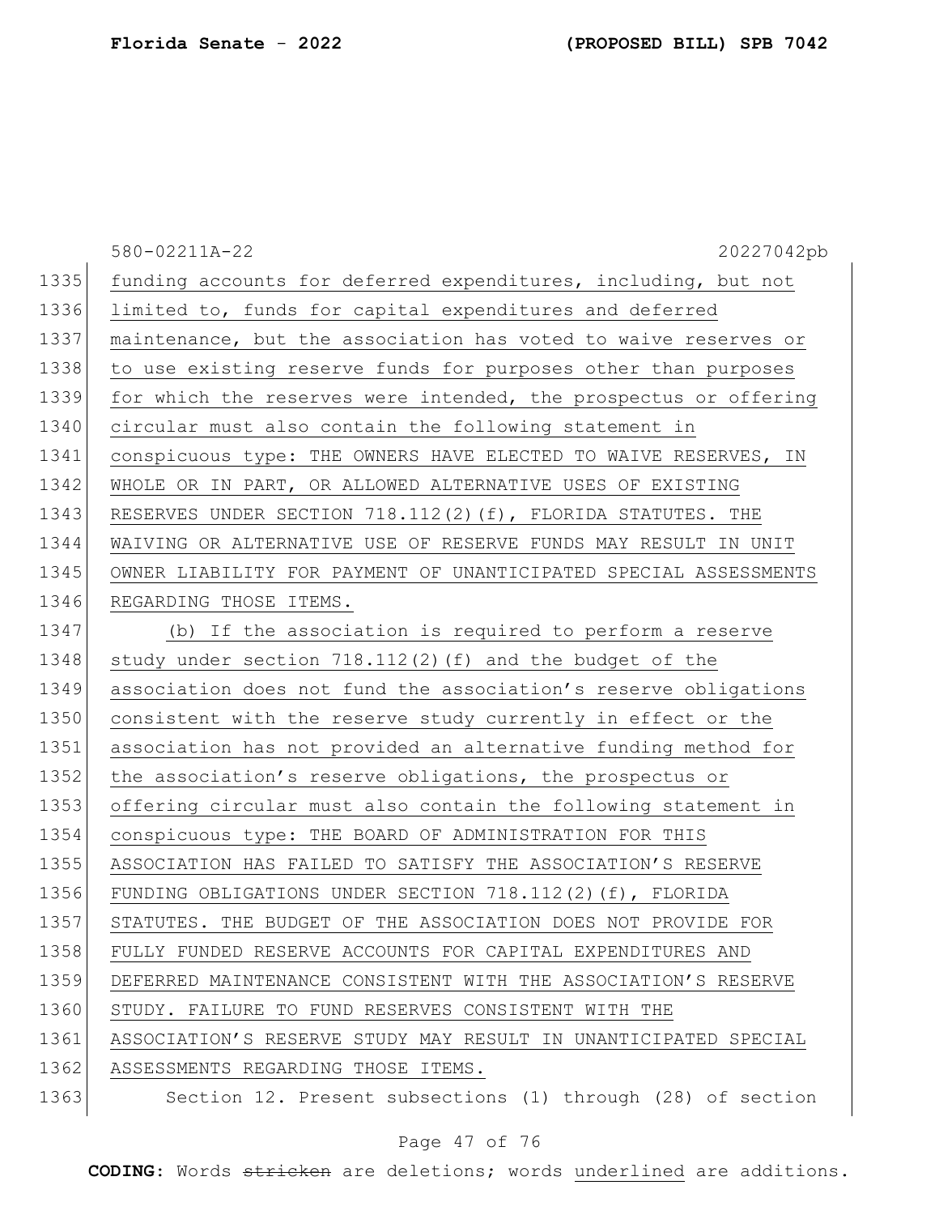funding accounts for deferred expenditures, including, but not limited to, funds for capital expenditures and deferred maintenance, but the association has voted to waive reserves or to use existing reserve funds for purposes other than purposes for which the reserves were intended, the prospectus or offering circular must also contain the following statement in conspicuous type: THE OWNERS HAVE ELECTED TO WAIVE RESERVES, IN WHOLE OR IN PART, OR ALLOWED ALTERNATIVE USES OF EXISTING RESERVES UNDER SECTION 718.112(2)(f), FLORIDA STATUTES. THE WAIVING OR ALTERNATIVE USE OF RESERVE FUNDS MAY RESULT IN UNIT OWNER LIABILITY FOR PAYMENT OF UNANTICIPATED SPECIAL ASSESSMENTS REGARDING THOSE ITEMS.

(b) If the association is required to perform a reserve study under section 718.112(2)(f) and the budget of the association does not fund the association's reserve obligations consistent with the reserve study currently in effect or the association has not provided an alternative funding method for the association's reserve obligations, the prospectus or offering circular must also contain the following statement in conspicuous type: THE BOARD OF ADMINISTRATION FOR THIS ASSOCIATION HAS FAILED TO SATISFY THE ASSOCIATION'S RESERVE FUNDING OBLIGATIONS UNDER SECTION 718.112(2)(f), FLORIDA STATUTES. THE BUDGET OF THE ASSOCIATION DOES NOT PROVIDE FOR FULLY FUNDED RESERVE ACCOUNTS FOR CAPITAL EXPENDITURES AND DEFERRED MAINTENANCE CONSISTENT WITH THE ASSOCIATION'S RESERVE STUDY. FAILURE TO FUND RESERVES CONSISTENT WITH THE ASSOCIATION'S RESERVE STUDY MAY RESULT IN UNANTICIPATED SPECIAL ASSESSMENTS REGARDING THOSE ITEMS.

Section 12. Present subsections (1) through (28) of section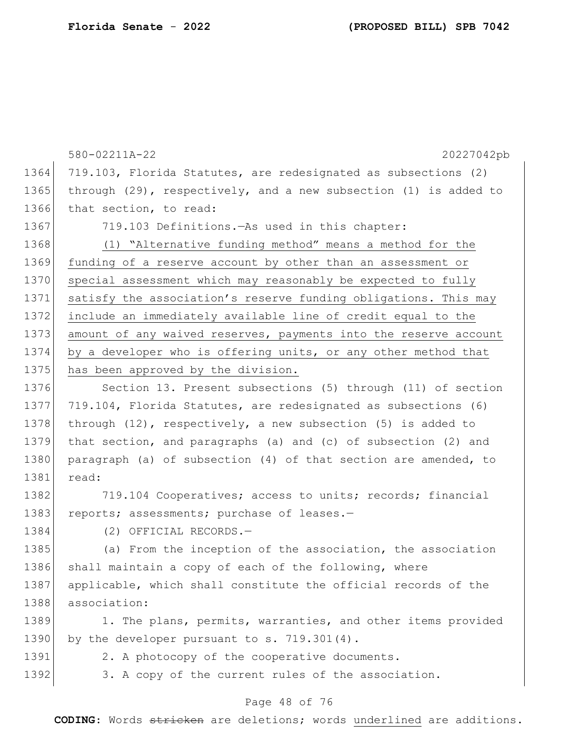719.103, Florida Statutes, are redesignated as subsections (2) through (29), respectively, and a new subsection (1) is added to that section, to read:

719.103 Definitions.—As used in this chapter:

<u>(1) "Alternative funding method" means a method for the funding of a reserve account by other than an assessment or special assessment which may reasonably be expected to fully satisfy the association's reserve funding obligations. This may include an immediately available line of credit equal to the amount of any waived reserves, payments into the reserve account by a developer who is offering units, or any other method that has been approved by the division.</u>

Section 13. Present subsections (5) through (11) of section 719.104, Florida Statutes, are redesignated as subsections (6) through (12), respectively, a new subsection (5) is added to that section, and paragraphs (a) and (c) of subsection (2) and paragraph (a) of subsection (4) of that section are amended, to read:

719.104 Cooperatives; access to units; records; financial reports; assessments; purchase of leases.—

(2) OFFICIAL RECORDS.—

(a) From the inception of the association, the association shall maintain a copy of each of the following, where applicable, which shall constitute the official records of the association:

1. The plans, permits, warranties, and other items provided by the developer pursuant to s. 719.301(4).

2. A photocopy of the cooperative documents.

3. A copy of the current rules of the association.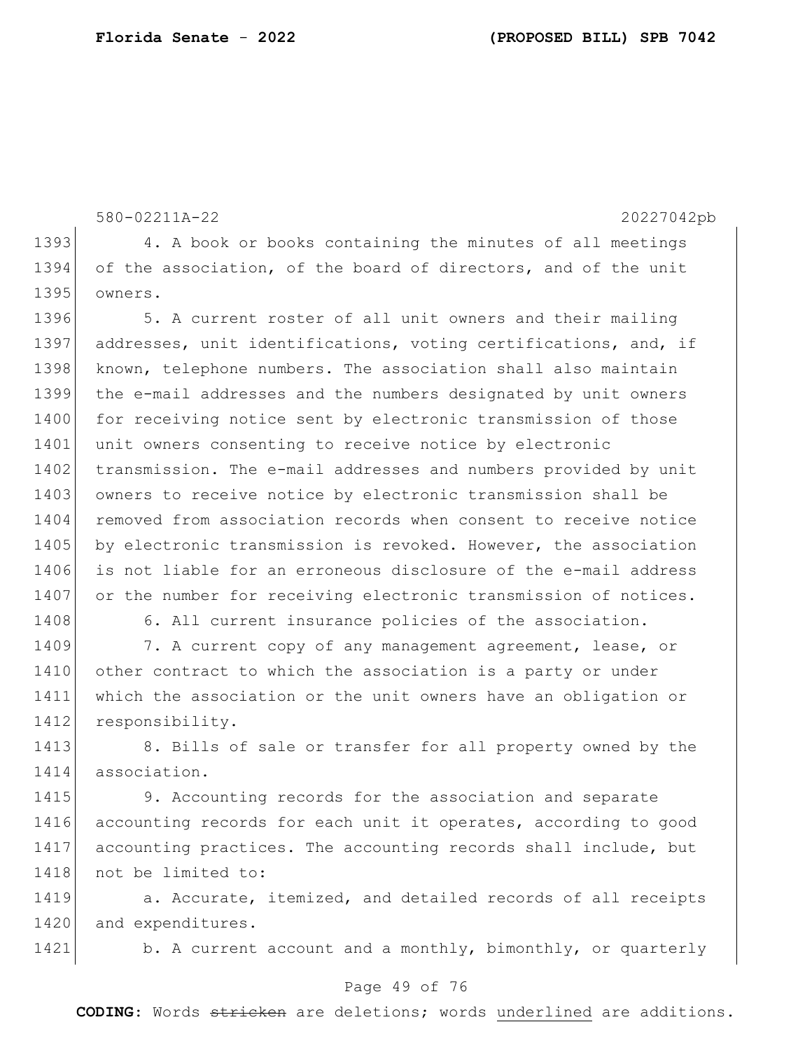4. A book or books containing the minutes of all meetings of the association, of the board of directors, and of the unit owners.

5. A current roster of all unit owners and their mailing addresses, unit identifications, voting certifications, and, if known, telephone numbers. The association shall also maintain the e-mail addresses and the numbers designated by unit owners for receiving notice sent by electronic transmission of those unit owners consenting to receive notice by electronic transmission. The e-mail addresses and numbers provided by unit owners to receive notice by electronic transmission shall be removed from association records when consent to receive notice by electronic transmission is revoked. However, the association is not liable for an erroneous disclosure of the e-mail address or the number for receiving electronic transmission of notices.

6. All current insurance policies of the association.

7. A current copy of any management agreement, lease, or other contract to which the association is a party or under which the association or the unit owners have an obligation or responsibility.

8. Bills of sale or transfer for all property owned by the association.

9. Accounting records for the association and separate accounting records for each unit it operates, according to good accounting practices. The accounting records shall include, but not be limited to:

a. Accurate, itemized, and detailed records of all receipts and expenditures.

b. A current account and a monthly, bimonthly, or quarterly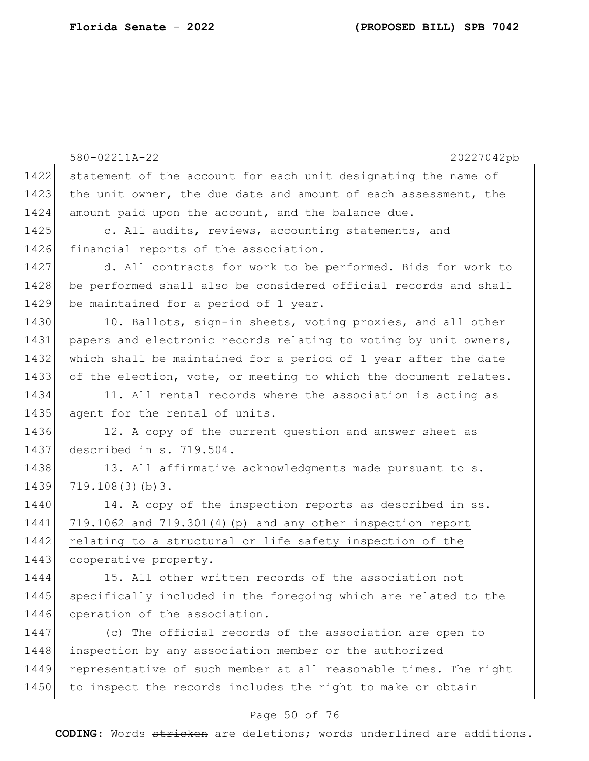statement of the account for each unit designating the name of the unit owner, the due date and amount of each assessment, the amount paid upon the account, and the balance due.

c. All audits, reviews, accounting statements, and financial reports of the association.

d. All contracts for work to be performed. Bids for work to be performed shall also be considered official records and shall be maintained for a period of 1 year.

10. Ballots, sign-in sheets, voting proxies, and all other papers and electronic records relating to voting by unit owners, which shall be maintained for a period of 1 year after the date of the election, vote, or meeting to which the document relates.

11. All rental records where the association is acting as agent for the rental of units.

12. A copy of the current question and answer sheet as described in s. 719.504.

13. All affirmative acknowledgments made pursuant to s. 719.108(3)(b)3.

14. <u>A copy of the inspection reports as described in ss. 719.1062 and 719.301(4)(p) and any other inspection report relating to a structural or life safety inspection of the cooperative property.</u>

<u>15.</u> All other written records of the association not specifically included in the foregoing which are related to the operation of the association.

(c) The official records of the association are open to inspection by any association member or the authorized representative of such member at all reasonable times. The right to inspect the records includes the right to make or obtain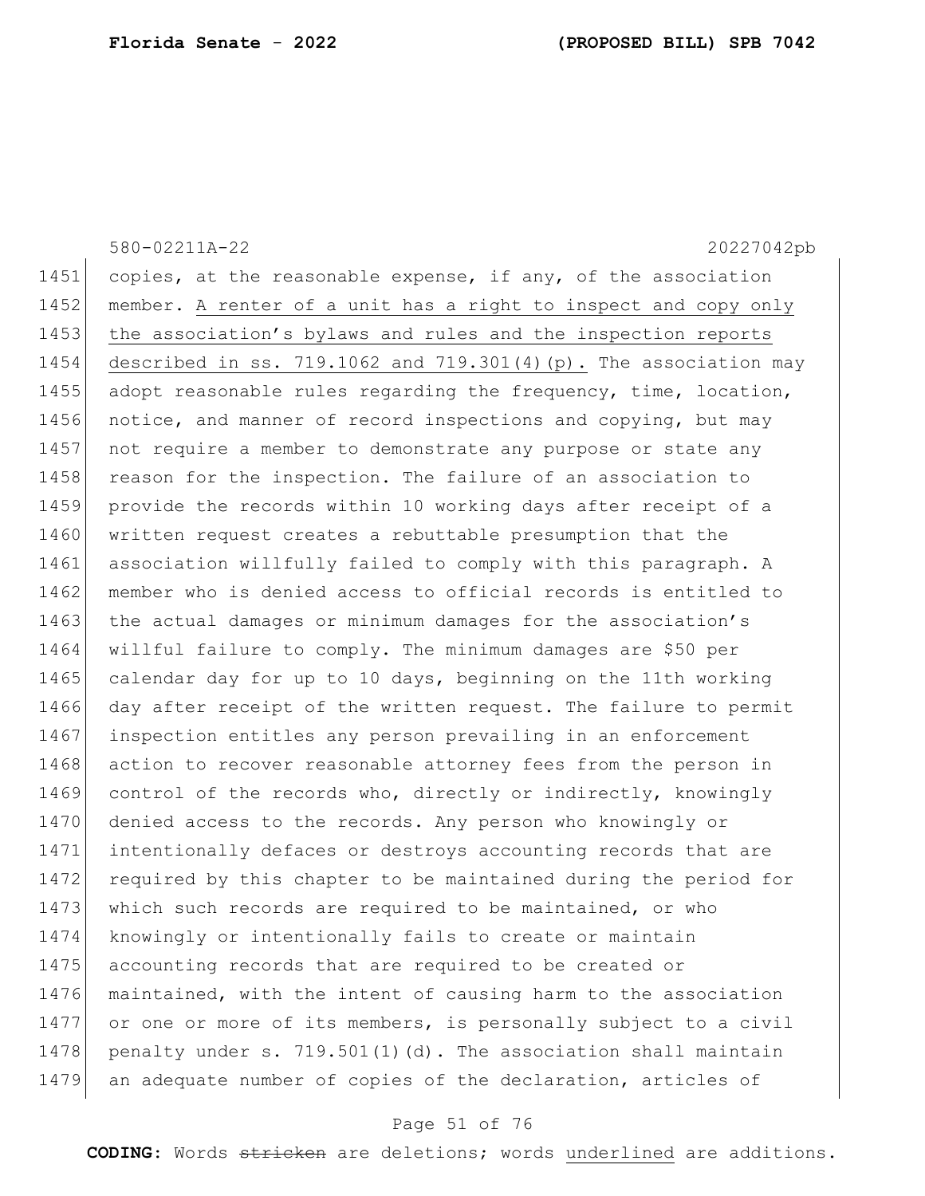copies, at the reasonable expense, if any, of the association member. <u>A renter of a unit has a right to inspect and copy only the association's bylaws and rules and the inspection reports described in ss. 719.1062 and 719.301(4)(p).</u> The association may adopt reasonable rules regarding the frequency, time, location, notice, and manner of record inspections and copying, but may not require a member to demonstrate any purpose or state any reason for the inspection. The failure of an association to provide the records within 10 working days after receipt of a written request creates a rebuttable presumption that the association willfully failed to comply with this paragraph. A member who is denied access to official records is entitled to the actual damages or minimum damages for the association's willful failure to comply. The minimum damages are $50 per calendar day for up to 10 days, beginning on the 11th working day after receipt of the written request. The failure to permit inspection entitles any person prevailing in an enforcement action to recover reasonable attorney fees from the person in control of the records who, directly or indirectly, knowingly denied access to the records. Any person who knowingly or intentionally defaces or destroys accounting records that are required by this chapter to be maintained during the period for which such records are required to be maintained, or who knowingly or intentionally fails to create or maintain accounting records that are required to be created or maintained, with the intent of causing harm to the association or one or more of its members, is personally subject to a civil penalty under s. 719.501(1)(d). The association shall maintain an adequate number of copies of the declaration, articles of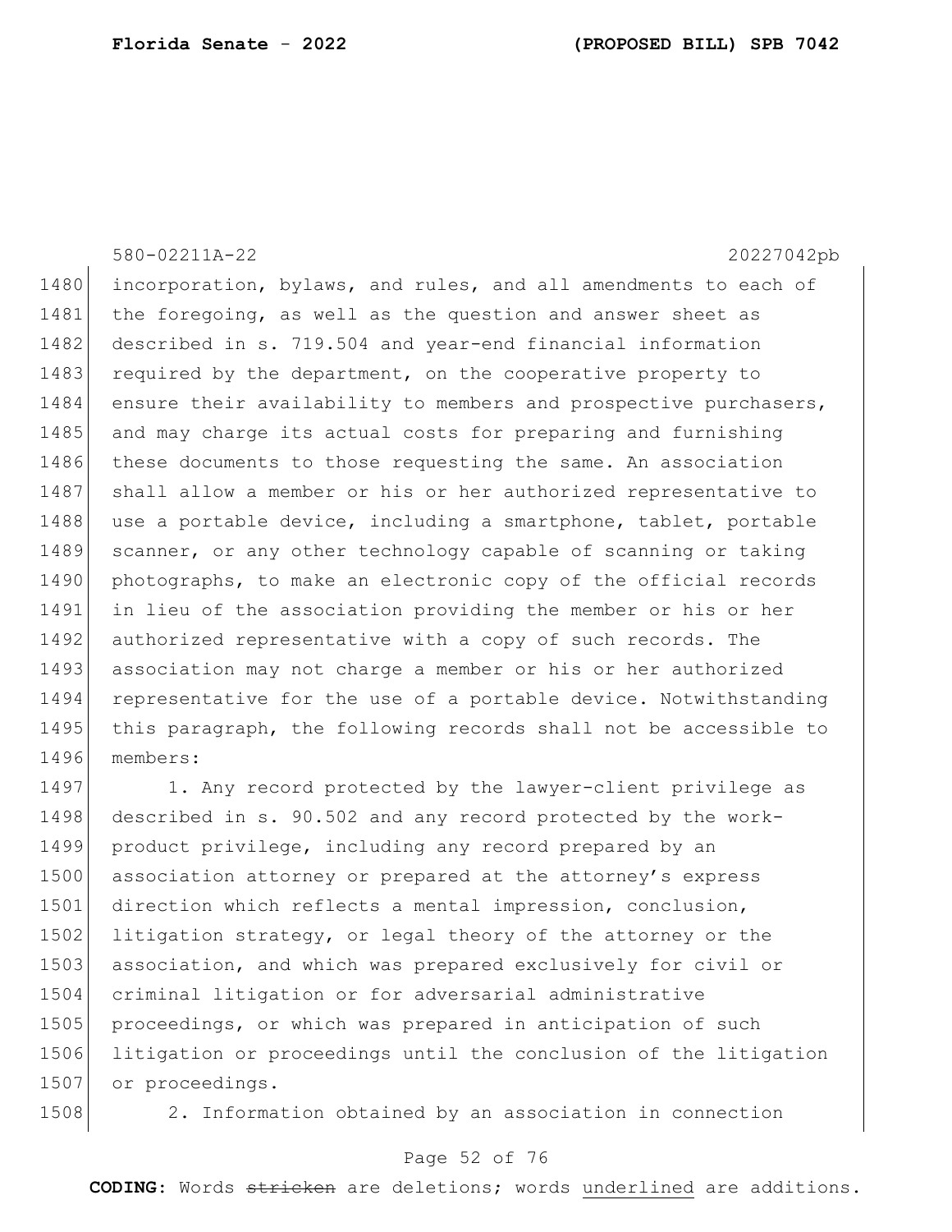incorporation, bylaws, and rules, and all amendments to each of the foregoing, as well as the question and answer sheet as described in s. 719.504 and year-end financial information required by the department, on the cooperative property to ensure their availability to members and prospective purchasers, and may charge its actual costs for preparing and furnishing these documents to those requesting the same. An association shall allow a member or his or her authorized representative to use a portable device, including a smartphone, tablet, portable scanner, or any other technology capable of scanning or taking photographs, to make an electronic copy of the official records in lieu of the association providing the member or his or her authorized representative with a copy of such records. The association may not charge a member or his or her authorized representative for the use of a portable device. Notwithstanding this paragraph, the following records shall not be accessible to members:

1. Any record protected by the lawyer-client privilege as described in s. 90.502 and any record protected by the work-product privilege, including any record prepared by an association attorney or prepared at the attorney's express direction which reflects a mental impression, conclusion, litigation strategy, or legal theory of the attorney or the association, and which was prepared exclusively for civil or criminal litigation or for adversarial administrative proceedings, or which was prepared in anticipation of such litigation or proceedings until the conclusion of the litigation or proceedings.

2. Information obtained by an association in connection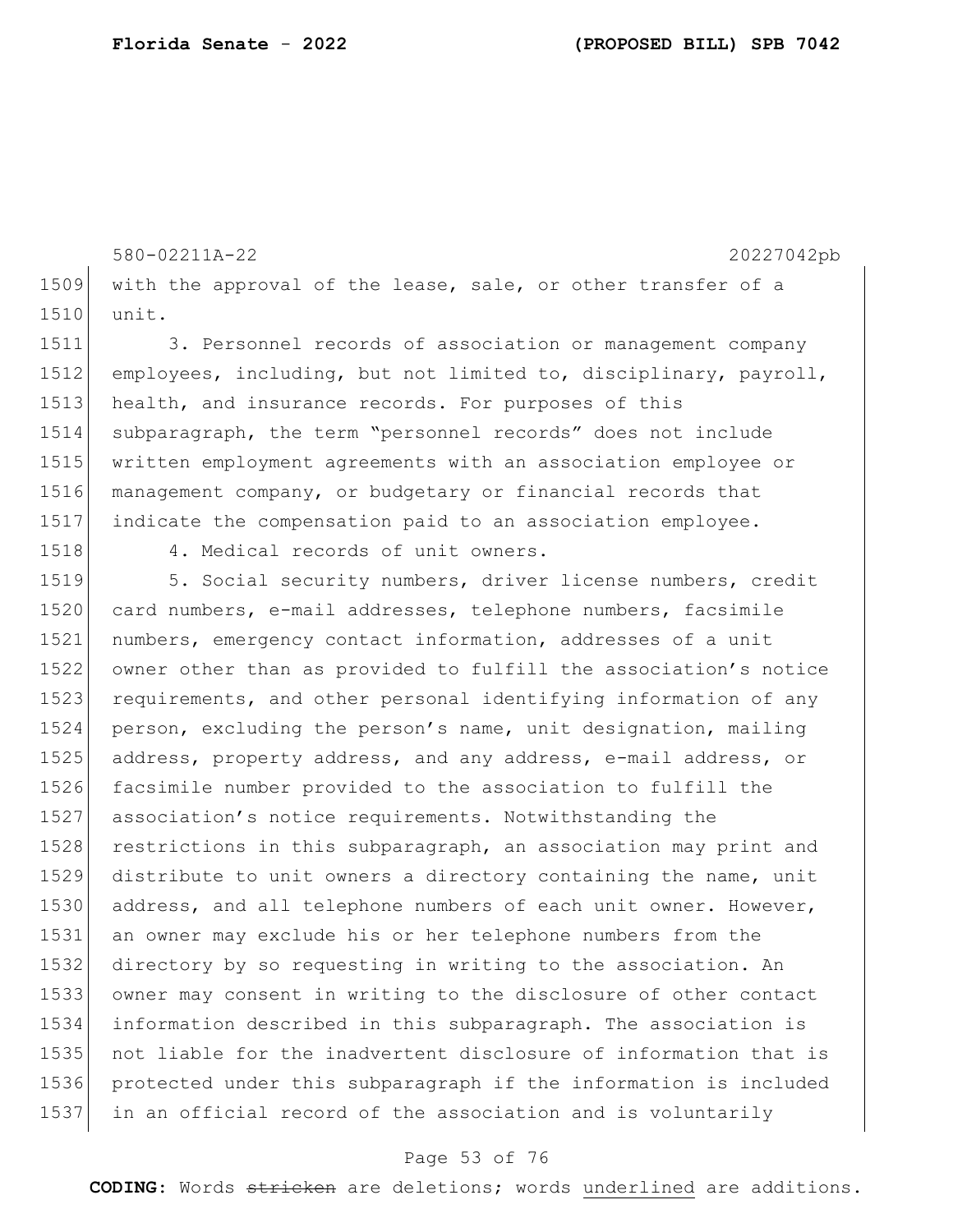with the approval of the lease, sale, or other transfer of a unit.

3. Personnel records of association or management company employees, including, but not limited to, disciplinary, payroll, health, and insurance records. For purposes of this subparagraph, the term "personnel records" does not include written employment agreements with an association employee or management company, or budgetary or financial records that indicate the compensation paid to an association employee.

4. Medical records of unit owners.

5. Social security numbers, driver license numbers, credit card numbers, e-mail addresses, telephone numbers, facsimile numbers, emergency contact information, addresses of a unit owner other than as provided to fulfill the association's notice requirements, and other personal identifying information of any person, excluding the person's name, unit designation, mailing address, property address, and any address, e-mail address, or facsimile number provided to the association to fulfill the association's notice requirements. Notwithstanding the restrictions in this subparagraph, an association may print and distribute to unit owners a directory containing the name, unit address, and all telephone numbers of each unit owner. However, an owner may exclude his or her telephone numbers from the directory by so requesting in writing to the association. An owner may consent in writing to the disclosure of other contact information described in this subparagraph. The association is not liable for the inadvertent disclosure of information that is protected under this subparagraph if the information is included in an official record of the association and is voluntarily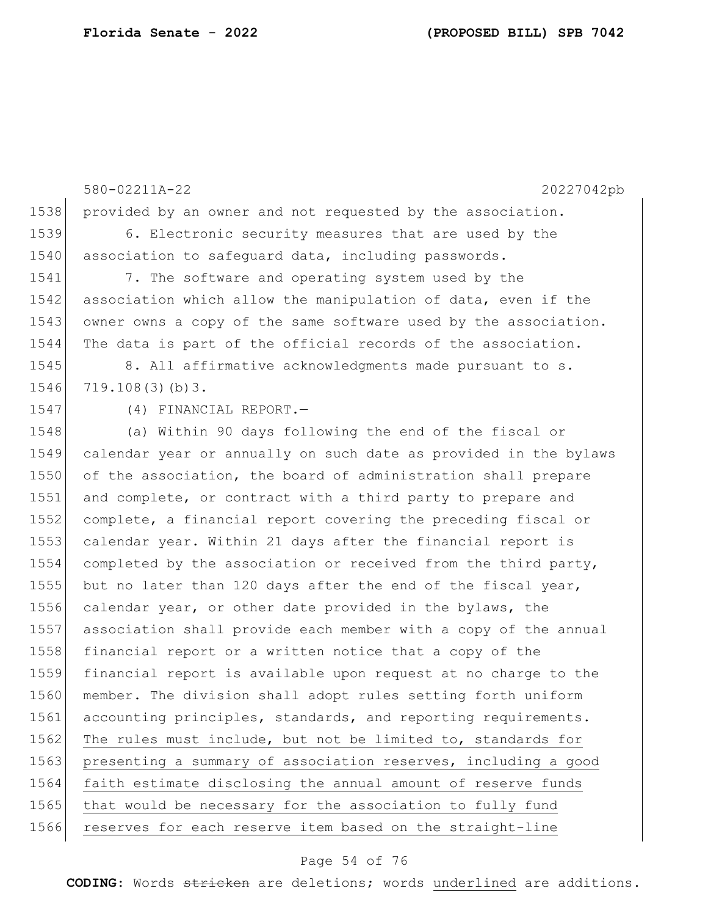provided by an owner and not requested by the association.

6. Electronic security measures that are used by the association to safeguard data, including passwords.

7. The software and operating system used by the association which allow the manipulation of data, even if the owner owns a copy of the same software used by the association. The data is part of the official records of the association.

8. All affirmative acknowledgments made pursuant to s. 719.108(3)(b)3.

(4) FINANCIAL REPORT.—

(a) Within 90 days following the end of the fiscal or calendar year or annually on such date as provided in the bylaws of the association, the board of administration shall prepare and complete, or contract with a third party to prepare and complete, a financial report covering the preceding fiscal or calendar year. Within 21 days after the financial report is completed by the association or received from the third party, but no later than 120 days after the end of the fiscal year, calendar year, or other date provided in the bylaws, the association shall provide each member with a copy of the annual financial report or a written notice that a copy of the financial report is available upon request at no charge to the member. The division shall adopt rules setting forth uniform accounting principles, standards, and reporting requirements. <u>The rules must include, but not be limited to, standards for presenting a summary of association reserves, including a good faith estimate disclosing the annual amount of reserve funds that would be necessary for the association to fully fund reserves for each reserve item based on the straight-line</u>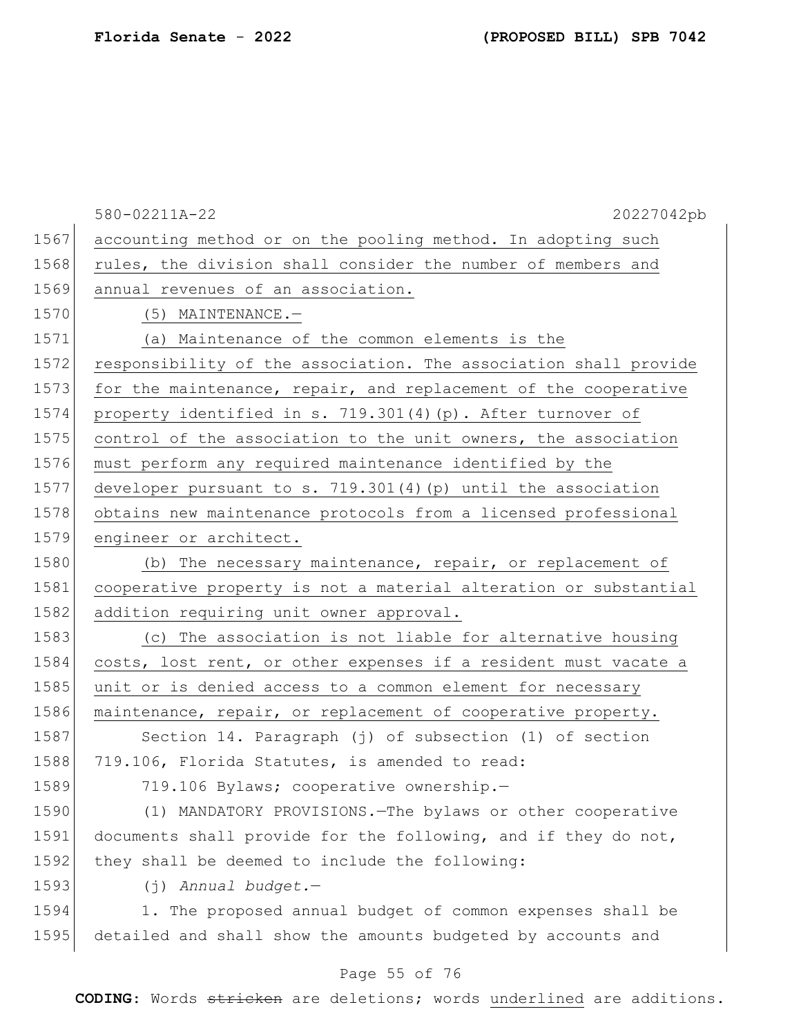accounting method or on the pooling method. In adopting such rules, the division shall consider the number of members and annual revenues of an association.

(5) MAINTENANCE.—

(a) Maintenance of the common elements is the responsibility of the association. The association shall provide for the maintenance, repair, and replacement of the cooperative property identified in s. 719.301(4)(p). After turnover of control of the association to the unit owners, the association must perform any required maintenance identified by the developer pursuant to s. 719.301(4)(p) until the association obtains new maintenance protocols from a licensed professional engineer or architect.

(b) The necessary maintenance, repair, or replacement of cooperative property is not a material alteration or substantial addition requiring unit owner approval.

(c) The association is not liable for alternative housing costs, lost rent, or other expenses if a resident must vacate a unit or is denied access to a common element for necessary maintenance, repair, or replacement of cooperative property.

Section 14. Paragraph (j) of subsection (1) of section 719.106, Florida Statutes, is amended to read:

719.106 Bylaws; cooperative ownership.—

(1) MANDATORY PROVISIONS.—The bylaws or other cooperative documents shall provide for the following, and if they do not, they shall be deemed to include the following:

(j) *Annual budget.*—

1. The proposed annual budget of common expenses shall be detailed and shall show the amounts budgeted by accounts and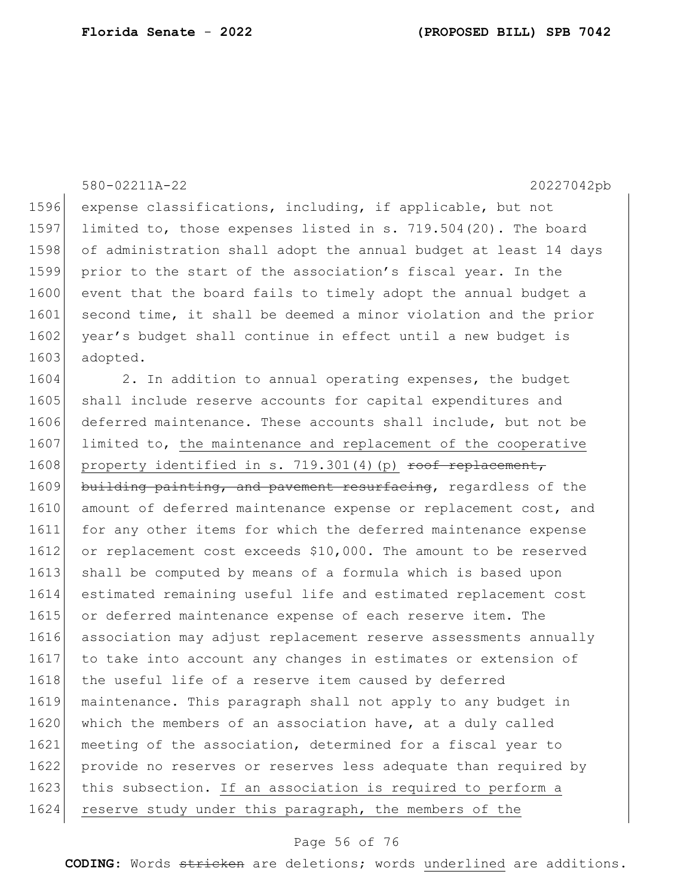expense classifications, including, if applicable, but not limited to, those expenses listed in s. 719.504(20). The board of administration shall adopt the annual budget at least 14 days prior to the start of the association's fiscal year. In the event that the board fails to timely adopt the annual budget a second time, it shall be deemed a minor violation and the prior year's budget shall continue in effect until a new budget is adopted.

2. In addition to annual operating expenses, the budget shall include reserve accounts for capital expenditures and deferred maintenance. These accounts shall include, but not be limited to, <u>the maintenance and replacement of the cooperative property identified in s. 719.301(4)(p)</u> ~~roof replacement, building painting, and pavement resurfacing~~, regardless of the amount of deferred maintenance expense or replacement cost, and for any other items for which the deferred maintenance expense or replacement cost exceeds $10,000. The amount to be reserved shall be computed by means of a formula which is based upon estimated remaining useful life and estimated replacement cost or deferred maintenance expense of each reserve item. The association may adjust replacement reserve assessments annually to take into account any changes in estimates or extension of the useful life of a reserve item caused by deferred maintenance. This paragraph shall not apply to any budget in which the members of an association have, at a duly called meeting of the association, determined for a fiscal year to provide no reserves or reserves less adequate than required by this subsection. <u>If an association is required to perform a reserve study under this paragraph, the members of the</u>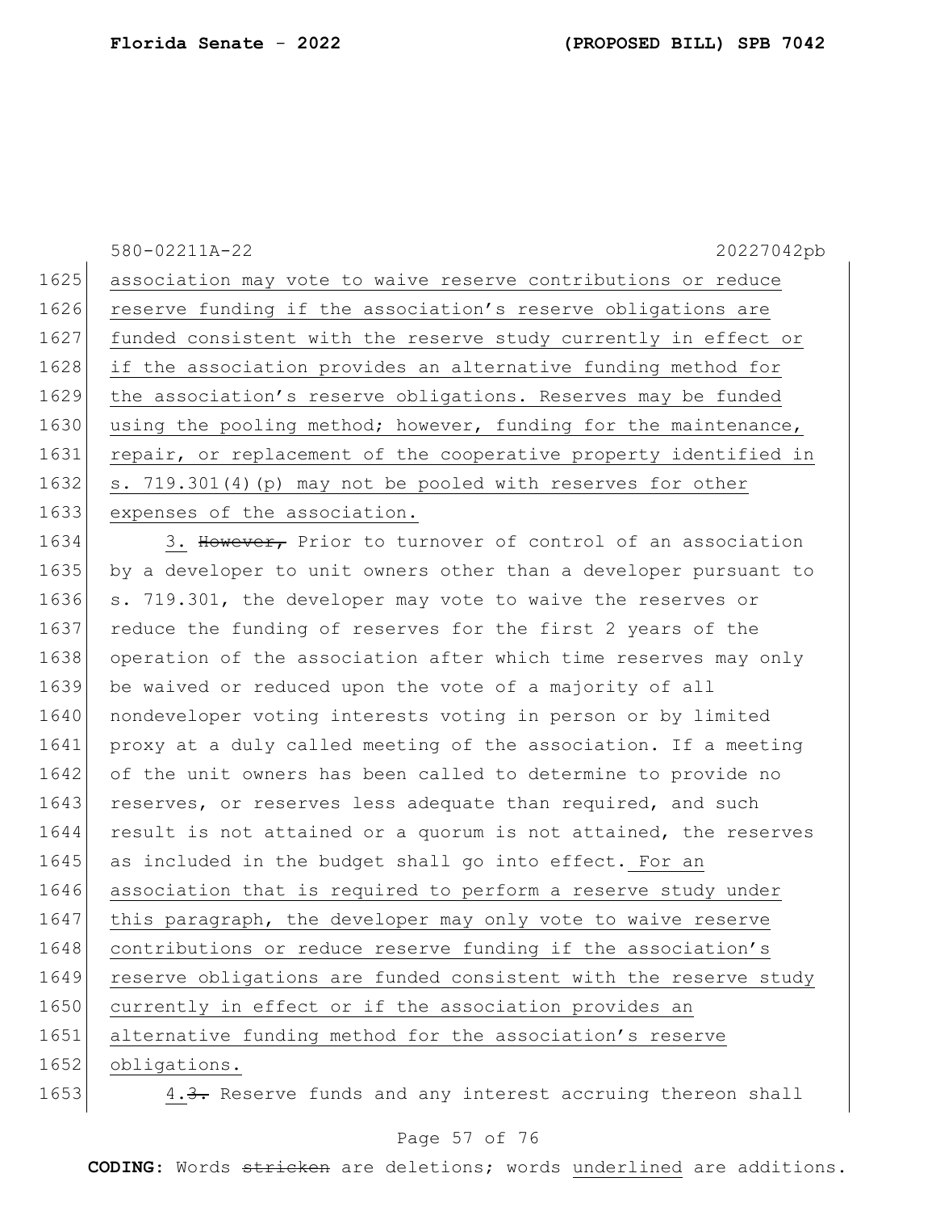association may vote to waive reserve contributions or reduce reserve funding if the association's reserve obligations are funded consistent with the reserve study currently in effect or if the association provides an alternative funding method for the association's reserve obligations. Reserves may be funded using the pooling method; however, funding for the maintenance, repair, or replacement of the cooperative property identified in s. 719.301(4)(p) may not be pooled with reserves for other expenses of the association.

3. ~~However,~~ Prior to turnover of control of an association by a developer to unit owners other than a developer pursuant to s. 719.301, the developer may vote to waive the reserves or reduce the funding of reserves for the first 2 years of the operation of the association after which time reserves may only be waived or reduced upon the vote of a majority of all nondeveloper voting interests voting in person or by limited proxy at a duly called meeting of the association. If a meeting of the unit owners has been called to determine to provide no reserves, or reserves less adequate than required, and such result is not attained or a quorum is not attained, the reserves as included in the budget shall go into effect. For an association that is required to perform a reserve study under this paragraph, the developer may only vote to waive reserve contributions or reduce reserve funding if the association's reserve obligations are funded consistent with the reserve study currently in effect or if the association provides an alternative funding method for the association's reserve obligations.

4.~~3.~~ Reserve funds and any interest accruing thereon shall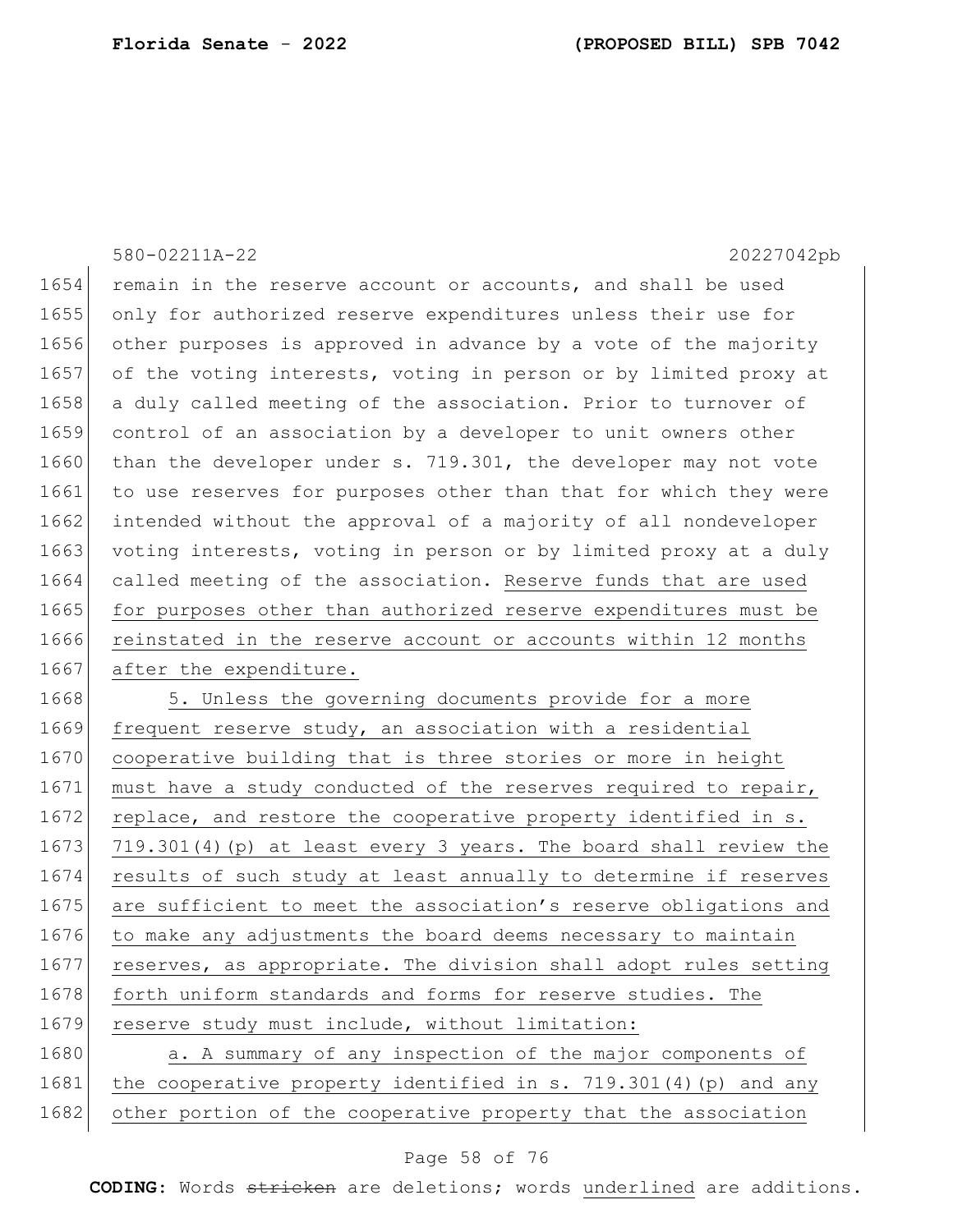remain in the reserve account or accounts, and shall be used only for authorized reserve expenditures unless their use for other purposes is approved in advance by a vote of the majority of the voting interests, voting in person or by limited proxy at a duly called meeting of the association. Prior to turnover of control of an association by a developer to unit owners other than the developer under s. 719.301, the developer may not vote to use reserves for purposes other than that for which they were intended without the approval of a majority of all nondeveloper voting interests, voting in person or by limited proxy at a duly called meeting of the association. <u>Reserve funds that are used for purposes other than authorized reserve expenditures must be reinstated in the reserve account or accounts within 12 months after the expenditure.</u>

<u>5. Unless the governing documents provide for a more frequent reserve study, an association with a residential cooperative building that is three stories or more in height must have a study conducted of the reserves required to repair, replace, and restore the cooperative property identified in s. 719.301(4)(p) at least every 3 years. The board shall review the results of such study at least annually to determine if reserves are sufficient to meet the association's reserve obligations and to make any adjustments the board deems necessary to maintain reserves, as appropriate. The division shall adopt rules setting forth uniform standards and forms for reserve studies. The reserve study must include, without limitation:</u>

<u>a. A summary of any inspection of the major components of the cooperative property identified in s. 719.301(4)(p) and any other portion of the cooperative property that the association</u>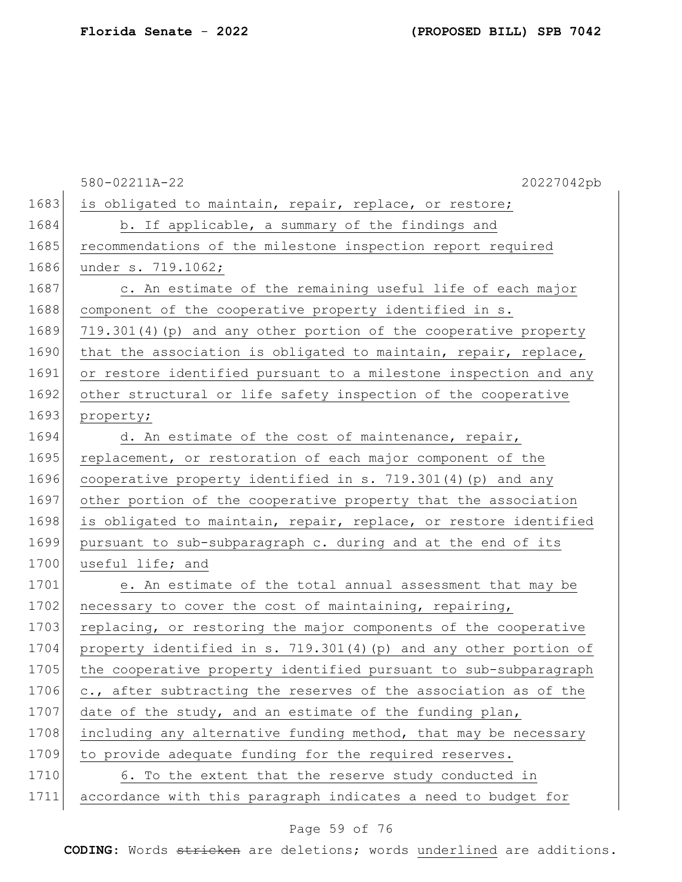is obligated to maintain, repair, replace, or restore;

b. If applicable, a summary of the findings and recommendations of the milestone inspection report required under s. 719.1062;

c. An estimate of the remaining useful life of each major component of the cooperative property identified in s. 719.301(4)(p) and any other portion of the cooperative property that the association is obligated to maintain, repair, replace, or restore identified pursuant to a milestone inspection and any other structural or life safety inspection of the cooperative property;

d. An estimate of the cost of maintenance, repair, replacement, or restoration of each major component of the cooperative property identified in s. 719.301(4)(p) and any other portion of the cooperative property that the association is obligated to maintain, repair, replace, or restore identified pursuant to sub-subparagraph c. during and at the end of its useful life; and

e. An estimate of the total annual assessment that may be necessary to cover the cost of maintaining, repairing, replacing, or restoring the major components of the cooperative property identified in s. 719.301(4)(p) and any other portion of the cooperative property identified pursuant to sub-subparagraph c., after subtracting the reserves of the association as of the date of the study, and an estimate of the funding plan, including any alternative funding method, that may be necessary to provide adequate funding for the required reserves.

6. To the extent that the reserve study conducted in accordance with this paragraph indicates a need to budget for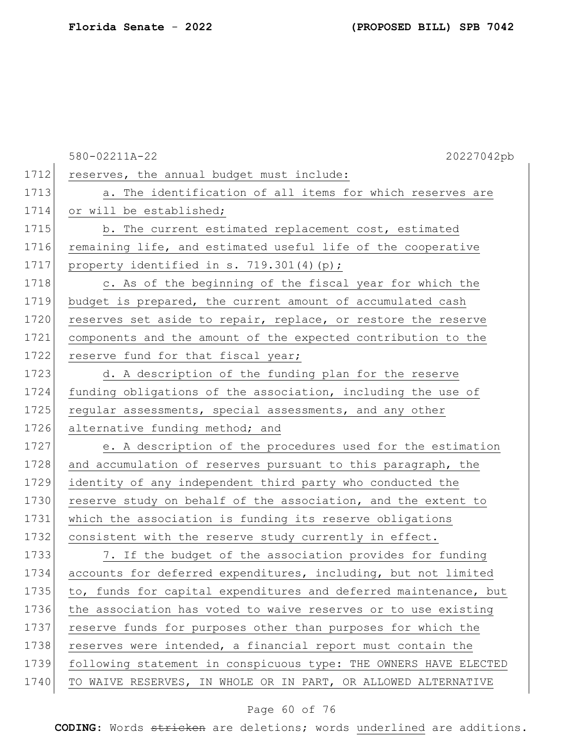reserves, the annual budget must include:

a. The identification of all items for which reserves are or will be established;

b. The current estimated replacement cost, estimated remaining life, and estimated useful life of the cooperative property identified in s. 719.301(4)(p);

c. As of the beginning of the fiscal year for which the budget is prepared, the current amount of accumulated cash reserves set aside to repair, replace, or restore the reserve components and the amount of the expected contribution to the reserve fund for that fiscal year;

d. A description of the funding plan for the reserve funding obligations of the association, including the use of regular assessments, special assessments, and any other alternative funding method; and

e. A description of the procedures used for the estimation and accumulation of reserves pursuant to this paragraph, the identity of any independent third party who conducted the reserve study on behalf of the association, and the extent to which the association is funding its reserve obligations consistent with the reserve study currently in effect.

7. If the budget of the association provides for funding accounts for deferred expenditures, including, but not limited to, funds for capital expenditures and deferred maintenance, but the association has voted to waive reserves or to use existing reserve funds for purposes other than purposes for which the reserves were intended, a financial report must contain the following statement in conspicuous type: THE OWNERS HAVE ELECTED TO WAIVE RESERVES, IN WHOLE OR IN PART, OR ALLOWED ALTERNATIVE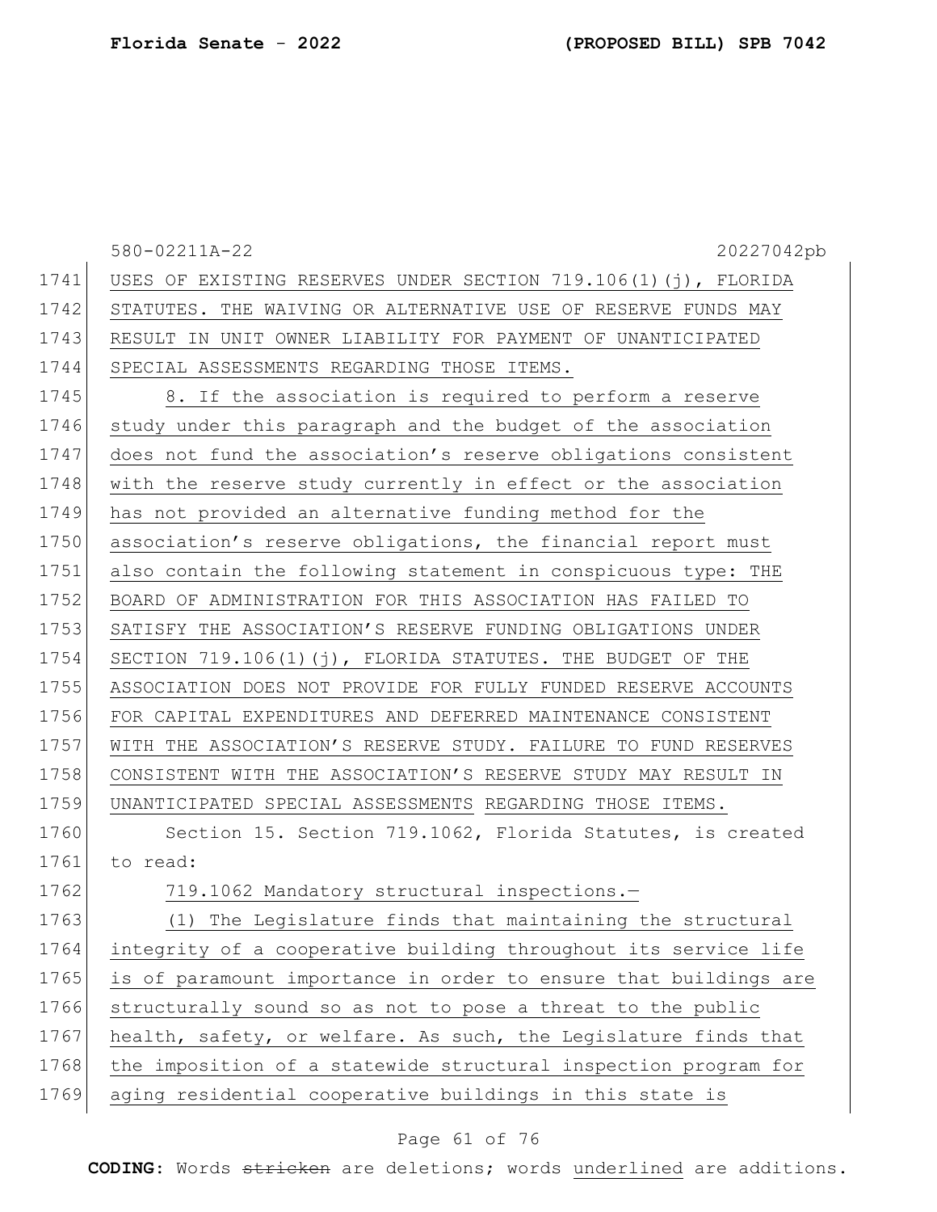USES OF EXISTING RESERVES UNDER SECTION 719.106(1)(j), FLORIDA STATUTES. THE WAIVING OR ALTERNATIVE USE OF RESERVE FUNDS MAY RESULT IN UNIT OWNER LIABILITY FOR PAYMENT OF UNANTICIPATED SPECIAL ASSESSMENTS REGARDING THOSE ITEMS.

8. If the association is required to perform a reserve study under this paragraph and the budget of the association does not fund the association's reserve obligations consistent with the reserve study currently in effect or the association has not provided an alternative funding method for the association's reserve obligations, the financial report must also contain the following statement in conspicuous type: THE BOARD OF ADMINISTRATION FOR THIS ASSOCIATION HAS FAILED TO SATISFY THE ASSOCIATION'S RESERVE FUNDING OBLIGATIONS UNDER SECTION 719.106(1)(j), FLORIDA STATUTES. THE BUDGET OF THE ASSOCIATION DOES NOT PROVIDE FOR FULLY FUNDED RESERVE ACCOUNTS FOR CAPITAL EXPENDITURES AND DEFERRED MAINTENANCE CONSISTENT WITH THE ASSOCIATION'S RESERVE STUDY. FAILURE TO FUND RESERVES CONSISTENT WITH THE ASSOCIATION'S RESERVE STUDY MAY RESULT IN UNANTICIPATED SPECIAL ASSESSMENTS REGARDING THOSE ITEMS.

Section 15. Section 719.1062, Florida Statutes, is created to read:

719.1062 Mandatory structural inspections.—

(1) The Legislature finds that maintaining the structural integrity of a cooperative building throughout its service life is of paramount importance in order to ensure that buildings are structurally sound so as not to pose a threat to the public health, safety, or welfare. As such, the Legislature finds that the imposition of a statewide structural inspection program for aging residential cooperative buildings in this state is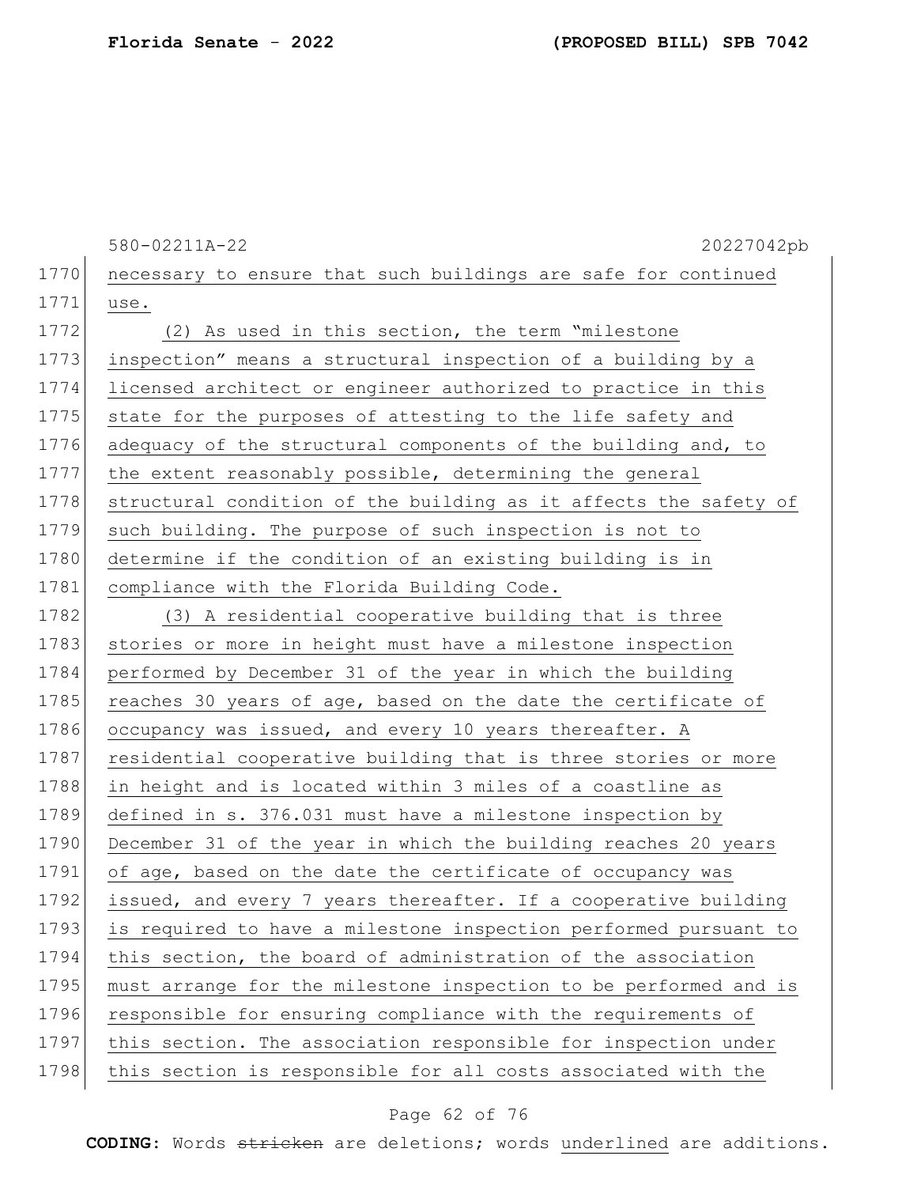necessary to ensure that such buildings are safe for continued use.

(2) As used in this section, the term "milestone inspection" means a structural inspection of a building by a licensed architect or engineer authorized to practice in this state for the purposes of attesting to the life safety and adequacy of the structural components of the building and, to the extent reasonably possible, determining the general structural condition of the building as it affects the safety of such building. The purpose of such inspection is not to determine if the condition of an existing building is in compliance with the Florida Building Code.

(3) A residential cooperative building that is three stories or more in height must have a milestone inspection performed by December 31 of the year in which the building reaches 30 years of age, based on the date the certificate of occupancy was issued, and every 10 years thereafter. A residential cooperative building that is three stories or more in height and is located within 3 miles of a coastline as defined in s. 376.031 must have a milestone inspection by December 31 of the year in which the building reaches 20 years of age, based on the date the certificate of occupancy was issued, and every 7 years thereafter. If a cooperative building is required to have a milestone inspection performed pursuant to this section, the board of administration of the association must arrange for the milestone inspection to be performed and is responsible for ensuring compliance with the requirements of this section. The association responsible for inspection under this section is responsible for all costs associated with the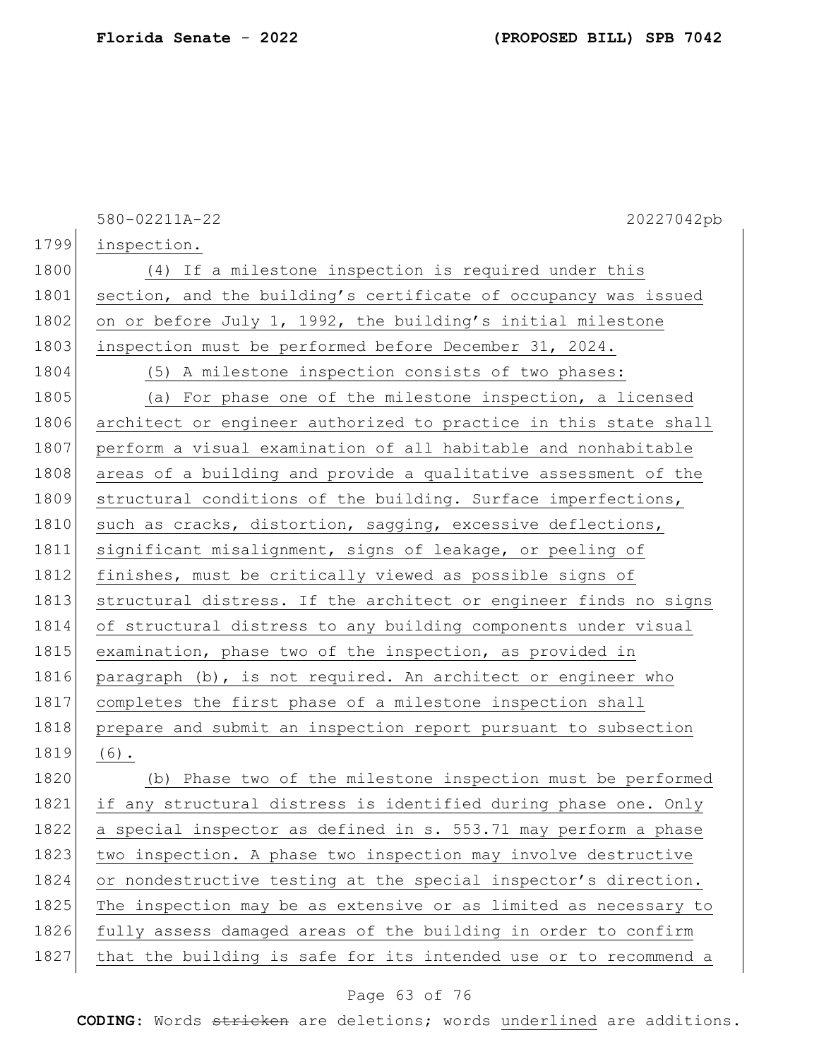inspection.

(4) If a milestone inspection is required under this section, and the building's certificate of occupancy was issued on or before July 1, 1992, the building's initial milestone inspection must be performed before December 31, 2024.

(5) A milestone inspection consists of two phases:

(a) For phase one of the milestone inspection, a licensed architect or engineer authorized to practice in this state shall perform a visual examination of all habitable and nonhabitable areas of a building and provide a qualitative assessment of the structural conditions of the building. Surface imperfections, such as cracks, distortion, sagging, excessive deflections, significant misalignment, signs of leakage, or peeling of finishes, must be critically viewed as possible signs of structural distress. If the architect or engineer finds no signs of structural distress to any building components under visual examination, phase two of the inspection, as provided in paragraph (b), is not required. An architect or engineer who completes the first phase of a milestone inspection shall prepare and submit an inspection report pursuant to subsection (6).

(b) Phase two of the milestone inspection must be performed if any structural distress is identified during phase one. Only a special inspector as defined in s. 553.71 may perform a phase two inspection. A phase two inspection may involve destructive or nondestructive testing at the special inspector's direction. The inspection may be as extensive or as limited as necessary to fully assess damaged areas of the building in order to confirm that the building is safe for its intended use or to recommend a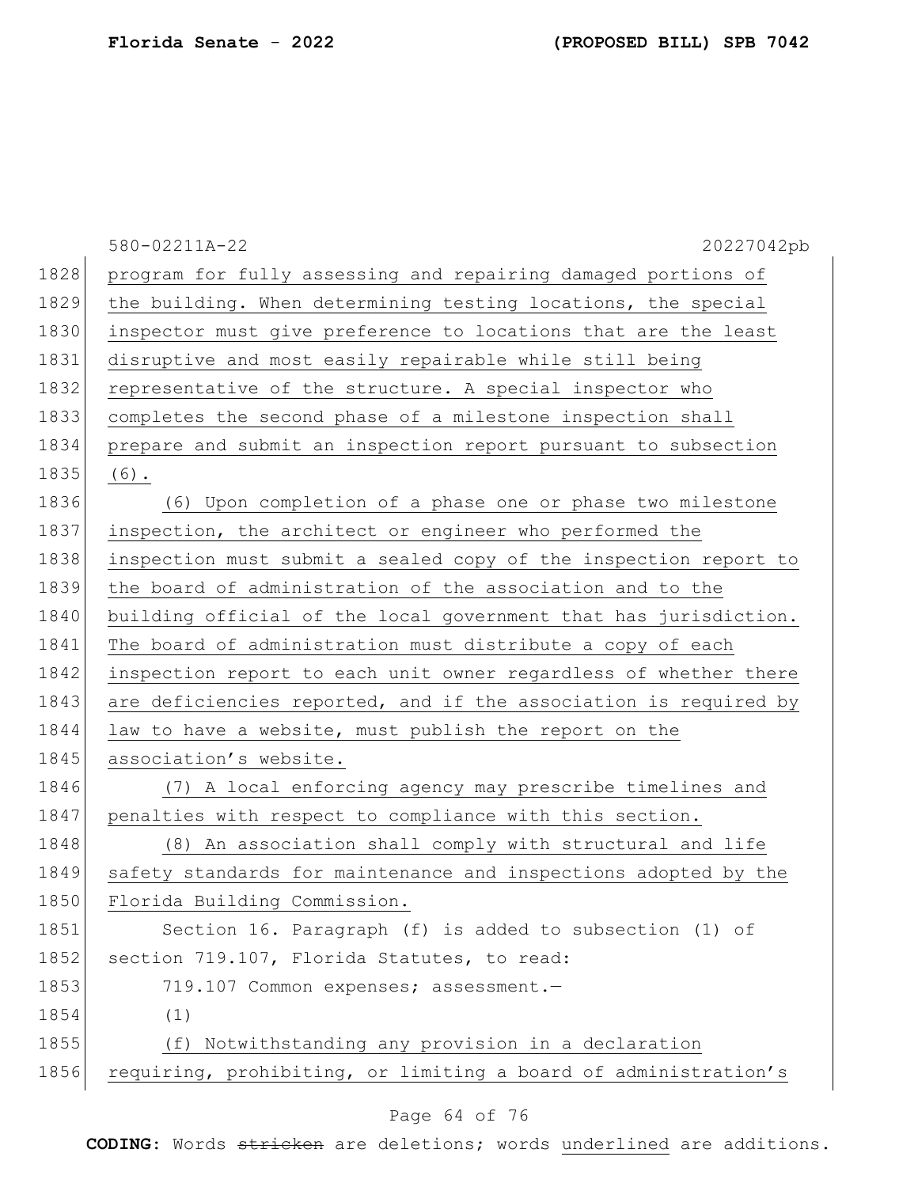program for fully assessing and repairing damaged portions of the building. When determining testing locations, the special inspector must give preference to locations that are the least disruptive and most easily repairable while still being representative of the structure. A special inspector who completes the second phase of a milestone inspection shall prepare and submit an inspection report pursuant to subsection (6).

(6) Upon completion of a phase one or phase two milestone inspection, the architect or engineer who performed the inspection must submit a sealed copy of the inspection report to the board of administration of the association and to the building official of the local government that has jurisdiction. The board of administration must distribute a copy of each inspection report to each unit owner regardless of whether there are deficiencies reported, and if the association is required by law to have a website, must publish the report on the association's website.

(7) A local enforcing agency may prescribe timelines and penalties with respect to compliance with this section.

(8) An association shall comply with structural and life safety standards for maintenance and inspections adopted by the Florida Building Commission.

Section 16. Paragraph (f) is added to subsection (1) of section 719.107, Florida Statutes, to read:

719.107 Common expenses; assessment.—

(1)

(f) Notwithstanding any provision in a declaration requiring, prohibiting, or limiting a board of administration's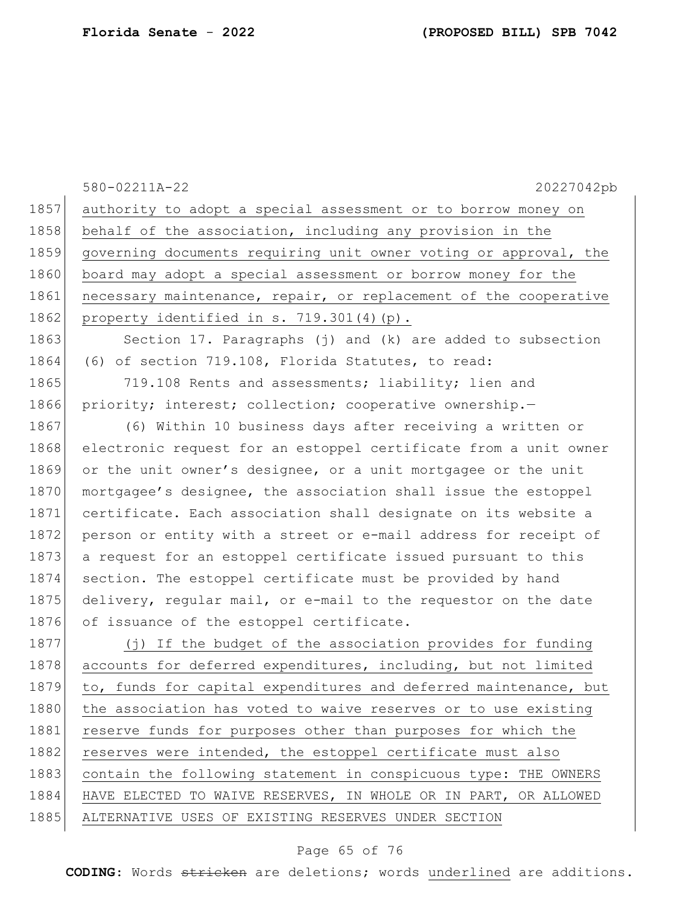authority to adopt a special assessment or to borrow money on behalf of the association, including any provision in the governing documents requiring unit owner voting or approval, the board may adopt a special assessment or borrow money for the necessary maintenance, repair, or replacement of the cooperative property identified in s. 719.301(4)(p).

Section 17. Paragraphs (j) and (k) are added to subsection (6) of section 719.108, Florida Statutes, to read:

719.108 Rents and assessments; liability; lien and priority; interest; collection; cooperative ownership.—

(6) Within 10 business days after receiving a written or electronic request for an estoppel certificate from a unit owner or the unit owner's designee, or a unit mortgagee or the unit mortgagee's designee, the association shall issue the estoppel certificate. Each association shall designate on its website a person or entity with a street or e-mail address for receipt of a request for an estoppel certificate issued pursuant to this section. The estoppel certificate must be provided by hand delivery, regular mail, or e-mail to the requestor on the date of issuance of the estoppel certificate.

(j) If the budget of the association provides for funding accounts for deferred expenditures, including, but not limited to, funds for capital expenditures and deferred maintenance, but the association has voted to waive reserves or to use existing reserve funds for purposes other than purposes for which the reserves were intended, the estoppel certificate must also contain the following statement in conspicuous type: THE OWNERS HAVE ELECTED TO WAIVE RESERVES, IN WHOLE OR IN PART, OR ALLOWED ALTERNATIVE USES OF EXISTING RESERVES UNDER SECTION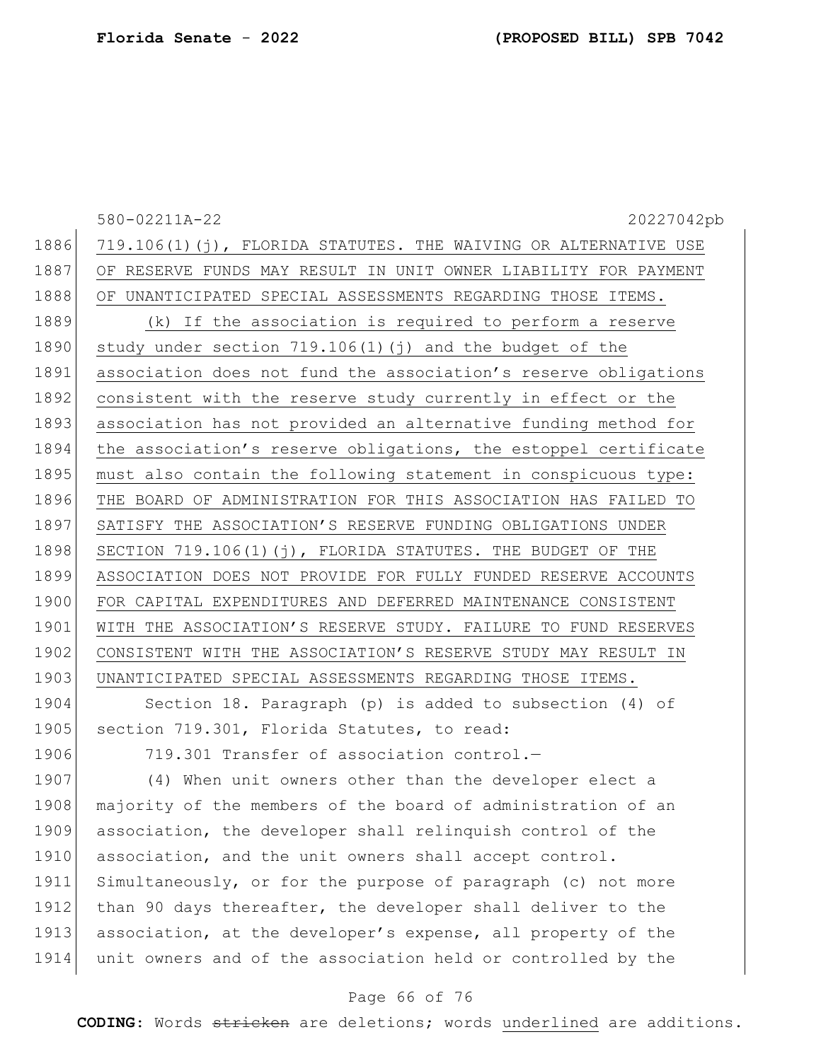719.106(1)(j), FLORIDA STATUTES. THE WAIVING OR ALTERNATIVE USE OF RESERVE FUNDS MAY RESULT IN UNIT OWNER LIABILITY FOR PAYMENT OF UNANTICIPATED SPECIAL ASSESSMENTS REGARDING THOSE ITEMS.

(k) If the association is required to perform a reserve study under section 719.106(1)(j) and the budget of the association does not fund the association's reserve obligations consistent with the reserve study currently in effect or the association has not provided an alternative funding method for the association's reserve obligations, the estoppel certificate must also contain the following statement in conspicuous type: THE BOARD OF ADMINISTRATION FOR THIS ASSOCIATION HAS FAILED TO SATISFY THE ASSOCIATION'S RESERVE FUNDING OBLIGATIONS UNDER SECTION 719.106(1)(j), FLORIDA STATUTES. THE BUDGET OF THE ASSOCIATION DOES NOT PROVIDE FOR FULLY FUNDED RESERVE ACCOUNTS FOR CAPITAL EXPENDITURES AND DEFERRED MAINTENANCE CONSISTENT WITH THE ASSOCIATION'S RESERVE STUDY. FAILURE TO FUND RESERVES CONSISTENT WITH THE ASSOCIATION'S RESERVE STUDY MAY RESULT IN UNANTICIPATED SPECIAL ASSESSMENTS REGARDING THOSE ITEMS.

Section 18. Paragraph (p) is added to subsection (4) of section 719.301, Florida Statutes, to read:

719.301 Transfer of association control.—

(4) When unit owners other than the developer elect a majority of the members of the board of administration of an association, the developer shall relinquish control of the association, and the unit owners shall accept control. Simultaneously, or for the purpose of paragraph (c) not more than 90 days thereafter, the developer shall deliver to the association, at the developer's expense, all property of the unit owners and of the association held or controlled by the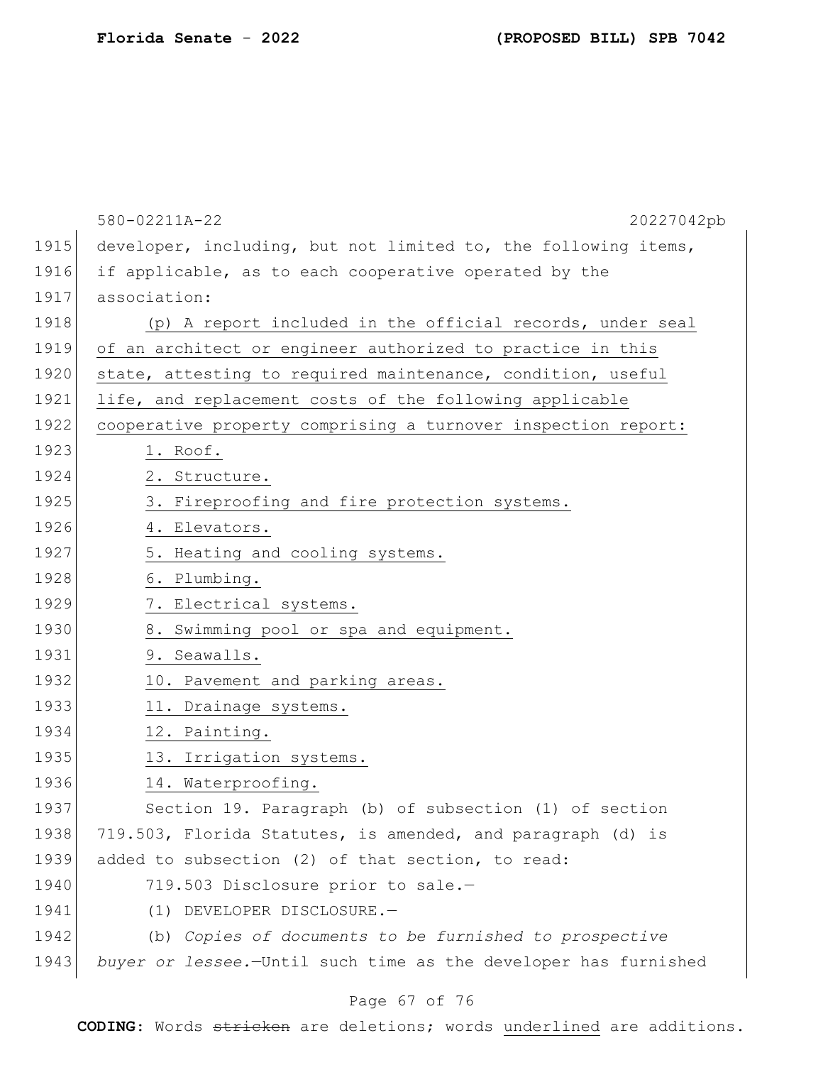developer, including, but not limited to, the following items, if applicable, as to each cooperative operated by the association:

<u>(p) A report included in the official records, under seal of an architect or engineer authorized to practice in this state, attesting to required maintenance, condition, useful life, and replacement costs of the following applicable cooperative property comprising a turnover inspection report:</u>

<u>1. Roof.</u>

<u>2. Structure.</u>

<u>3. Fireproofing and fire protection systems.</u>

<u>4. Elevators.</u>

<u>5. Heating and cooling systems.</u>

<u>6. Plumbing.</u>

<u>7. Electrical systems.</u>

<u>8. Swimming pool or spa and equipment.</u>

<u>9. Seawalls.</u>

<u>10. Pavement and parking areas.</u>

<u>11. Drainage systems.</u>

<u>12. Painting.</u>

<u>13. Irrigation systems.</u>

<u>14. Waterproofing.</u>

Section 19. Paragraph (b) of subsection (1) of section 719.503, Florida Statutes, is amended, and paragraph (d) is added to subsection (2) of that section, to read:

719.503 Disclosure prior to sale.—

(1) DEVELOPER DISCLOSURE.—

(b) *Copies of documents to be furnished to prospective buyer or lessee.*—Until such time as the developer has furnished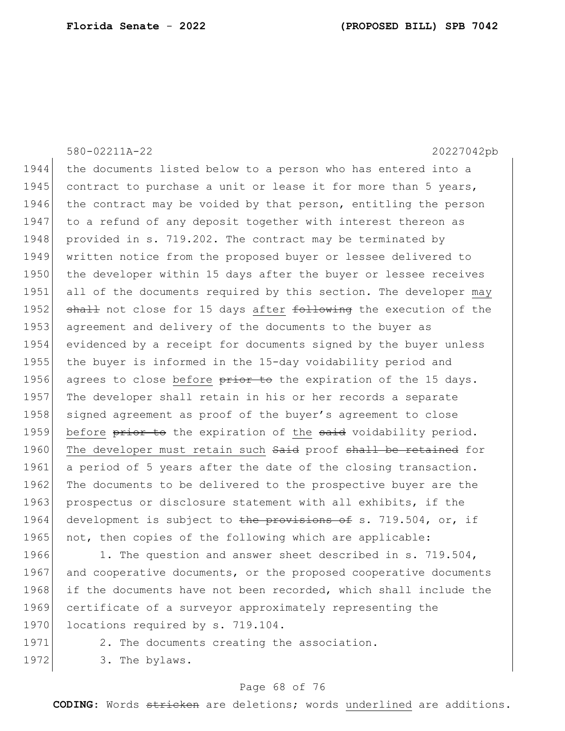the documents listed below to a person who has entered into a contract to purchase a unit or lease it for more than 5 years, the contract may be voided by that person, entitling the person to a refund of any deposit together with interest thereon as provided in s. 719.202. The contract may be terminated by written notice from the proposed buyer or lessee delivered to the developer within 15 days after the buyer or lessee receives all of the documents required by this section. The developer <u>may</u> ~~shall~~ not close for 15 days <u>after</u> ~~following~~ the execution of the agreement and delivery of the documents to the buyer as evidenced by a receipt for documents signed by the buyer unless the buyer is informed in the 15-day voidability period and agrees to close <u>before</u> ~~prior to~~ the expiration of the 15 days. The developer shall retain in his or her records a separate signed agreement as proof of the buyer's agreement to close <u>before</u> ~~prior to~~ the expiration of <u>the</u> ~~said~~ voidability period. <u>The developer must retain such</u> ~~Said~~ proof ~~shall be retained~~ for a period of 5 years after the date of the closing transaction. The documents to be delivered to the prospective buyer are the prospectus or disclosure statement with all exhibits, if the development is subject to ~~the provisions of~~ s. 719.504, or, if not, then copies of the following which are applicable:

1. The question and answer sheet described in s. 719.504, and cooperative documents, or the proposed cooperative documents if the documents have not been recorded, which shall include the certificate of a surveyor approximately representing the locations required by s. 719.104.

2. The documents creating the association.

3. The bylaws.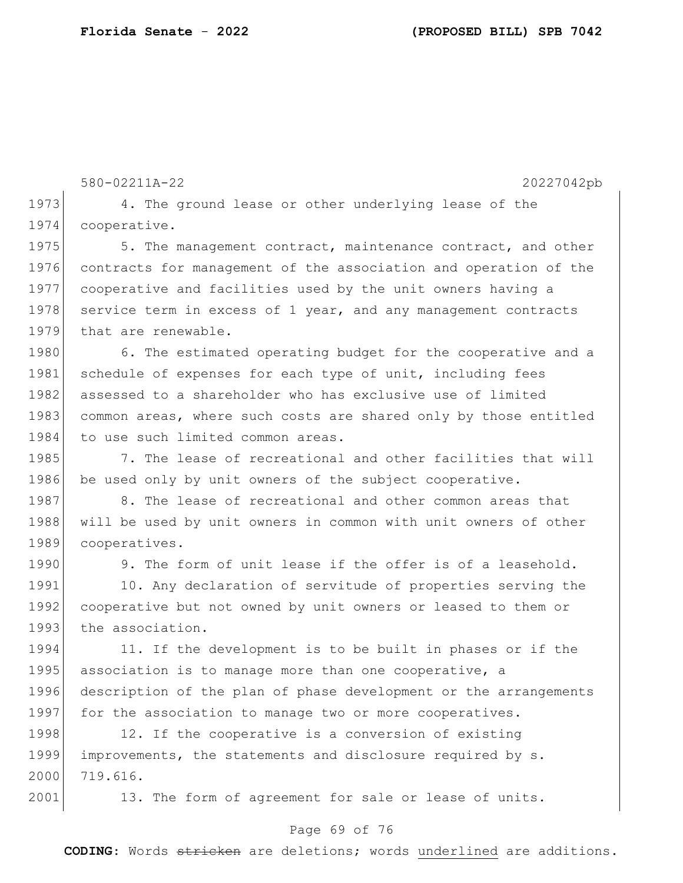4. The ground lease or other underlying lease of the cooperative.

5. The management contract, maintenance contract, and other contracts for management of the association and operation of the cooperative and facilities used by the unit owners having a service term in excess of 1 year, and any management contracts that are renewable.

6. The estimated operating budget for the cooperative and a schedule of expenses for each type of unit, including fees assessed to a shareholder who has exclusive use of limited common areas, where such costs are shared only by those entitled to use such limited common areas.

7. The lease of recreational and other facilities that will be used only by unit owners of the subject cooperative.

8. The lease of recreational and other common areas that will be used by unit owners in common with unit owners of other cooperatives.

9. The form of unit lease if the offer is of a leasehold.

10. Any declaration of servitude of properties serving the cooperative but not owned by unit owners or leased to them or the association.

11. If the development is to be built in phases or if the association is to manage more than one cooperative, a description of the plan of phase development or the arrangements for the association to manage two or more cooperatives.

12. If the cooperative is a conversion of existing improvements, the statements and disclosure required by s. 719.616.

13. The form of agreement for sale or lease of units.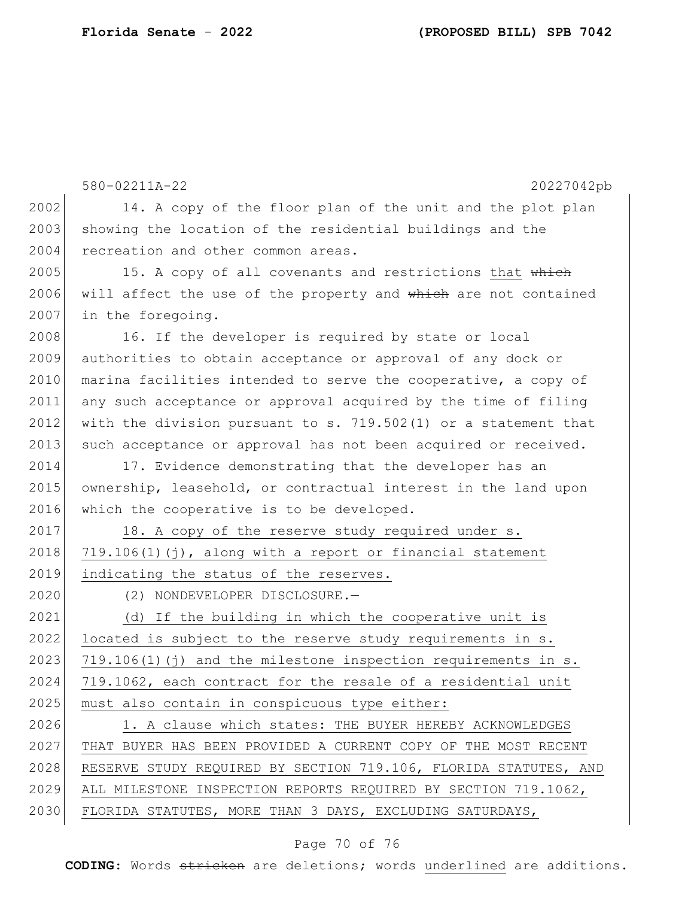14. A copy of the floor plan of the unit and the plot plan showing the location of the residential buildings and the recreation and other common areas.

15. A copy of all covenants and restrictions that ~~which~~ will affect the use of the property and ~~which~~ are not contained in the foregoing.

16. If the developer is required by state or local authorities to obtain acceptance or approval of any dock or marina facilities intended to serve the cooperative, a copy of any such acceptance or approval acquired by the time of filing with the division pursuant to s. 719.502(1) or a statement that such acceptance or approval has not been acquired or received.

17. Evidence demonstrating that the developer has an ownership, leasehold, or contractual interest in the land upon which the cooperative is to be developed.

<u>18. A copy of the reserve study required under s. 719.106(1)(j), along with a report or financial statement indicating the status of the reserves.</u>

(2) NONDEVELOPER DISCLOSURE.—

<u>(d) If the building in which the cooperative unit is located is subject to the reserve study requirements in s. 719.106(1)(j) and the milestone inspection requirements in s. 719.1062, each contract for the resale of a residential unit must also contain in conspicuous type either:</u>

<u>1. A clause which states: THE BUYER HEREBY ACKNOWLEDGES THAT BUYER HAS BEEN PROVIDED A CURRENT COPY OF THE MOST RECENT RESERVE STUDY REQUIRED BY SECTION 719.106, FLORIDA STATUTES, AND ALL MILESTONE INSPECTION REPORTS REQUIRED BY SECTION 719.1062, FLORIDA STATUTES, MORE THAN 3 DAYS, EXCLUDING SATURDAYS,</u>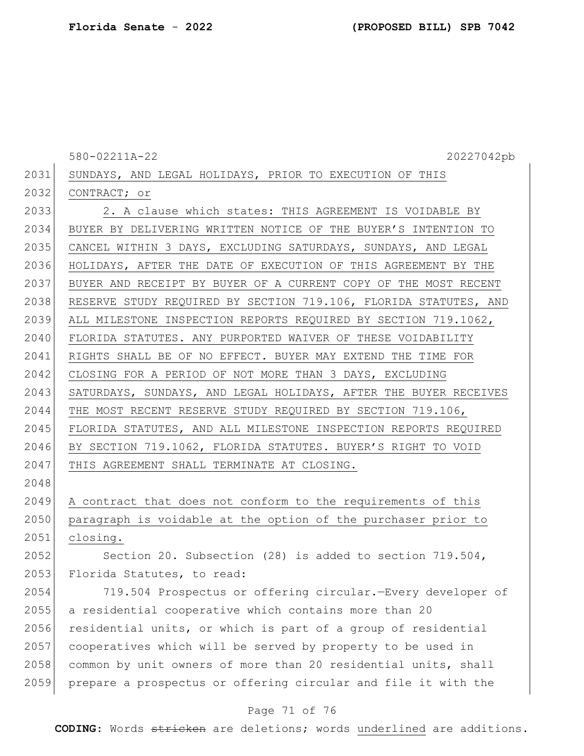SUNDAYS, AND LEGAL HOLIDAYS, PRIOR TO EXECUTION OF THIS CONTRACT; or

2. A clause which states: THIS AGREEMENT IS VOIDABLE BY BUYER BY DELIVERING WRITTEN NOTICE OF THE BUYER'S INTENTION TO CANCEL WITHIN 3 DAYS, EXCLUDING SATURDAYS, SUNDAYS, AND LEGAL HOLIDAYS, AFTER THE DATE OF EXECUTION OF THIS AGREEMENT BY THE BUYER AND RECEIPT BY BUYER OF A CURRENT COPY OF THE MOST RECENT RESERVE STUDY REQUIRED BY SECTION 719.106, FLORIDA STATUTES, AND ALL MILESTONE INSPECTION REPORTS REQUIRED BY SECTION 719.1062, FLORIDA STATUTES. ANY PURPORTED WAIVER OF THESE VOIDABILITY RIGHTS SHALL BE OF NO EFFECT. BUYER MAY EXTEND THE TIME FOR CLOSING FOR A PERIOD OF NOT MORE THAN 3 DAYS, EXCLUDING SATURDAYS, SUNDAYS, AND LEGAL HOLIDAYS, AFTER THE BUYER RECEIVES THE MOST RECENT RESERVE STUDY REQUIRED BY SECTION 719.106, FLORIDA STATUTES, AND ALL MILESTONE INSPECTION REPORTS REQUIRED BY SECTION 719.1062, FLORIDA STATUTES. BUYER'S RIGHT TO VOID THIS AGREEMENT SHALL TERMINATE AT CLOSING.

A contract that does not conform to the requirements of this paragraph is voidable at the option of the purchaser prior to closing.

Section 20. Subsection (28) is added to section 719.504, Florida Statutes, to read:

719.504 Prospectus or offering circular.—Every developer of a residential cooperative which contains more than 20 residential units, or which is part of a group of residential cooperatives which will be served by property to be used in common by unit owners of more than 20 residential units, shall prepare a prospectus or offering circular and file it with the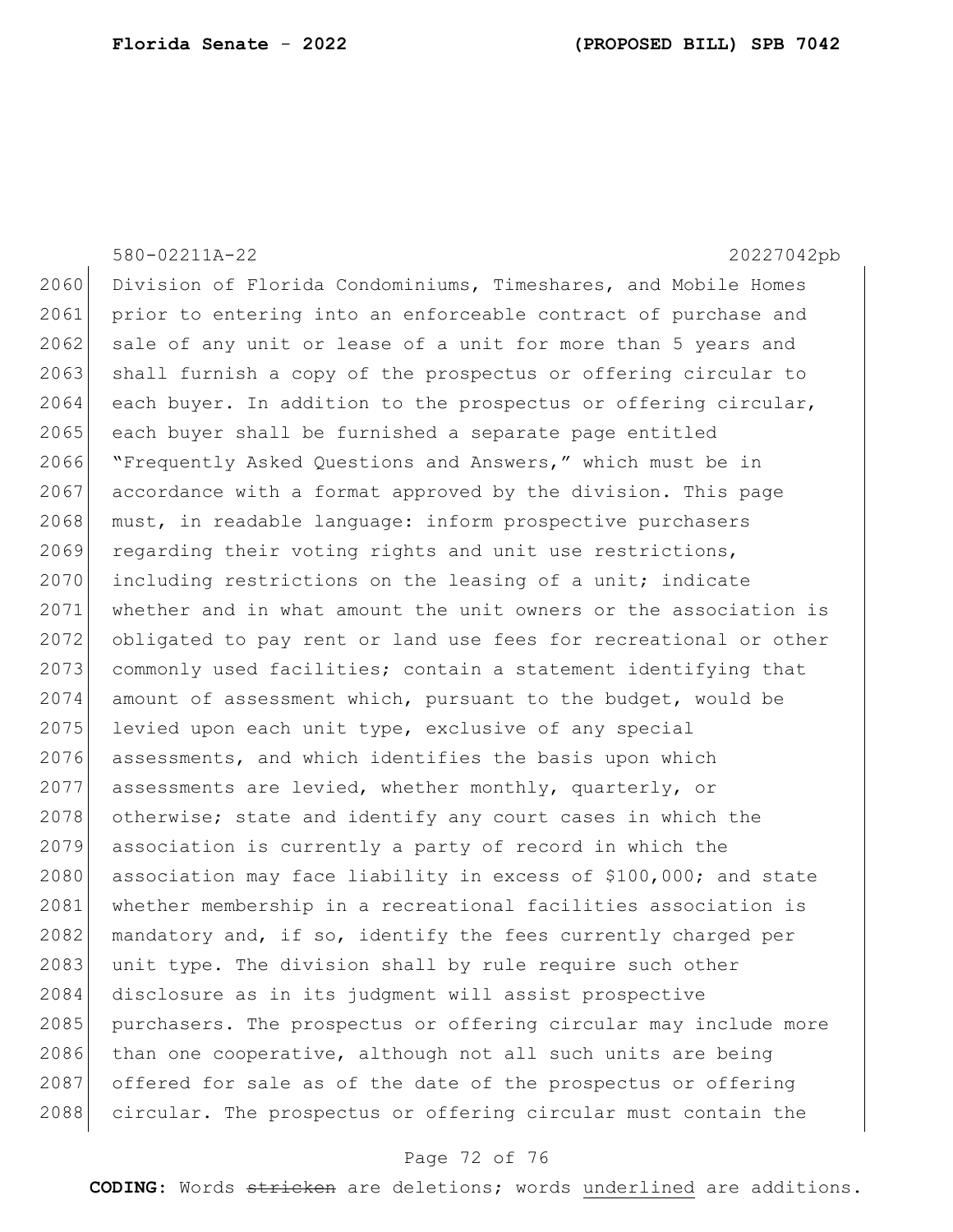Division of Florida Condominiums, Timeshares, and Mobile Homes prior to entering into an enforceable contract of purchase and sale of any unit or lease of a unit for more than 5 years and shall furnish a copy of the prospectus or offering circular to each buyer. In addition to the prospectus or offering circular, each buyer shall be furnished a separate page entitled "Frequently Asked Questions and Answers," which must be in accordance with a format approved by the division. This page must, in readable language: inform prospective purchasers regarding their voting rights and unit use restrictions, including restrictions on the leasing of a unit; indicate whether and in what amount the unit owners or the association is obligated to pay rent or land use fees for recreational or other commonly used facilities; contain a statement identifying that amount of assessment which, pursuant to the budget, would be levied upon each unit type, exclusive of any special assessments, and which identifies the basis upon which assessments are levied, whether monthly, quarterly, or otherwise; state and identify any court cases in which the association is currently a party of record in which the association may face liability in excess of $100,000; and state whether membership in a recreational facilities association is mandatory and, if so, identify the fees currently charged per unit type. The division shall by rule require such other disclosure as in its judgment will assist prospective purchasers. The prospectus or offering circular may include more than one cooperative, although not all such units are being offered for sale as of the date of the prospectus or offering circular. The prospectus or offering circular must contain the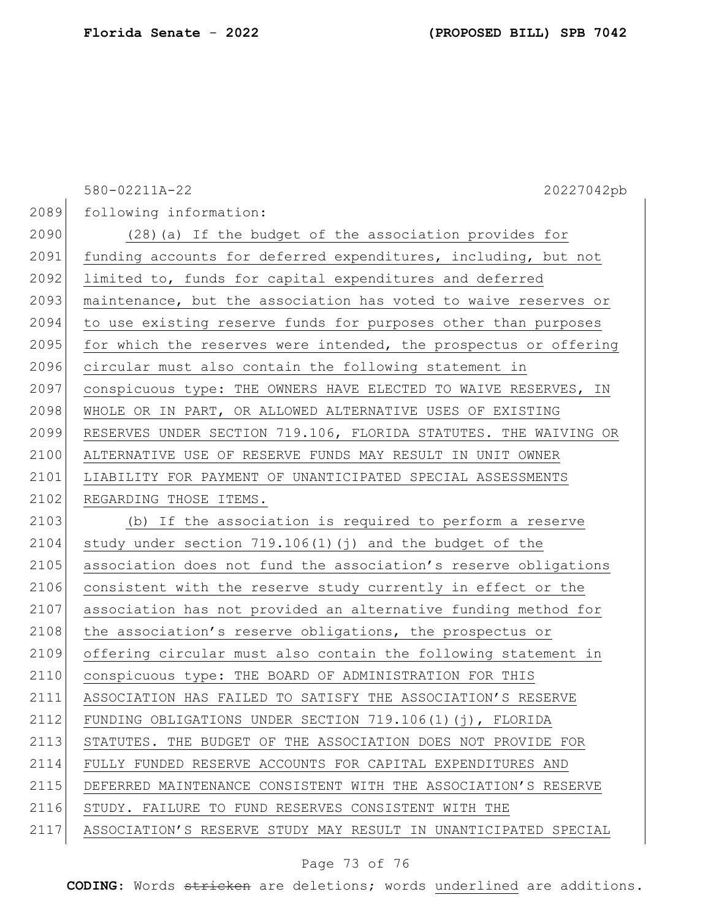following information:

(28)(a) If the budget of the association provides for funding accounts for deferred expenditures, including, but not limited to, funds for capital expenditures and deferred maintenance, but the association has voted to waive reserves or to use existing reserve funds for purposes other than purposes for which the reserves were intended, the prospectus or offering circular must also contain the following statement in conspicuous type: THE OWNERS HAVE ELECTED TO WAIVE RESERVES, IN WHOLE OR IN PART, OR ALLOWED ALTERNATIVE USES OF EXISTING RESERVES UNDER SECTION 719.106, FLORIDA STATUTES. THE WAIVING OR ALTERNATIVE USE OF RESERVE FUNDS MAY RESULT IN UNIT OWNER LIABILITY FOR PAYMENT OF UNANTICIPATED SPECIAL ASSESSMENTS REGARDING THOSE ITEMS.

(b) If the association is required to perform a reserve study under section 719.106(1)(j) and the budget of the association does not fund the association's reserve obligations consistent with the reserve study currently in effect or the association has not provided an alternative funding method for the association's reserve obligations, the prospectus or offering circular must also contain the following statement in conspicuous type: THE BOARD OF ADMINISTRATION FOR THIS ASSOCIATION HAS FAILED TO SATISFY THE ASSOCIATION'S RESERVE FUNDING OBLIGATIONS UNDER SECTION 719.106(1)(j), FLORIDA STATUTES. THE BUDGET OF THE ASSOCIATION DOES NOT PROVIDE FOR FULLY FUNDED RESERVE ACCOUNTS FOR CAPITAL EXPENDITURES AND DEFERRED MAINTENANCE CONSISTENT WITH THE ASSOCIATION'S RESERVE STUDY. FAILURE TO FUND RESERVES CONSISTENT WITH THE ASSOCIATION'S RESERVE STUDY MAY RESULT IN UNANTICIPATED SPECIAL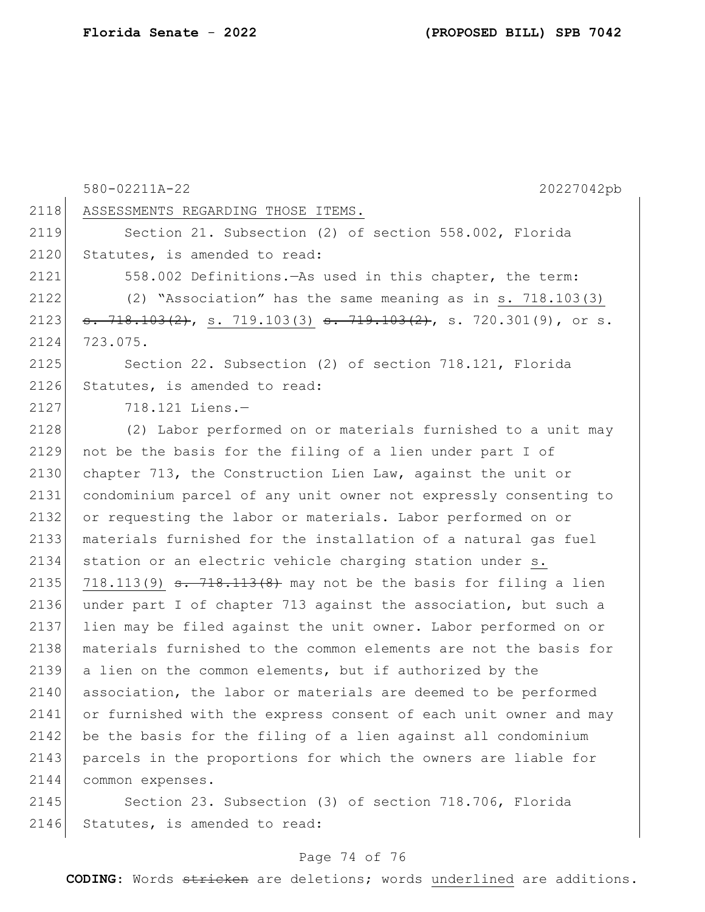ASSESSMENTS REGARDING THOSE ITEMS.

Section 21. Subsection (2) of section 558.002, Florida Statutes, is amended to read:

558.002 Definitions.—As used in this chapter, the term:

(2) "Association" has the same meaning as in s. 718.103(3) ~~s. 718.103(2)~~, s. 719.103(3) ~~s. 719.103(2)~~, s. 720.301(9), or s. 723.075.

Section 22. Subsection (2) of section 718.121, Florida Statutes, is amended to read:

718.121 Liens.—

(2) Labor performed on or materials furnished to a unit may not be the basis for the filing of a lien under part I of chapter 713, the Construction Lien Law, against the unit or condominium parcel of any unit owner not expressly consenting to or requesting the labor or materials. Labor performed on or materials furnished for the installation of a natural gas fuel station or an electric vehicle charging station under s. 718.113(9) ~~s. 718.113(8)~~ may not be the basis for filing a lien under part I of chapter 713 against the association, but such a lien may be filed against the unit owner. Labor performed on or materials furnished to the common elements are not the basis for a lien on the common elements, but if authorized by the association, the labor or materials are deemed to be performed or furnished with the express consent of each unit owner and may be the basis for the filing of a lien against all condominium parcels in the proportions for which the owners are liable for common expenses.

Section 23. Subsection (3) of section 718.706, Florida Statutes, is amended to read: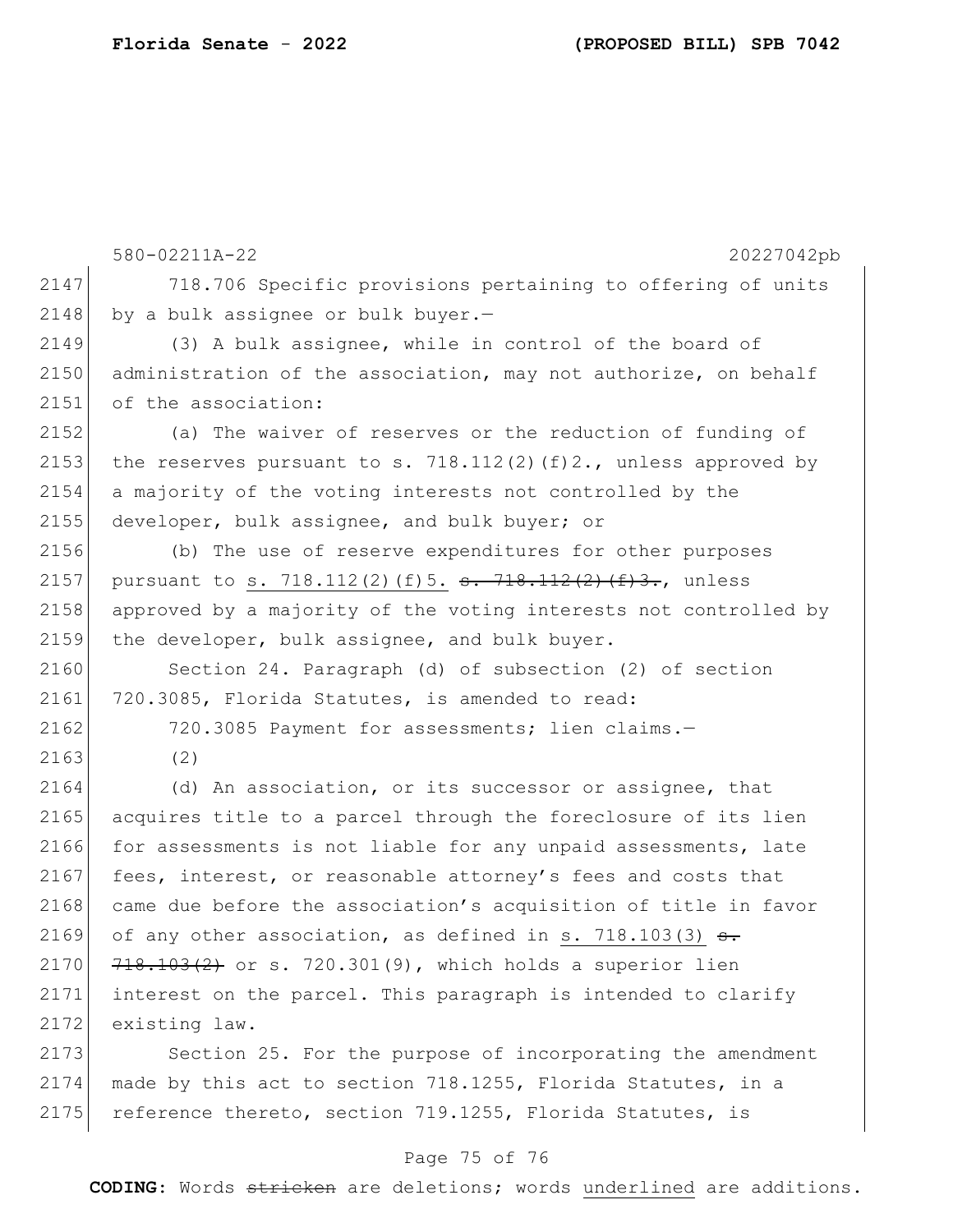718.706 Specific provisions pertaining to offering of units by a bulk assignee or bulk buyer.—

(3) A bulk assignee, while in control of the board of administration of the association, may not authorize, on behalf of the association:

(a) The waiver of reserves or the reduction of funding of the reserves pursuant to s. 718.112(2)(f)2., unless approved by a majority of the voting interests not controlled by the developer, bulk assignee, and bulk buyer; or

(b) The use of reserve expenditures for other purposes pursuant to s. 718.112(2)(f)5. ~~s. 718.112(2)(f)3.~~, unless approved by a majority of the voting interests not controlled by the developer, bulk assignee, and bulk buyer.

Section 24. Paragraph (d) of subsection (2) of section 720.3085, Florida Statutes, is amended to read:

720.3085 Payment for assessments; lien claims.—

(2)

(d) An association, or its successor or assignee, that acquires title to a parcel through the foreclosure of its lien for assessments is not liable for any unpaid assessments, late fees, interest, or reasonable attorney's fees and costs that came due before the association's acquisition of title in favor of any other association, as defined in s. 718.103(3) ~~s. 718.103(2)~~ or s. 720.301(9), which holds a superior lien interest on the parcel. This paragraph is intended to clarify existing law.

Section 25. For the purpose of incorporating the amendment made by this act to section 718.1255, Florida Statutes, in a reference thereto, section 719.1255, Florida Statutes, is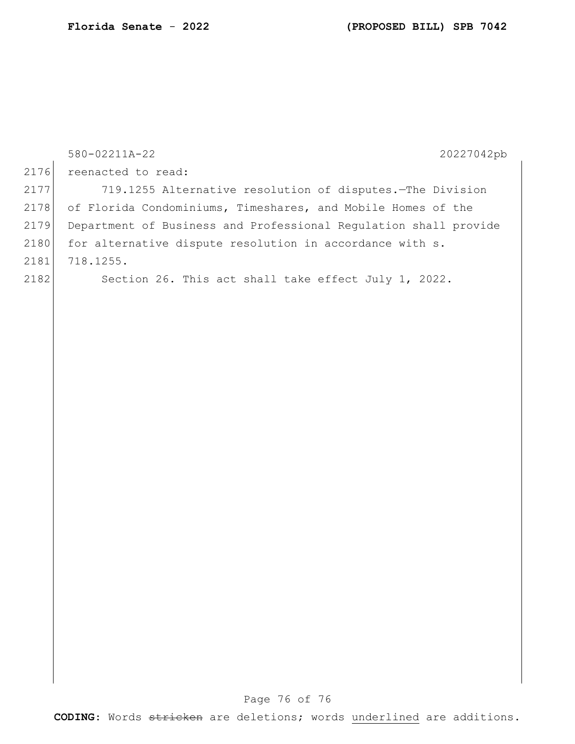reenacted to read:

719.1255 Alternative resolution of disputes.—The Division of Florida Condominiums, Timeshares, and Mobile Homes of the Department of Business and Professional Regulation shall provide for alternative dispute resolution in accordance with s. 718.1255.

Section 26. This act shall take effect July 1, 2022.